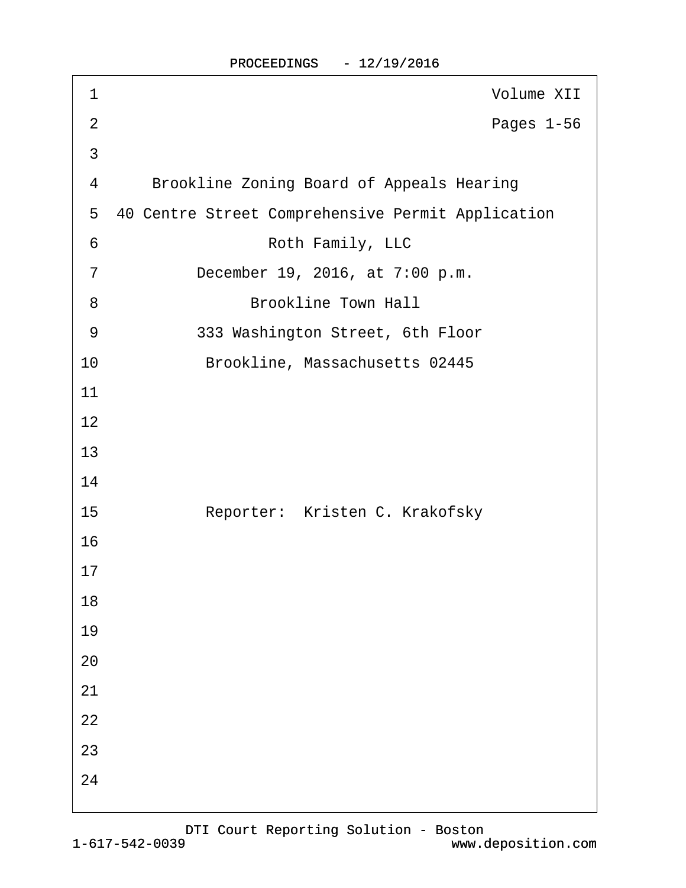Volume XII

Pages 1-56

Brookline Zoning Board of Appeals Hearing

40 Centre Street Comprehensive Permit Application

Roth Family, LLC

December 19, 2016, at 7:00 p.m.

Brookline Town Hall

333 Washington Street, 6th Floor

Brookline, Massachusetts 02445

Reporter: Kristen C. Krakofsky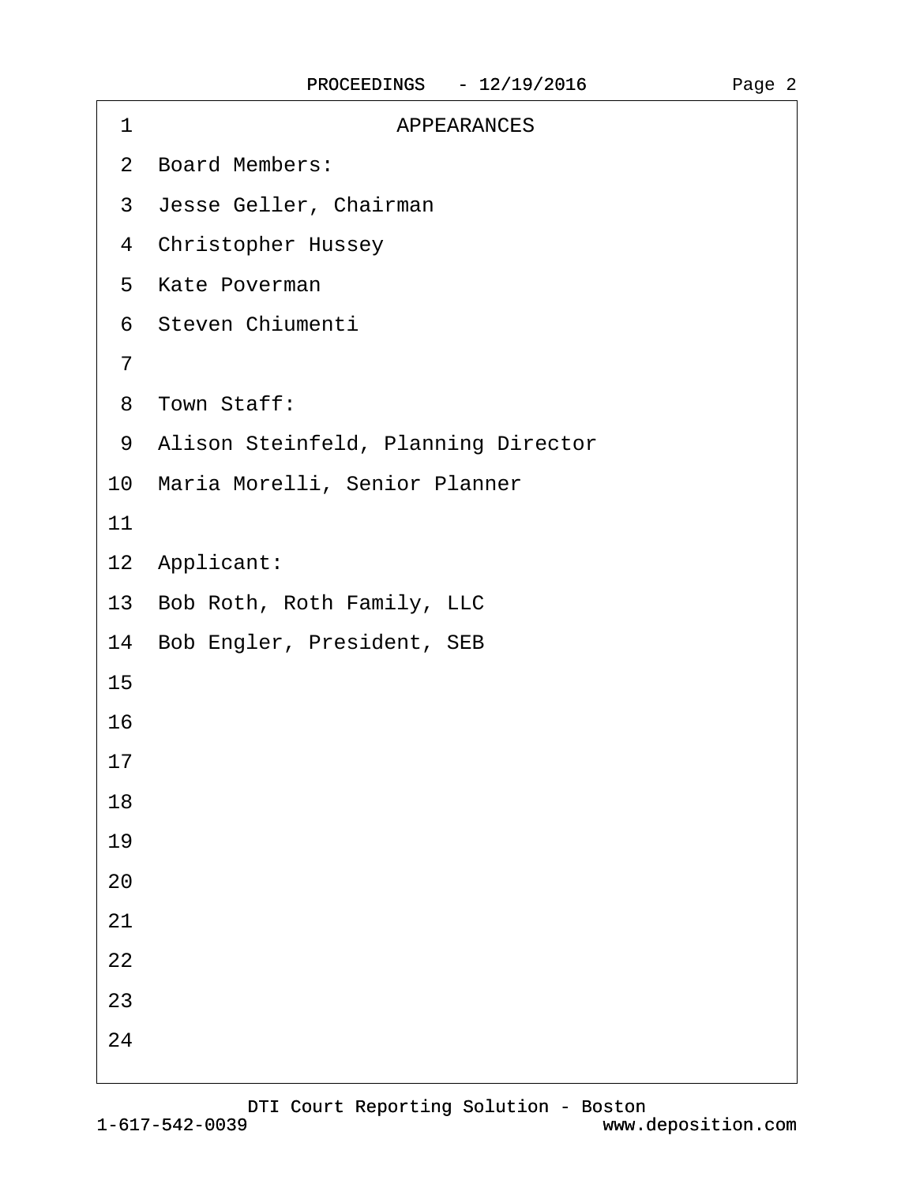## APPEARANCES

Board Members:

Jesse Geller, Chairman

Christopher Hussey

Kate Poverman

Steven Chiumenti

Town Staff:

Alison Steinfeld, Planning Director

Maria Morelli, Senior Planner

Applicant:

Bob Roth, Roth Family, LLC

Bob Engler, President, SEB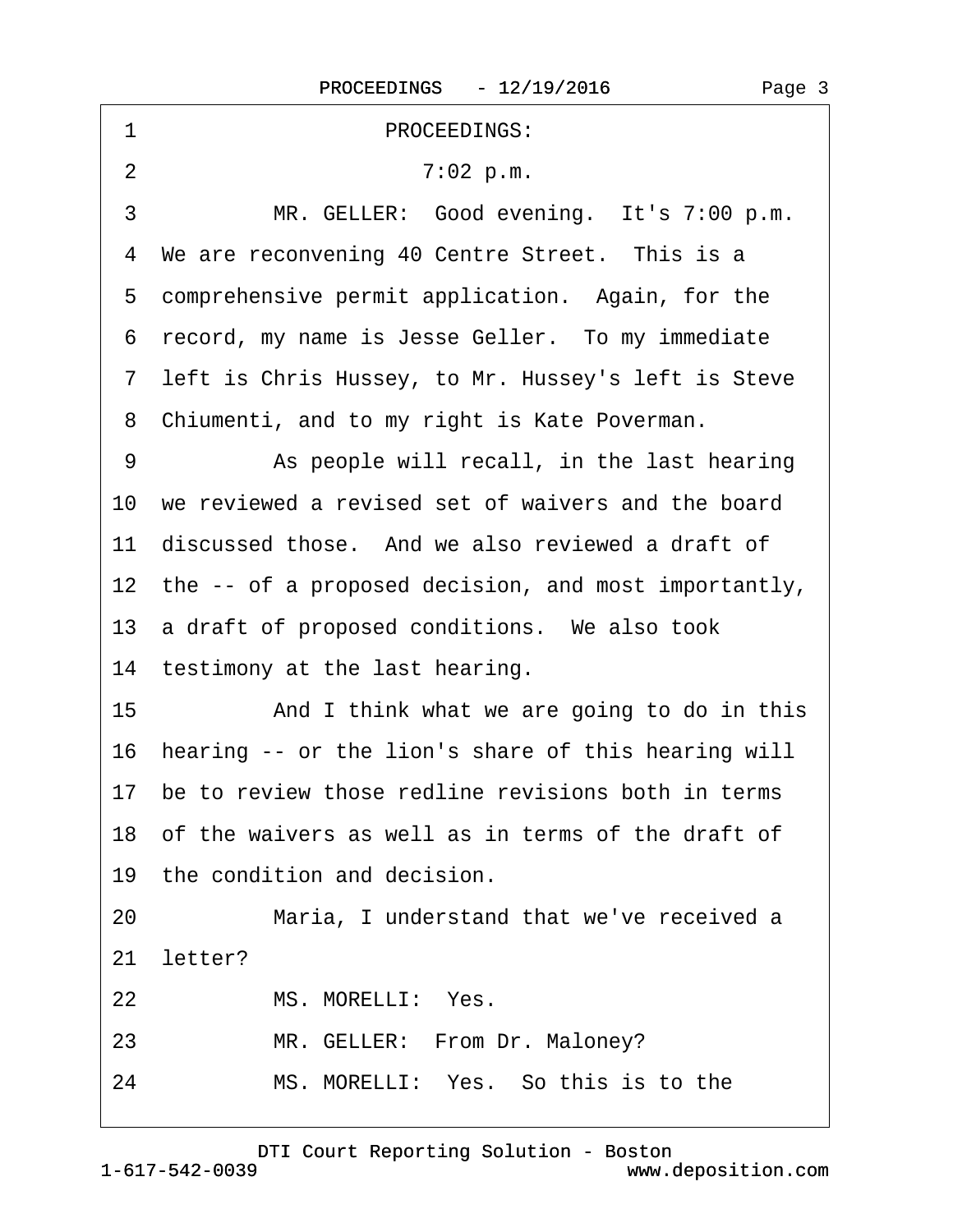PROCEEDINGS:

7:02 p.m.

MR. GELLER: Good evening. It's 7:00 p.m. We are reconvening 40 Centre Street. This is a comprehensive permit application. Again, for the record, my name is Jesse Geller. To my immediate left is Chris Hussey, to Mr. Hussey's left is Steve Chiumenti, and to my right is Kate Poverman.

As people will recall, in the last hearing we reviewed a revised set of waivers and the board discussed those. And we also reviewed a draft of the -- of a proposed decision, and most importantly, a draft of proposed conditions. We also took testimony at the last hearing.

And I think what we are going to do in this hearing -- or the lion's share of this hearing will be to review those redline revisions both in terms of the waivers as well as in terms of the draft of the condition and decision.

Maria, I understand that we've received a letter?

MS. MORELLI: Yes.

MR. GELLER: From Dr. Maloney?

MS. MORELLI: Yes. So this is to the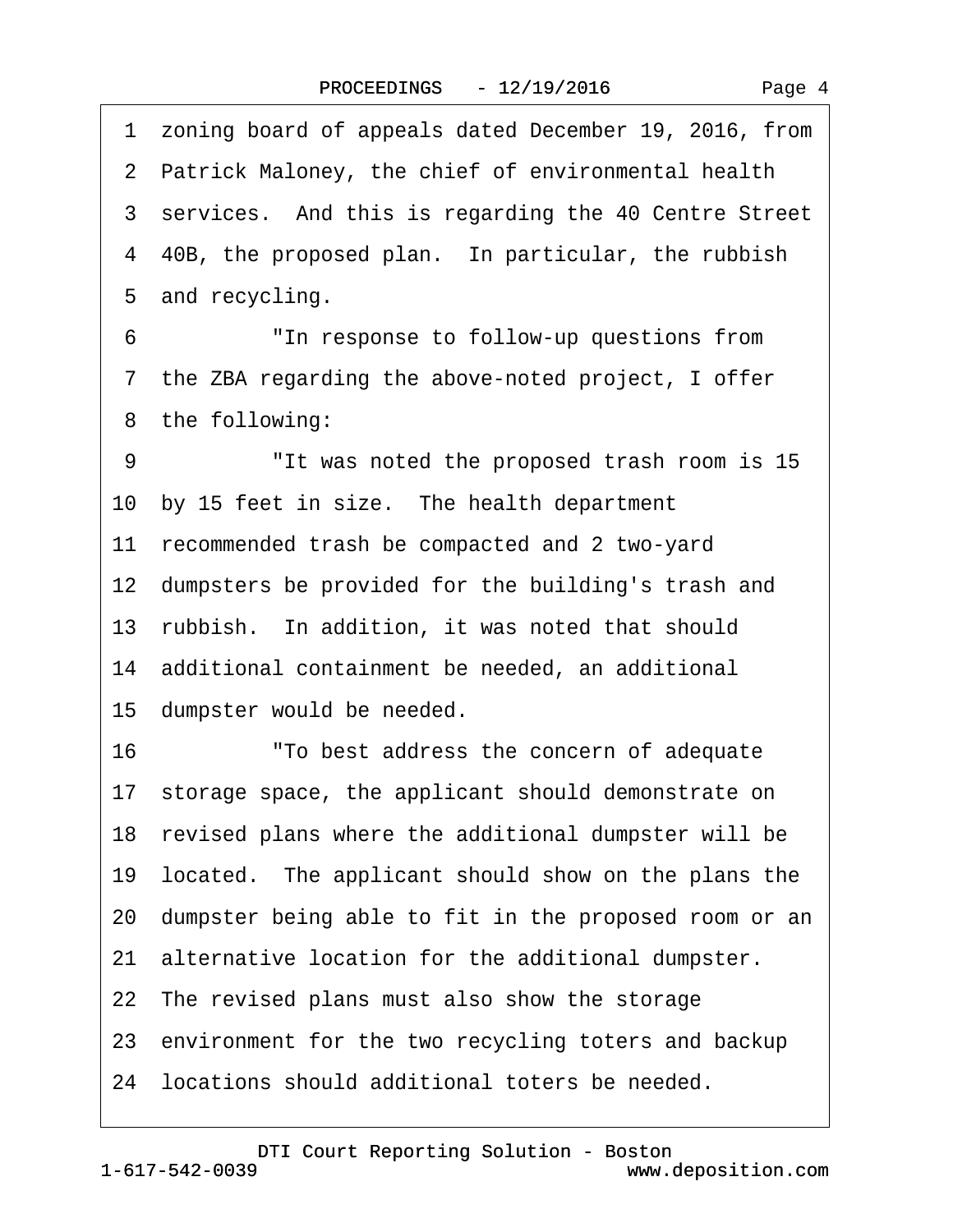1 zoning board of appeals dated December 19, 2016, from
2 Patrick Maloney, the chief of environmental health
3 services. And this is regarding the 40 Centre Street
4 40B, the proposed plan. In particular, the rubbish
5 and recycling.
6 "In response to follow-up questions from
7 the ZBA regarding the above-noted project, I offer
8 the following:
9 "It was noted the proposed trash room is 15
10 by 15 feet in size. The health department
11 recommended trash be compacted and 2 two-yard
12 dumpsters be provided for the building's trash and
13 rubbish. In addition, it was noted that should
14 additional containment be needed, an additional
15 dumpster would be needed.
16 "To best address the concern of adequate
17 storage space, the applicant should demonstrate on
18 revised plans where the additional dumpster will be
19 located. The applicant should show on the plans the
20 dumpster being able to fit in the proposed room or an
21 alternative location for the additional dumpster.
22 The revised plans must also show the storage
23 environment for the two recycling toters and backup
24 locations should additional toters be needed.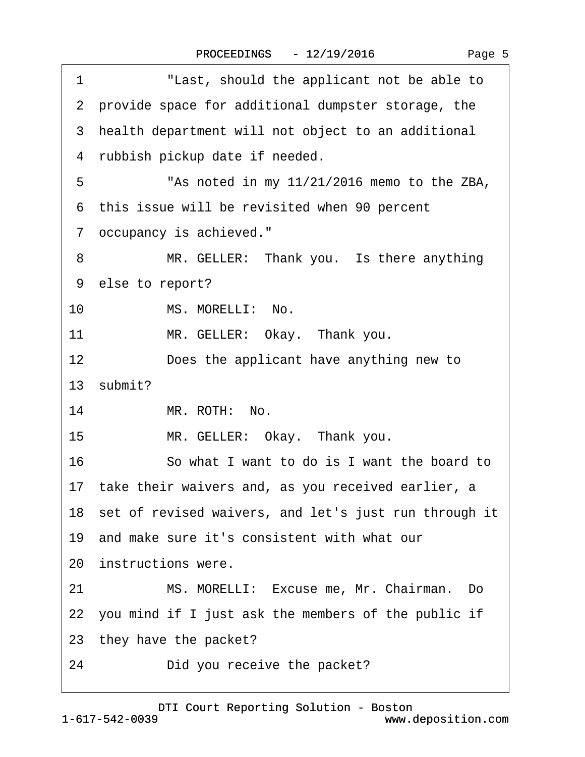1 "Last, should the applicant not be able to
2 provide space for additional dumpster storage, the
3 health department will not object to an additional
4 rubbish pickup date if needed.
5 "As noted in my 11/21/2016 memo to the ZBA,
6 this issue will be revisited when 90 percent
7 occupancy is achieved."
8 MR. GELLER: Thank you. Is there anything
9 else to report?
10 MS. MORELLI: No.
11 MR. GELLER: Okay. Thank you.
12 Does the applicant have anything new to
13 submit?
14 MR. ROTH: No.
15 MR. GELLER: Okay. Thank you.
16 So what I want to do is I want the board to
17 take their waivers and, as you received earlier, a
18 set of revised waivers, and let's just run through it
19 and make sure it's consistent with what our
20 instructions were.
21 MS. MORELLI: Excuse me, Mr. Chairman. Do
22 you mind if I just ask the members of the public if
23 they have the packet?
24 Did you receive the packet?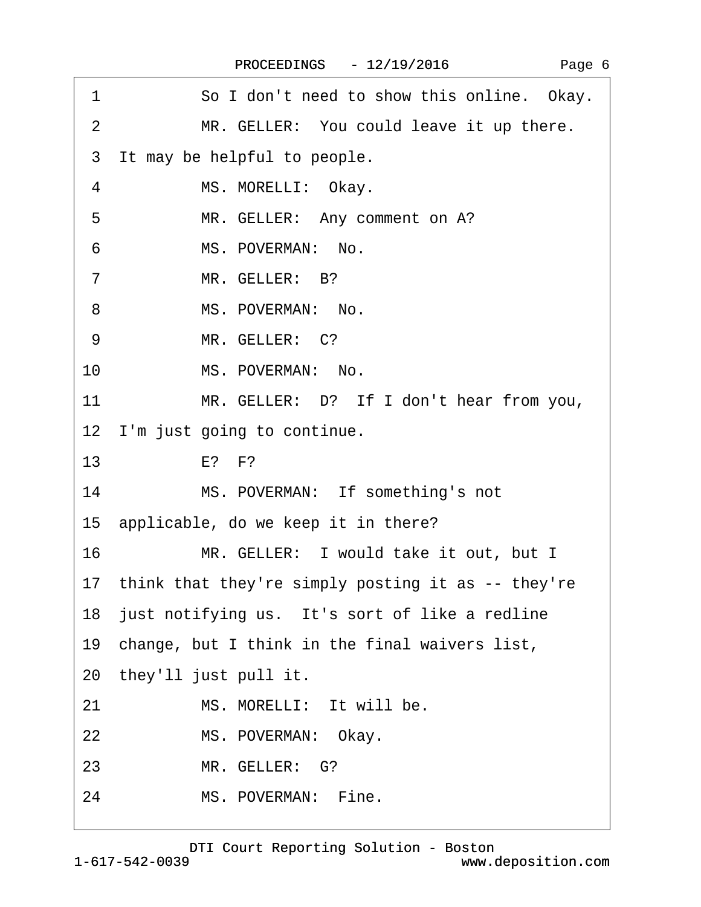1 So I don't need to show this online. Okay.

2 MR. GELLER: You could leave it up there.

3 It may be helpful to people.

4 MS. MORELLI: Okay.

5 MR. GELLER: Any comment on A?

6 MS. POVERMAN: No.

7 MR. GELLER: B?

8 MS. POVERMAN: No.

9 MR. GELLER: C?

10 MS. POVERMAN: No.

11 MR. GELLER: D? If I don't hear from you,

12 I'm just going to continue.

13 E? F?

14 MS. POVERMAN: If something's not

15 applicable, do we keep it in there?

16 MR. GELLER: I would take it out, but I

17 think that they're simply posting it as -- they're

18 just notifying us. It's sort of like a redline

19 change, but I think in the final waivers list,

20 they'll just pull it.

21 MS. MORELLI: It will be.

22 MS. POVERMAN: Okay.

23 MR. GELLER: G?

24 MS. POVERMAN: Fine.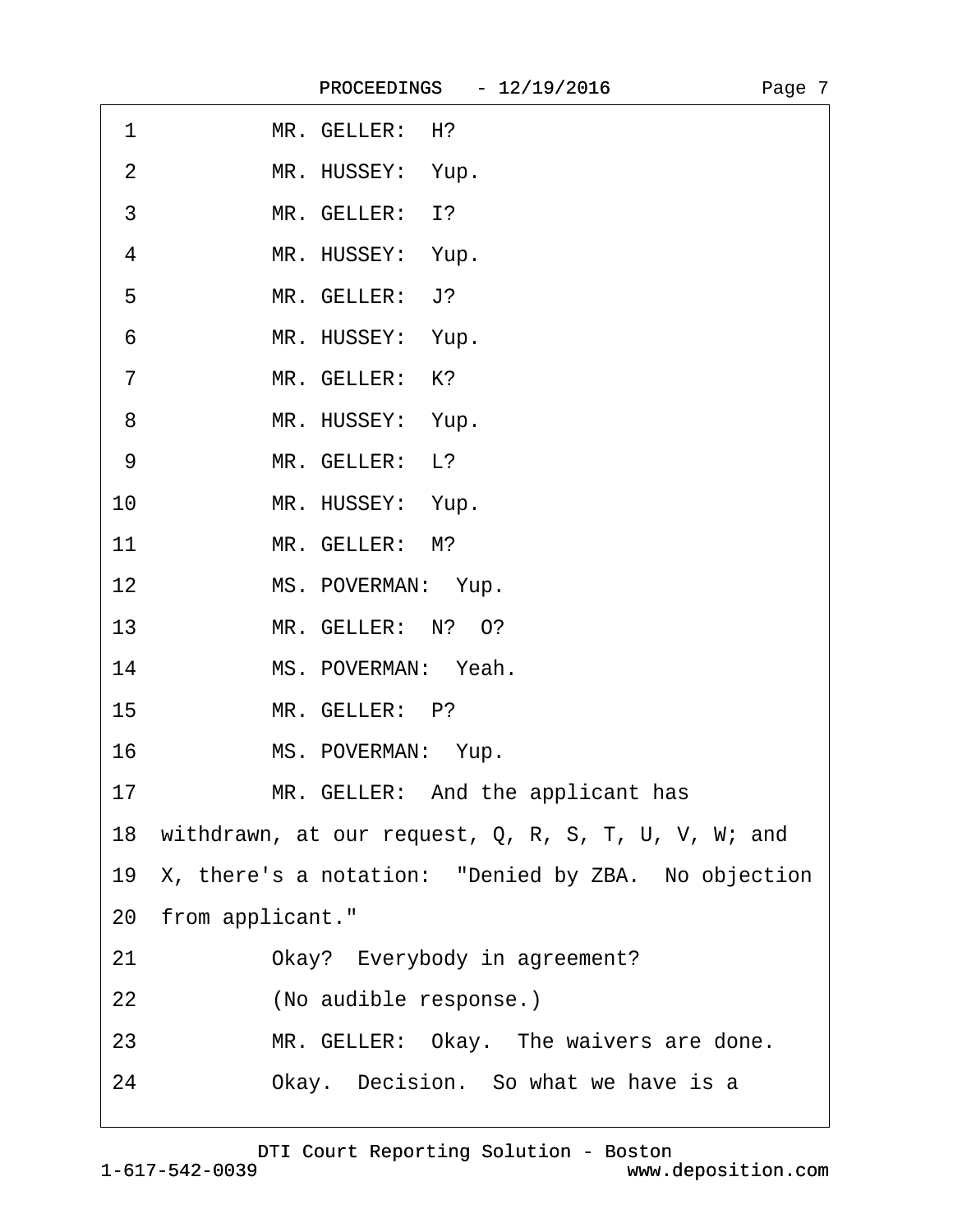1 MR. GELLER: H?

2 MR. HUSSEY: Yup.

3 MR. GELLER: I?

4 MR. HUSSEY: Yup.

5 MR. GELLER: J?

6 MR. HUSSEY: Yup.

7 MR. GELLER: K?

8 MR. HUSSEY: Yup.

9 MR. GELLER: L?

10 MR. HUSSEY: Yup.

11 MR. GELLER: M?

12 MS. POVERMAN: Yup.

13 MR. GELLER: N? O?

14 MS. POVERMAN: Yeah.

15 MR. GELLER: P?

16 MS. POVERMAN: Yup.

17 MR. GELLER: And the applicant has

18 withdrawn, at our request, Q, R, S, T, U, V, W; and

19 X, there's a notation: "Denied by ZBA. No objection

20 from applicant."

21 Okay? Everybody in agreement?

22 (No audible response.)

23 MR. GELLER: Okay. The waivers are done.

24 Okay. Decision. So what we have is a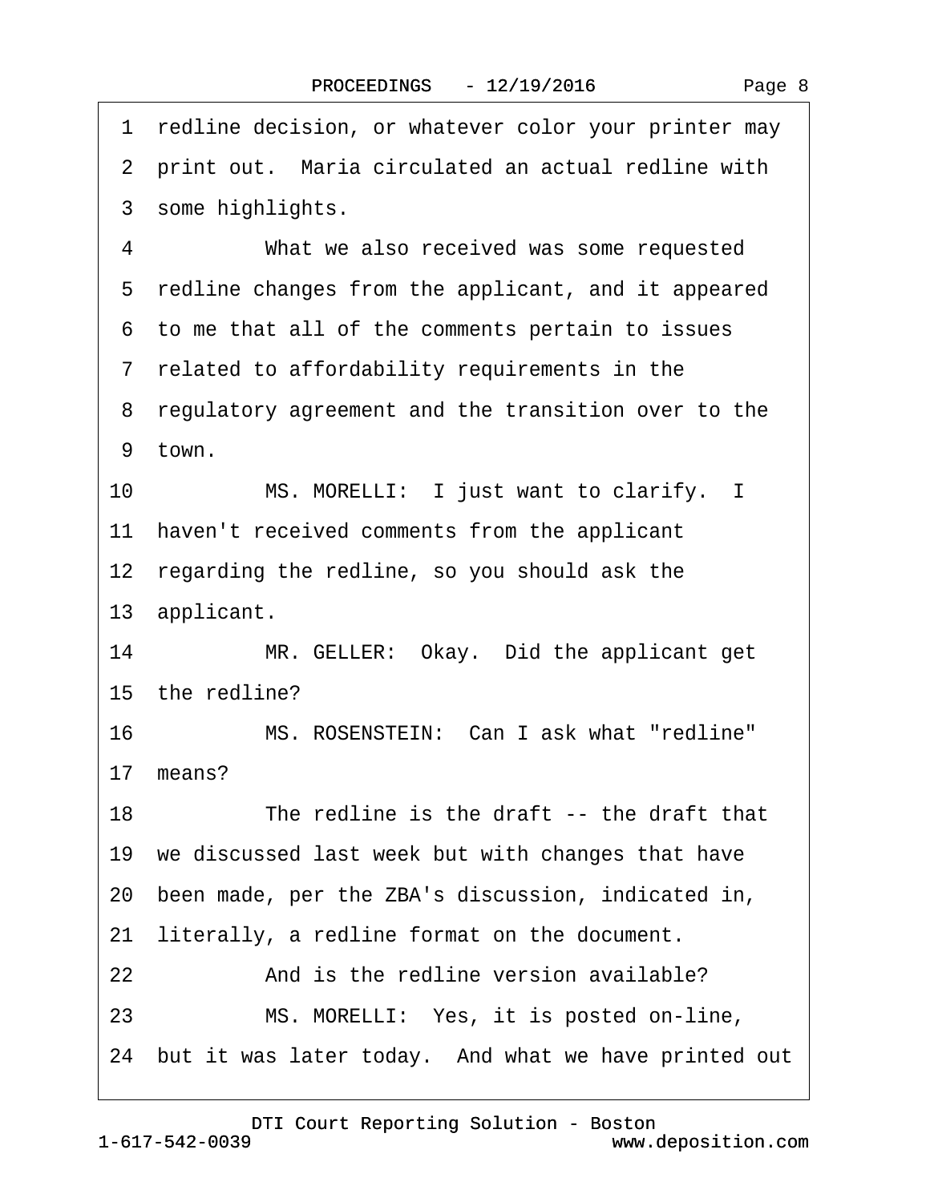1 redline decision, or whatever color your printer may
2 print out. Maria circulated an actual redline with
3 some highlights.
4 What we also received was some requested
5 redline changes from the applicant, and it appeared
6 to me that all of the comments pertain to issues
7 related to affordability requirements in the
8 regulatory agreement and the transition over to the
9 town.
10 MS. MORELLI: I just want to clarify. I
11 haven't received comments from the applicant
12 regarding the redline, so you should ask the
13 applicant.
14 MR. GELLER: Okay. Did the applicant get
15 the redline?
16 MS. ROSENSTEIN: Can I ask what "redline"
17 means?
18 The redline is the draft -- the draft that
19 we discussed last week but with changes that have
20 been made, per the ZBA's discussion, indicated in,
21 literally, a redline format on the document.
22 And is the redline version available?
23 MS. MORELLI: Yes, it is posted on-line,
24 but it was later today. And what we have printed out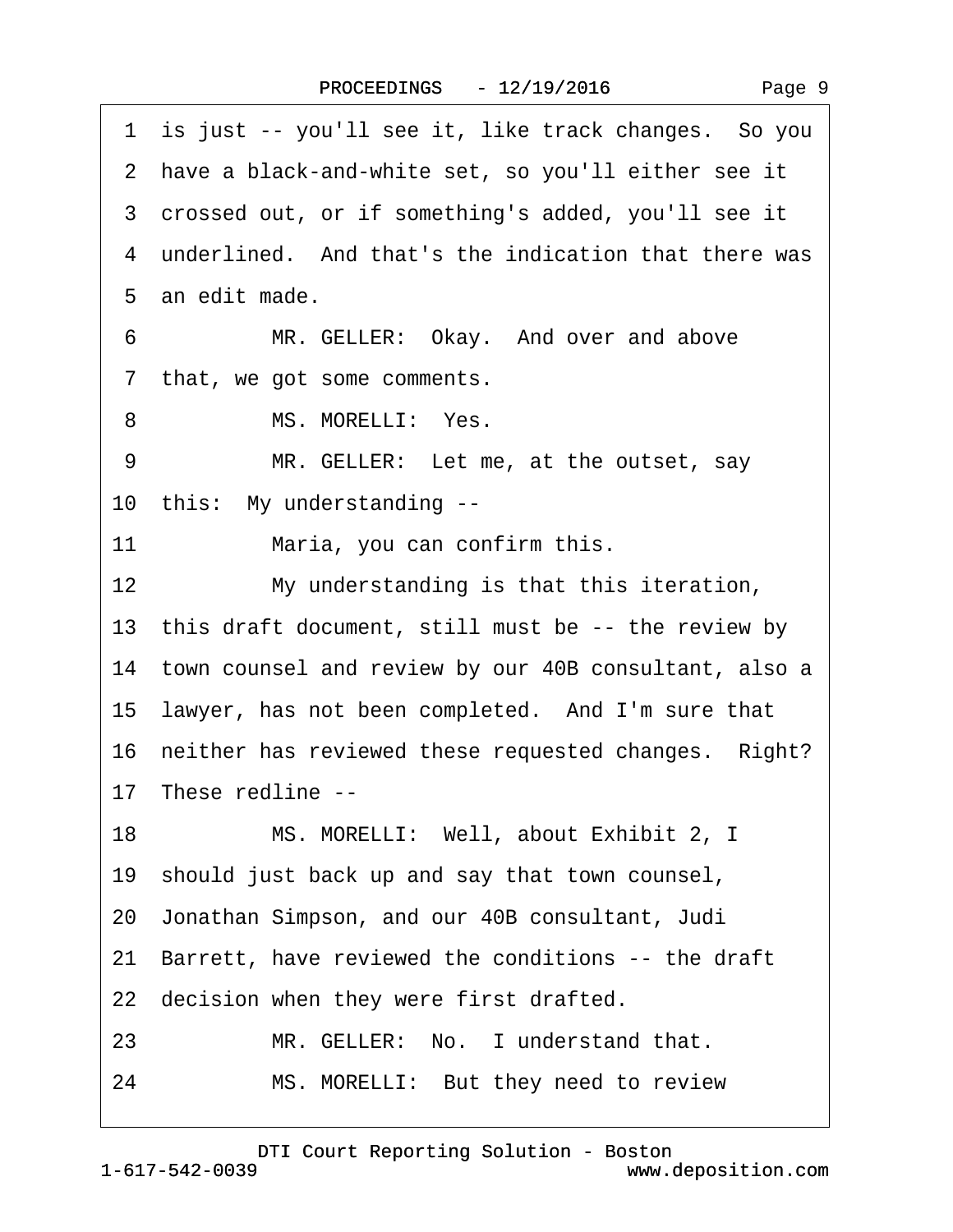1 is just -- you'll see it, like track changes. So you
2 have a black-and-white set, so you'll either see it
3 crossed out, or if something's added, you'll see it
4 underlined. And that's the indication that there was
5 an edit made.
6 MR. GELLER: Okay. And over and above
7 that, we got some comments.
8 MS. MORELLI: Yes.
9 MR. GELLER: Let me, at the outset, say
10 this: My understanding --
11 Maria, you can confirm this.
12 My understanding is that this iteration,
13 this draft document, still must be -- the review by
14 town counsel and review by our 40B consultant, also a
15 lawyer, has not been completed. And I'm sure that
16 neither has reviewed these requested changes. Right?
17 These redline --
18 MS. MORELLI: Well, about Exhibit 2, I
19 should just back up and say that town counsel,
20 Jonathan Simpson, and our 40B consultant, Judi
21 Barrett, have reviewed the conditions -- the draft
22 decision when they were first drafted.
23 MR. GELLER: No. I understand that.
24 MS. MORELLI: But they need to review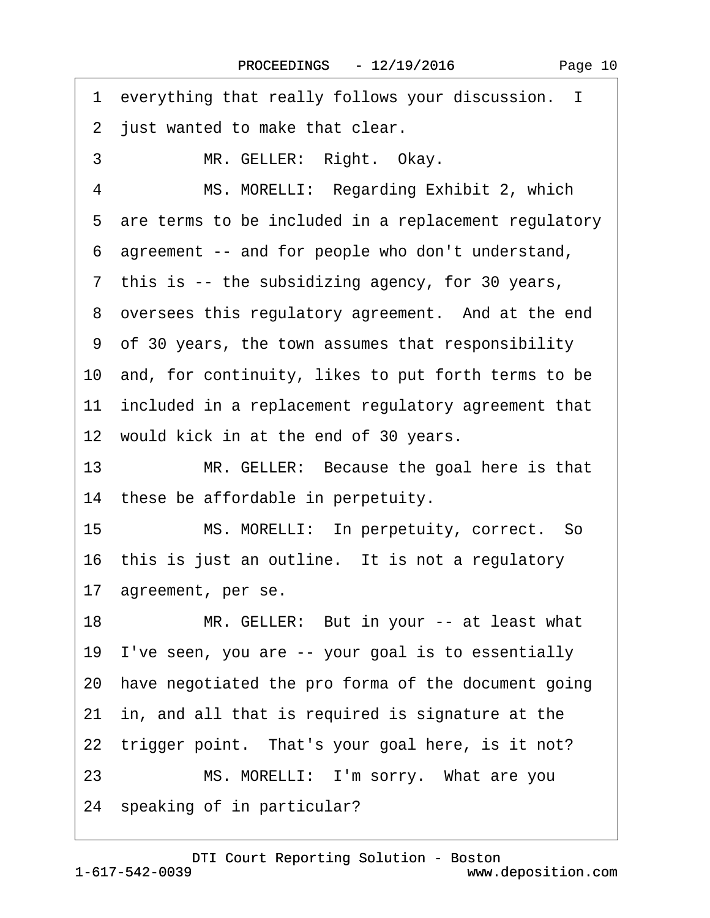1 everything that really follows your discussion. I
2 just wanted to make that clear.
3 MR. GELLER: Right. Okay.
4 MS. MORELLI: Regarding Exhibit 2, which
5 are terms to be included in a replacement regulatory
6 agreement -- and for people who don't understand,
7 this is -- the subsidizing agency, for 30 years,
8 oversees this regulatory agreement. And at the end
9 of 30 years, the town assumes that responsibility
10 and, for continuity, likes to put forth terms to be
11 included in a replacement regulatory agreement that
12 would kick in at the end of 30 years.
13 MR. GELLER: Because the goal here is that
14 these be affordable in perpetuity.
15 MS. MORELLI: In perpetuity, correct. So
16 this is just an outline. It is not a regulatory
17 agreement, per se.
18 MR. GELLER: But in your -- at least what
19 I've seen, you are -- your goal is to essentially
20 have negotiated the pro forma of the document going
21 in, and all that is required is signature at the
22 trigger point. That's your goal here, is it not?
23 MS. MORELLI: I'm sorry. What are you
24 speaking of in particular?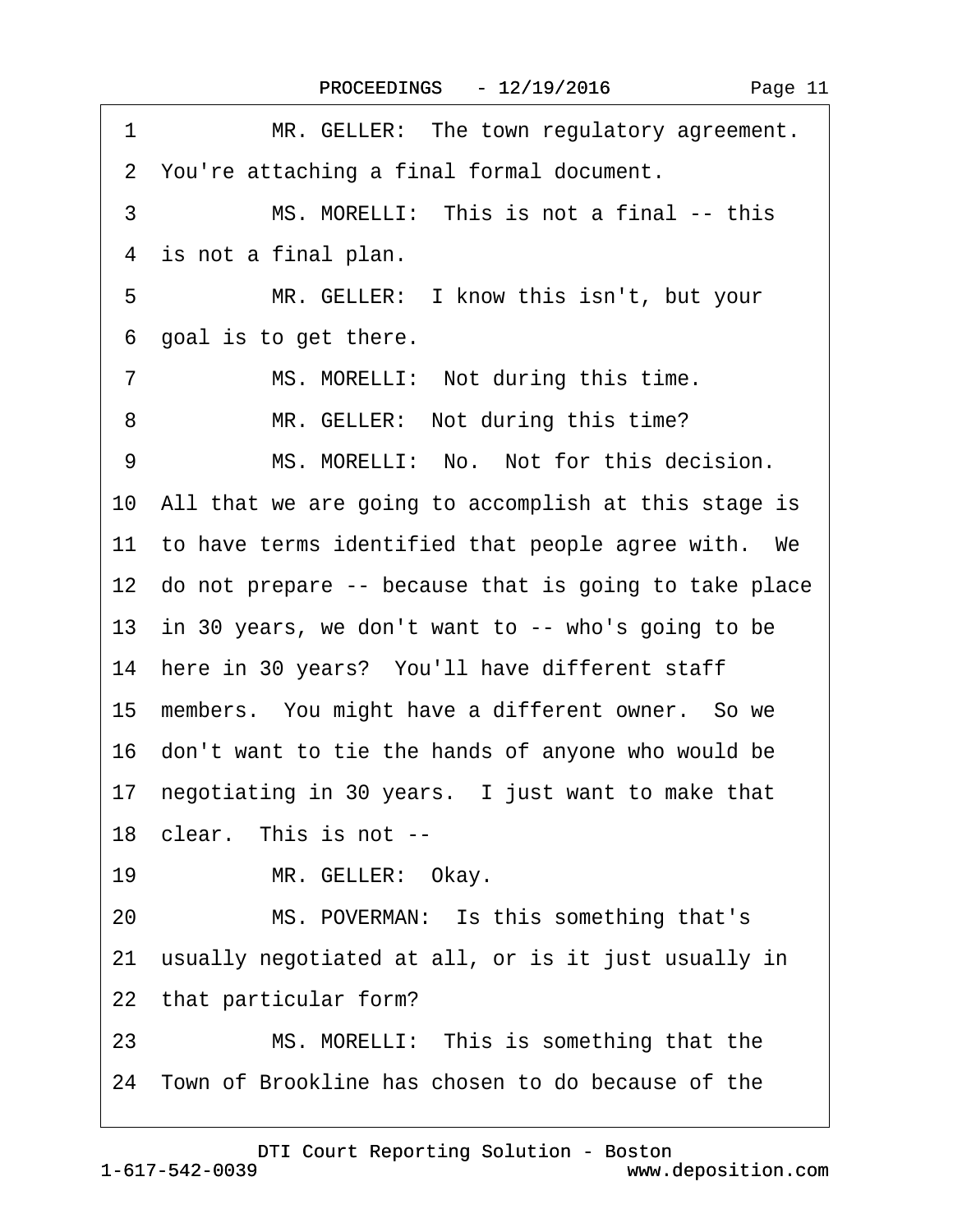1 MR. GELLER: The town regulatory agreement.

2 You're attaching a final formal document.

3 MS. MORELLI: This is not a final -- this

4 is not a final plan.

5 MR. GELLER: I know this isn't, but your

6 goal is to get there.

7 MS. MORELLI: Not during this time.

8 MR. GELLER: Not during this time?

9 MS. MORELLI: No. Not for this decision.

10 All that we are going to accomplish at this stage is

11 to have terms identified that people agree with. We

12 do not prepare -- because that is going to take place

13 in 30 years, we don't want to -- who's going to be

14 here in 30 years? You'll have different staff

15 members. You might have a different owner. So we

16 don't want to tie the hands of anyone who would be

17 negotiating in 30 years. I just want to make that

18 clear. This is not --

19 MR. GELLER: Okay.

20 MS. POVERMAN: Is this something that's

21 usually negotiated at all, or is it just usually in

22 that particular form?

23 MS. MORELLI: This is something that the

24 Town of Brookline has chosen to do because of the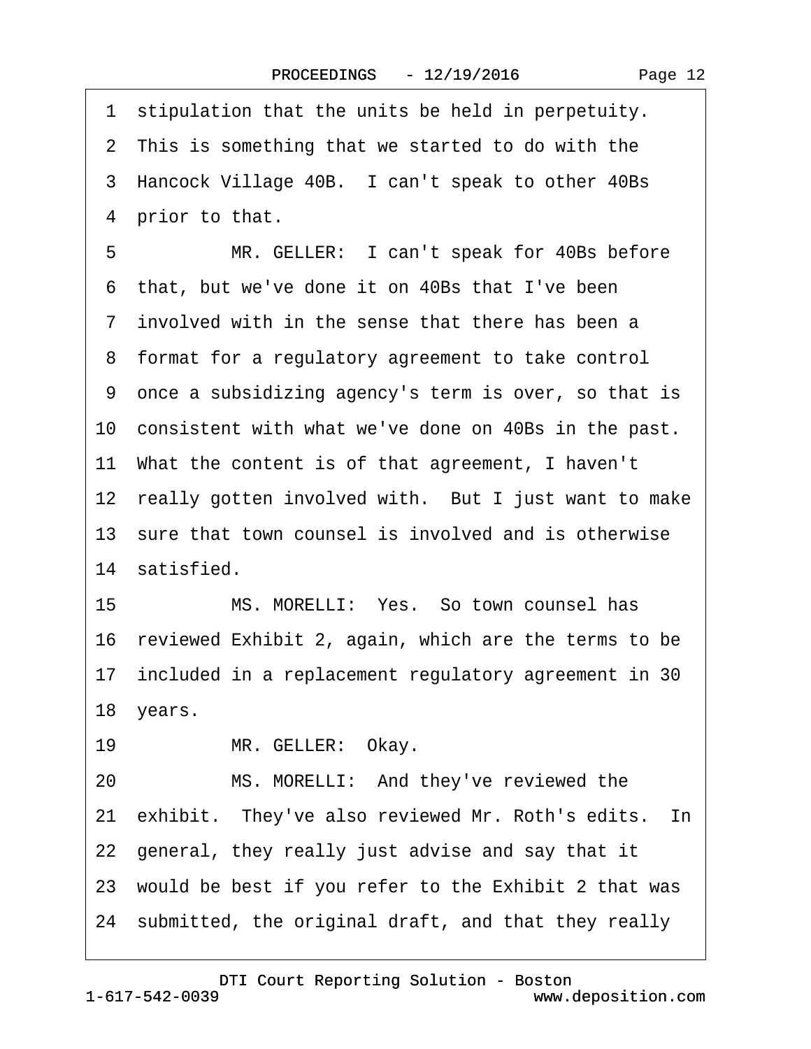1 stipulation that the units be held in perpetuity.
2 This is something that we started to do with the
3 Hancock Village 40B. I can't speak to other 40Bs
4 prior to that.
5 MR. GELLER: I can't speak for 40Bs before
6 that, but we've done it on 40Bs that I've been
7 involved with in the sense that there has been a
8 format for a regulatory agreement to take control
9 once a subsidizing agency's term is over, so that is
10 consistent with what we've done on 40Bs in the past.
11 What the content is of that agreement, I haven't
12 really gotten involved with. But I just want to make
13 sure that town counsel is involved and is otherwise
14 satisfied.
15 MS. MORELLI: Yes. So town counsel has
16 reviewed Exhibit 2, again, which are the terms to be
17 included in a replacement regulatory agreement in 30
18 years.
19 MR. GELLER: Okay.
20 MS. MORELLI: And they've reviewed the
21 exhibit. They've also reviewed Mr. Roth's edits. In
22 general, they really just advise and say that it
23 would be best if you refer to the Exhibit 2 that was
24 submitted, the original draft, and that they really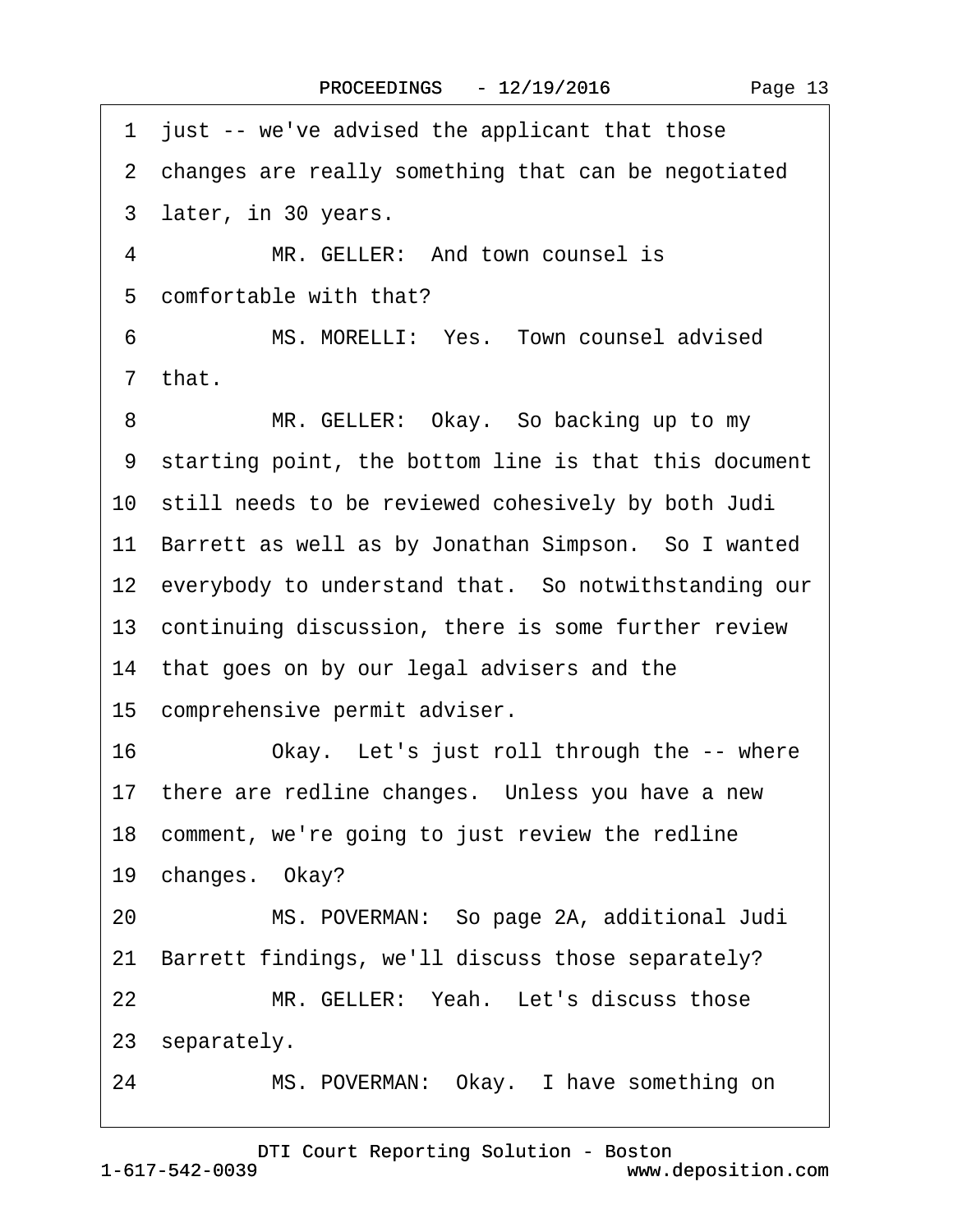1 just -- we've advised the applicant that those
2 changes are really something that can be negotiated
3 later, in 30 years.
4 MR. GELLER: And town counsel is
5 comfortable with that?
6 MS. MORELLI: Yes. Town counsel advised
7 that.
8 MR. GELLER: Okay. So backing up to my
9 starting point, the bottom line is that this document
10 still needs to be reviewed cohesively by both Judi
11 Barrett as well as by Jonathan Simpson. So I wanted
12 everybody to understand that. So notwithstanding our
13 continuing discussion, there is some further review
14 that goes on by our legal advisers and the
15 comprehensive permit adviser.
16 Okay. Let's just roll through the -- where
17 there are redline changes. Unless you have a new
18 comment, we're going to just review the redline
19 changes. Okay?
20 MS. POVERMAN: So page 2A, additional Judi
21 Barrett findings, we'll discuss those separately?
22 MR. GELLER: Yeah. Let's discuss those
23 separately.
24 MS. POVERMAN: Okay. I have something on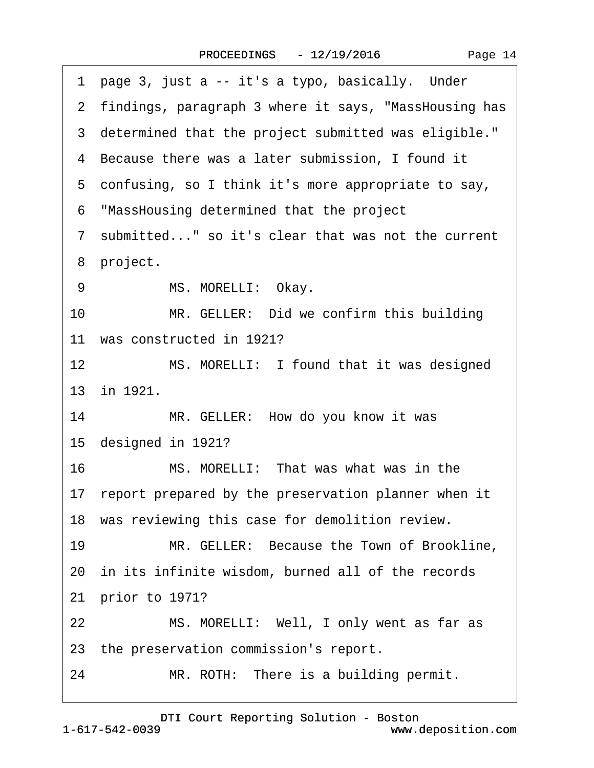1 page 3, just a -- it's a typo, basically. Under
2 findings, paragraph 3 where it says, "MassHousing has
3 determined that the project submitted was eligible."
4 Because there was a later submission, I found it
5 confusing, so I think it's more appropriate to say,
6 "MassHousing determined that the project
7 submitted..." so it's clear that was not the current
8 project.
9 MS. MORELLI: Okay.
10 MR. GELLER: Did we confirm this building
11 was constructed in 1921?
12 MS. MORELLI: I found that it was designed
13 in 1921.
14 MR. GELLER: How do you know it was
15 designed in 1921?
16 MS. MORELLI: That was what was in the
17 report prepared by the preservation planner when it
18 was reviewing this case for demolition review.
19 MR. GELLER: Because the Town of Brookline,
20 in its infinite wisdom, burned all of the records
21 prior to 1971?
22 MS. MORELLI: Well, I only went as far as
23 the preservation commission's report.
24 MR. ROTH: There is a building permit.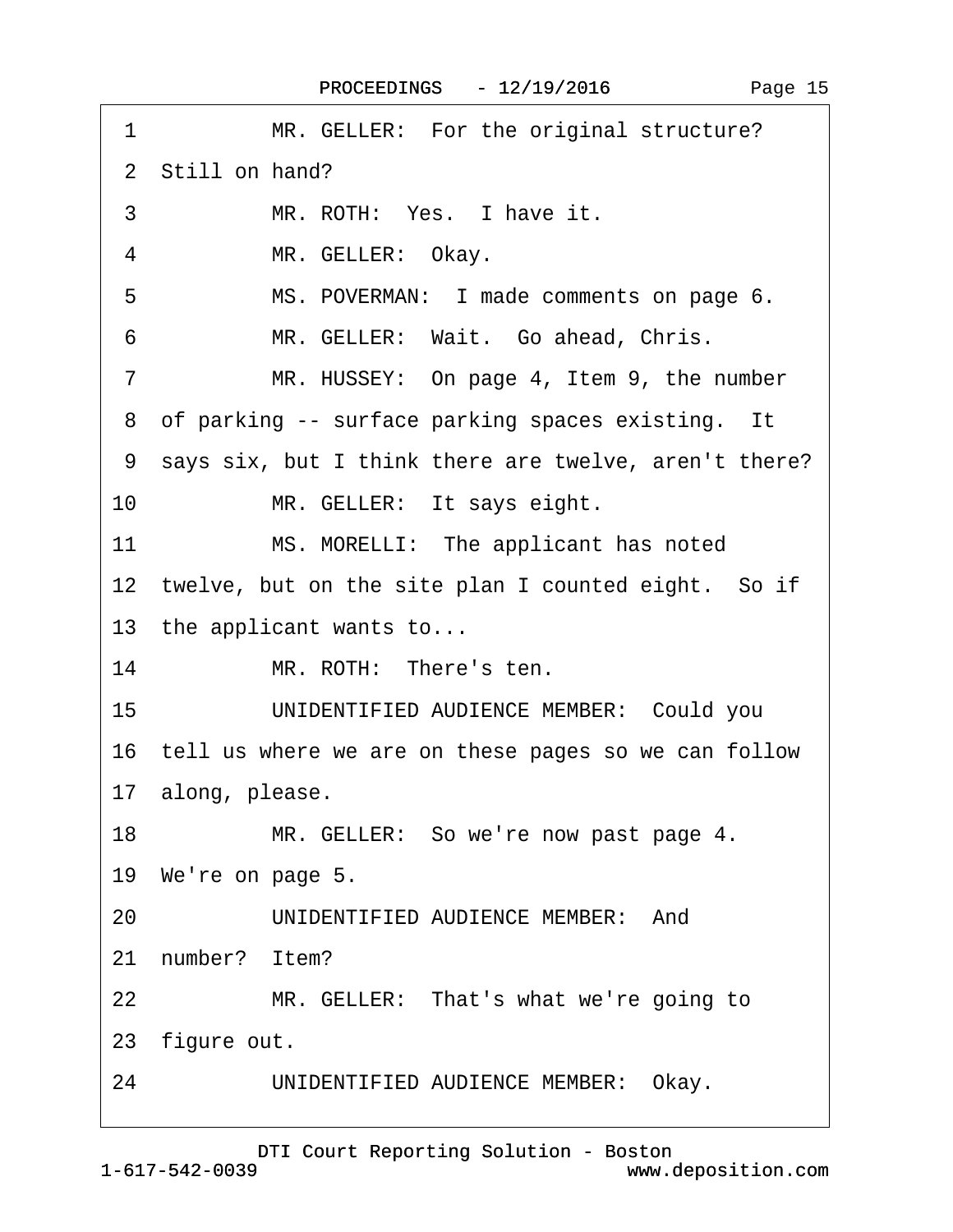1 MR. GELLER: For the original structure?

2 Still on hand?

3 MR. ROTH: Yes. I have it.

4 MR. GELLER: Okay.

5 MS. POVERMAN: I made comments on page 6.

6 MR. GELLER: Wait. Go ahead, Chris.

7 MR. HUSSEY: On page 4, Item 9, the number

8 of parking -- surface parking spaces existing. It

9 says six, but I think there are twelve, aren't there?

10 MR. GELLER: It says eight.

11 MS. MORELLI: The applicant has noted

12 twelve, but on the site plan I counted eight. So if

13 the applicant wants to...

14 MR. ROTH: There's ten.

15 UNIDENTIFIED AUDIENCE MEMBER: Could you

16 tell us where we are on these pages so we can follow

17 along, please.

18 MR. GELLER: So we're now past page 4.

19 We're on page 5.

20 UNIDENTIFIED AUDIENCE MEMBER: And

21 number? Item?

22 MR. GELLER: That's what we're going to

23 figure out.

24 UNIDENTIFIED AUDIENCE MEMBER: Okay.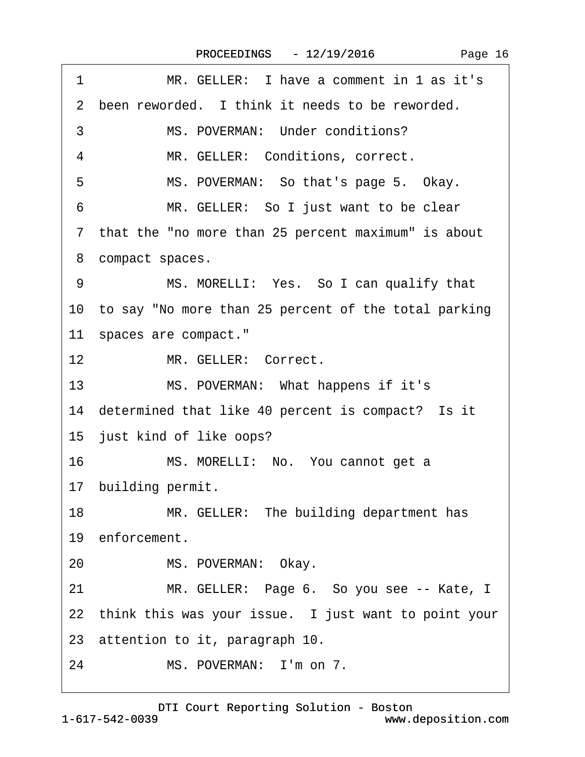1 MR. GELLER: I have a comment in 1 as it's
2 been reworded. I think it needs to be reworded.
3 MS. POVERMAN: Under conditions?
4 MR. GELLER: Conditions, correct.
5 MS. POVERMAN: So that's page 5. Okay.
6 MR. GELLER: So I just want to be clear
7 that the "no more than 25 percent maximum" is about
8 compact spaces.
9 MS. MORELLI: Yes. So I can qualify that
10 to say "No more than 25 percent of the total parking
11 spaces are compact."
12 MR. GELLER: Correct.
13 MS. POVERMAN: What happens if it's
14 determined that like 40 percent is compact? Is it
15 just kind of like oops?
16 MS. MORELLI: No. You cannot get a
17 building permit.
18 MR. GELLER: The building department has
19 enforcement.
20 MS. POVERMAN: Okay.
21 MR. GELLER: Page 6. So you see -- Kate, I
22 think this was your issue. I just want to point your
23 attention to it, paragraph 10.
24 MS. POVERMAN: I'm on 7.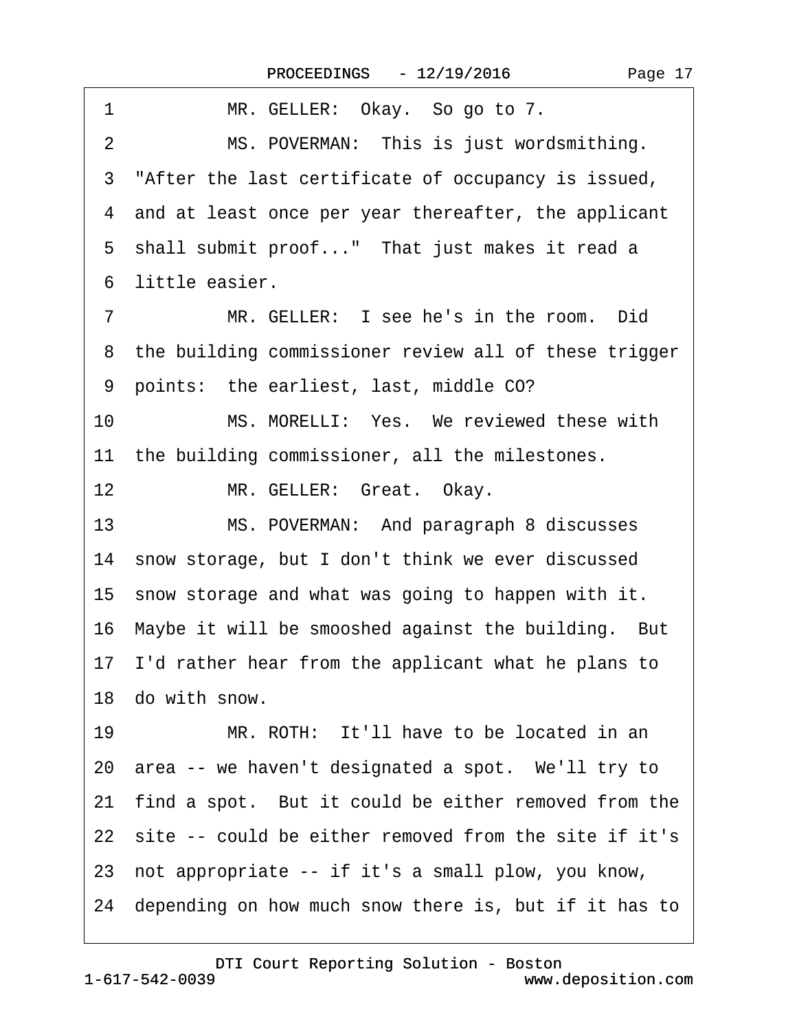1 MR. GELLER: Okay. So go to 7.

2 MS. POVERMAN: This is just wordsmithing.

3 "After the last certificate of occupancy is issued,

4 and at least once per year thereafter, the applicant

5 shall submit proof..." That just makes it read a

6 little easier.

7 MR. GELLER: I see he's in the room. Did

8 the building commissioner review all of these trigger

9 points: the earliest, last, middle CO?

10 MS. MORELLI: Yes. We reviewed these with

11 the building commissioner, all the milestones.

12 MR. GELLER: Great. Okay.

13 MS. POVERMAN: And paragraph 8 discusses

14 snow storage, but I don't think we ever discussed

15 snow storage and what was going to happen with it.

16 Maybe it will be smooshed against the building. But

17 I'd rather hear from the applicant what he plans to

18 do with snow.

19 MR. ROTH: It'll have to be located in an

20 area -- we haven't designated a spot. We'll try to

21 find a spot. But it could be either removed from the

22 site -- could be either removed from the site if it's

23 not appropriate -- if it's a small plow, you know,

24 depending on how much snow there is, but if it has to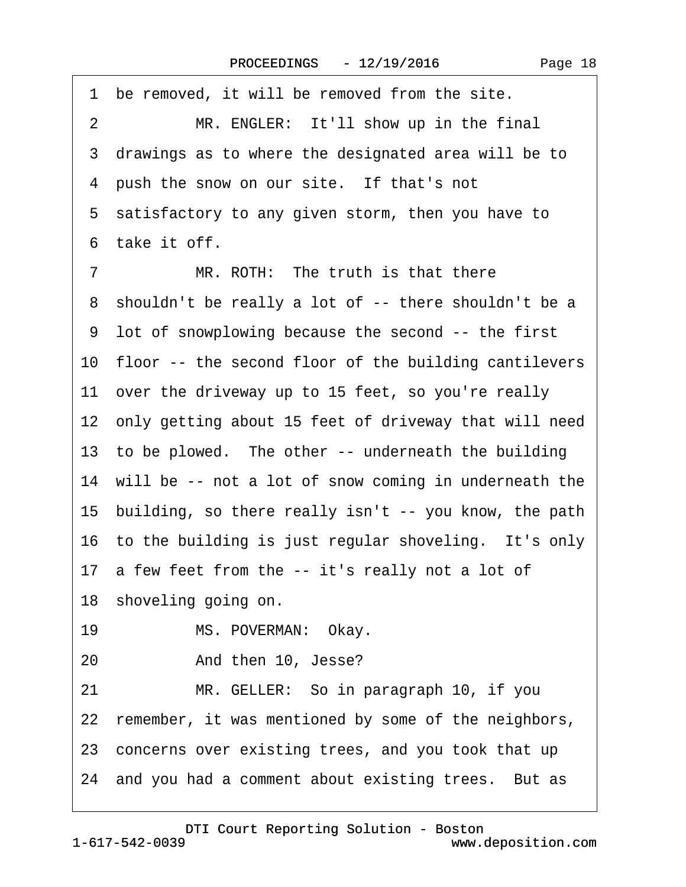1 be removed, it will be removed from the site.

2 MR. ENGLER: It'll show up in the final

3 drawings as to where the designated area will be to

4 push the snow on our site. If that's not

5 satisfactory to any given storm, then you have to

6 take it off.

7 MR. ROTH: The truth is that there

8 shouldn't be really a lot of -- there shouldn't be a

9 lot of snowplowing because the second -- the first

10 floor -- the second floor of the building cantilevers

11 over the driveway up to 15 feet, so you're really

12 only getting about 15 feet of driveway that will need

13 to be plowed. The other -- underneath the building

14 will be -- not a lot of snow coming in underneath the

15 building, so there really isn't -- you know, the path

16 to the building is just regular shoveling. It's only

17 a few feet from the -- it's really not a lot of

18 shoveling going on.

19 MS. POVERMAN: Okay.

20 And then 10, Jesse?

21 MR. GELLER: So in paragraph 10, if you

22 remember, it was mentioned by some of the neighbors,

23 concerns over existing trees, and you took that up

24 and you had a comment about existing trees. But as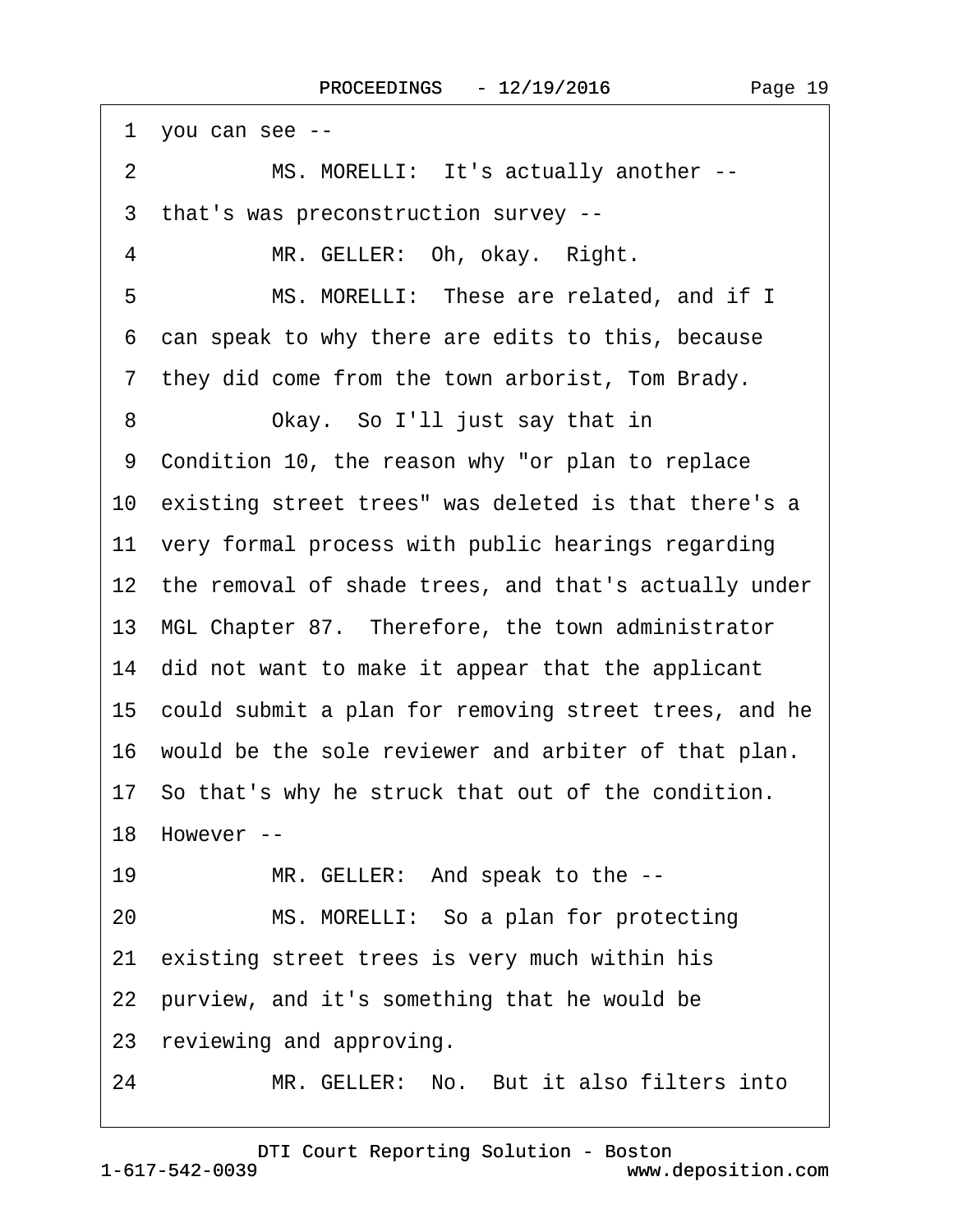1 you can see --

2 MS. MORELLI: It's actually another --

3 that's was preconstruction survey --

4 MR. GELLER: Oh, okay. Right.

5 MS. MORELLI: These are related, and if I

6 can speak to why there are edits to this, because

7 they did come from the town arborist, Tom Brady.

8 Okay. So I'll just say that in

9 Condition 10, the reason why "or plan to replace

10 existing street trees" was deleted is that there's a

11 very formal process with public hearings regarding

12 the removal of shade trees, and that's actually under

13 MGL Chapter 87. Therefore, the town administrator

14 did not want to make it appear that the applicant

15 could submit a plan for removing street trees, and he

16 would be the sole reviewer and arbiter of that plan.

17 So that's why he struck that out of the condition.

18 However --

19 MR. GELLER: And speak to the --

20 MS. MORELLI: So a plan for protecting

21 existing street trees is very much within his

22 purview, and it's something that he would be

23 reviewing and approving.

24 MR. GELLER: No. But it also filters into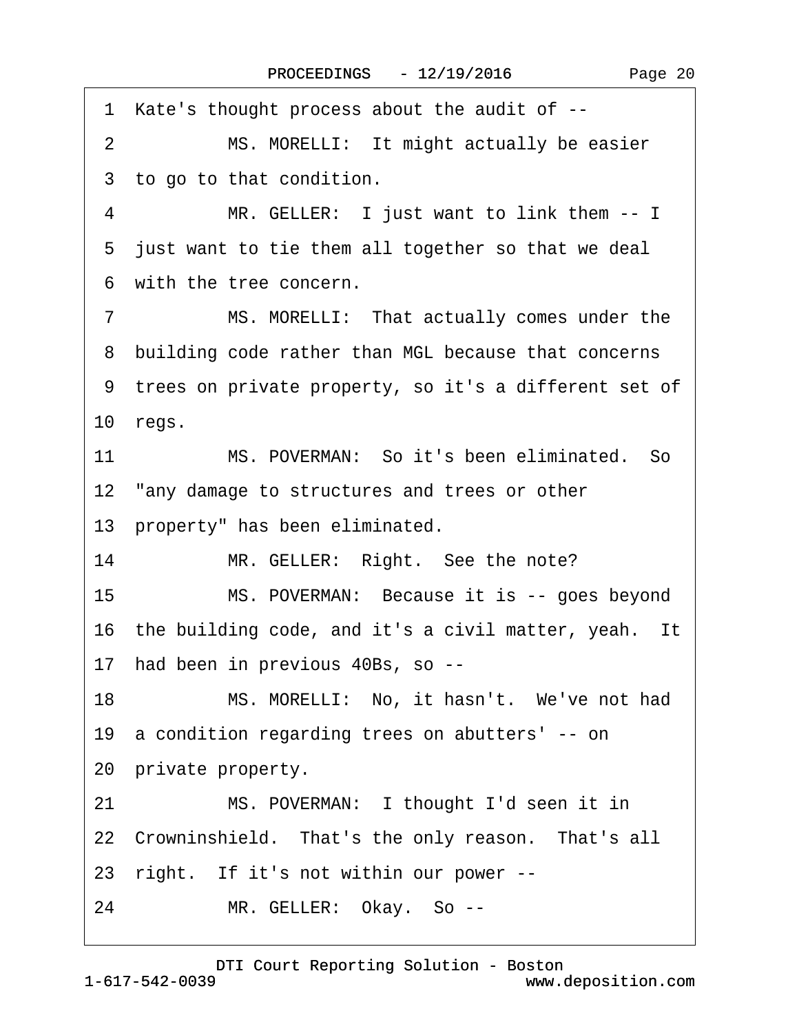1 Kate's thought process about the audit of --

2 MS. MORELLI: It might actually be easier

3 to go to that condition.

4 MR. GELLER: I just want to link them -- I

5 just want to tie them all together so that we deal

6 with the tree concern.

7 MS. MORELLI: That actually comes under the

8 building code rather than MGL because that concerns

9 trees on private property, so it's a different set of

10 regs.

11 MS. POVERMAN: So it's been eliminated. So

12 "any damage to structures and trees or other

13 property" has been eliminated.

14 MR. GELLER: Right. See the note?

15 MS. POVERMAN: Because it is -- goes beyond

16 the building code, and it's a civil matter, yeah. It

17 had been in previous 40Bs, so --

18 MS. MORELLI: No, it hasn't. We've not had

19 a condition regarding trees on abutters' -- on

20 private property.

21 MS. POVERMAN: I thought I'd seen it in

22 Crowninshield. That's the only reason. That's all

23 right. If it's not within our power --

24 MR. GELLER: Okay. So --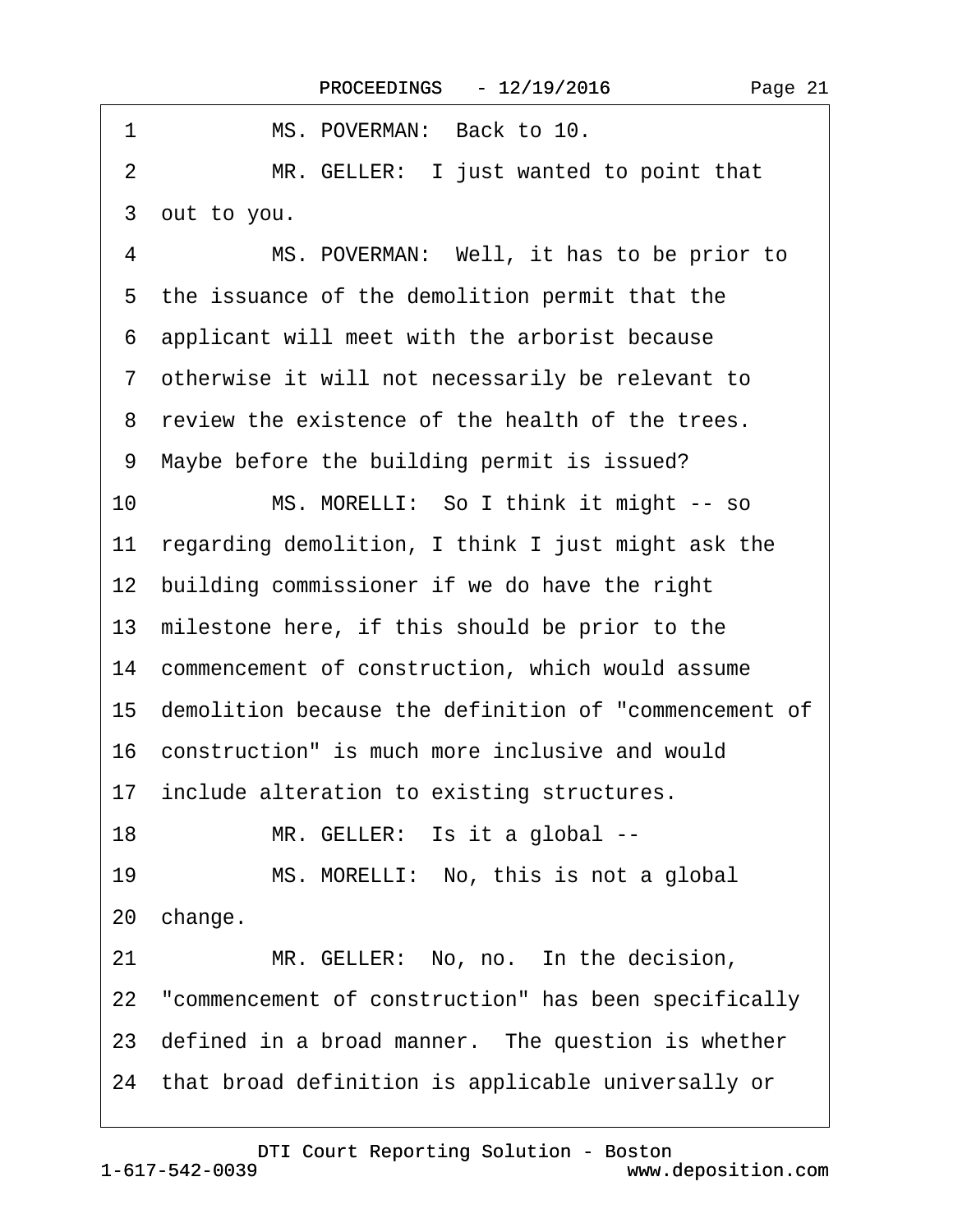1 MS. POVERMAN: Back to 10.

2 MR. GELLER: I just wanted to point that

3 out to you.

4 MS. POVERMAN: Well, it has to be prior to

5 the issuance of the demolition permit that the

6 applicant will meet with the arborist because

7 otherwise it will not necessarily be relevant to

8 review the existence of the health of the trees.

9 Maybe before the building permit is issued?

10 MS. MORELLI: So I think it might -- so

11 regarding demolition, I think I just might ask the

12 building commissioner if we do have the right

13 milestone here, if this should be prior to the

14 commencement of construction, which would assume

15 demolition because the definition of "commencement of

16 construction" is much more inclusive and would

17 include alteration to existing structures.

18 MR. GELLER: Is it a global --

19 MS. MORELLI: No, this is not a global

20 change.

21 MR. GELLER: No, no. In the decision,

22 "commencement of construction" has been specifically

23 defined in a broad manner. The question is whether

24 that broad definition is applicable universally or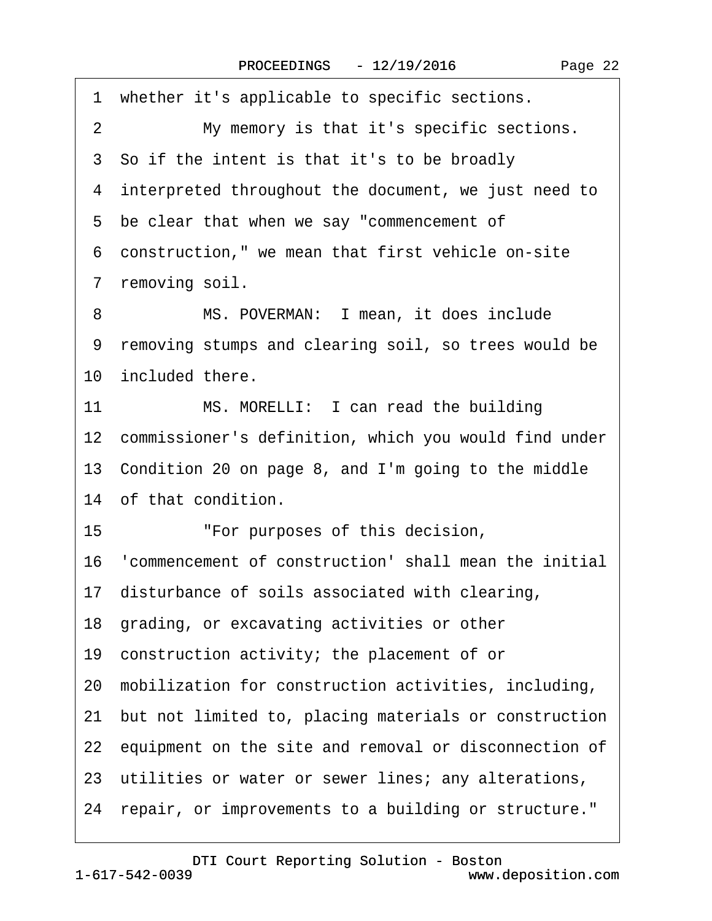1 whether it's applicable to specific sections.

2 My memory is that it's specific sections.

3 So if the intent is that it's to be broadly

4 interpreted throughout the document, we just need to

5 be clear that when we say "commencement of

6 construction," we mean that first vehicle on-site

7 removing soil.

8 MS. POVERMAN: I mean, it does include

9 removing stumps and clearing soil, so trees would be

10 included there.

11 MS. MORELLI: I can read the building

12 commissioner's definition, which you would find under

13 Condition 20 on page 8, and I'm going to the middle

14 of that condition.

15 "For purposes of this decision,

16 'commencement of construction' shall mean the initial

17 disturbance of soils associated with clearing,

18 grading, or excavating activities or other

19 construction activity; the placement of or

20 mobilization for construction activities, including,

21 but not limited to, placing materials or construction

22 equipment on the site and removal or disconnection of

23 utilities or water or sewer lines; any alterations,

24 repair, or improvements to a building or structure."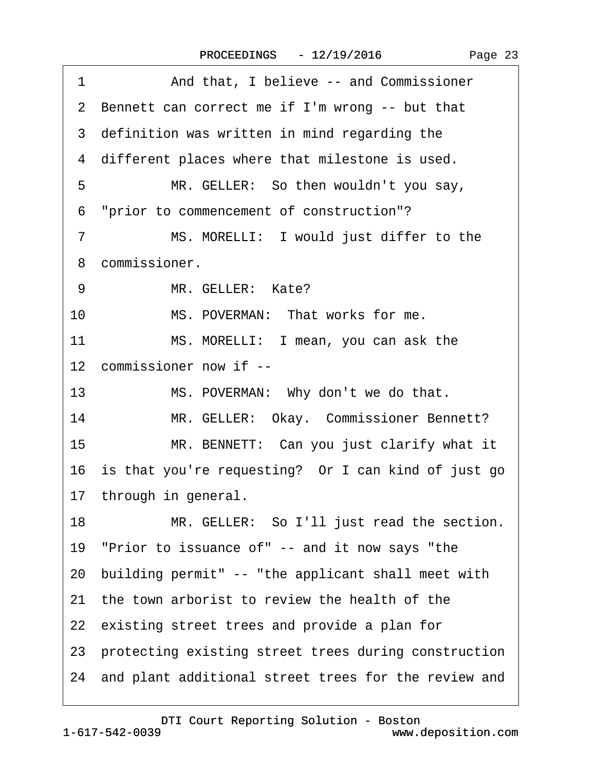1 And that, I believe -- and Commissioner
2 Bennett can correct me if I'm wrong -- but that
3 definition was written in mind regarding the
4 different places where that milestone is used.
5 MR. GELLER: So then wouldn't you say,
6 "prior to commencement of construction"?
7 MS. MORELLI: I would just differ to the
8 commissioner.
9 MR. GELLER: Kate?
10 MS. POVERMAN: That works for me.
11 MS. MORELLI: I mean, you can ask the
12 commissioner now if --
13 MS. POVERMAN: Why don't we do that.
14 MR. GELLER: Okay. Commissioner Bennett?
15 MR. BENNETT: Can you just clarify what it
16 is that you're requesting? Or I can kind of just go
17 through in general.
18 MR. GELLER: So I'll just read the section.
19 "Prior to issuance of" -- and it now says "the
20 building permit" -- "the applicant shall meet with
21 the town arborist to review the health of the
22 existing street trees and provide a plan for
23 protecting existing street trees during construction
24 and plant additional street trees for the review and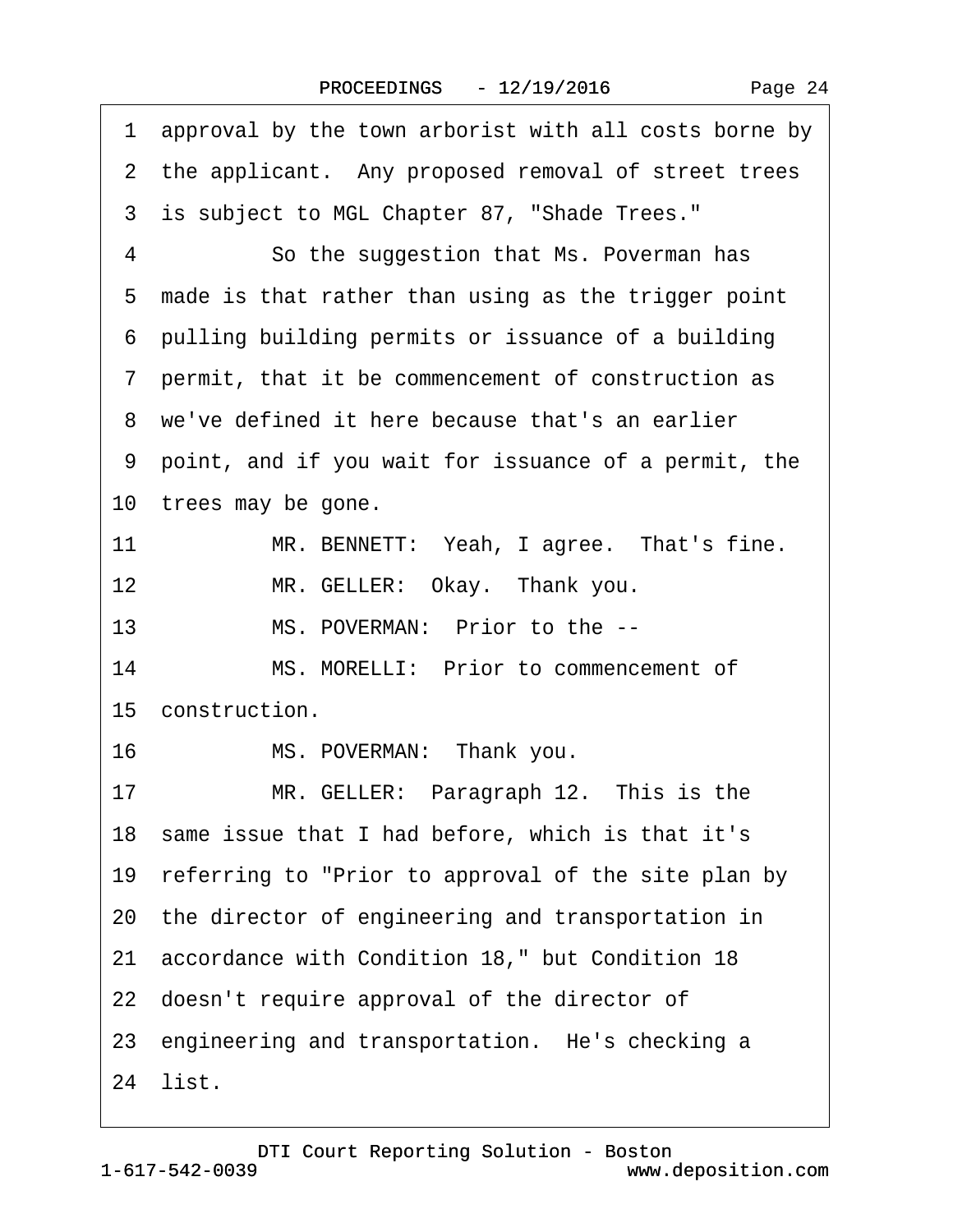1 approval by the town arborist with all costs borne by
2 the applicant. Any proposed removal of street trees
3 is subject to MGL Chapter 87, "Shade Trees."
4 So the suggestion that Ms. Poverman has
5 made is that rather than using as the trigger point
6 pulling building permits or issuance of a building
7 permit, that it be commencement of construction as
8 we've defined it here because that's an earlier
9 point, and if you wait for issuance of a permit, the
10 trees may be gone.
11 MR. BENNETT: Yeah, I agree. That's fine.
12 MR. GELLER: Okay. Thank you.
13 MS. POVERMAN: Prior to the --
14 MS. MORELLI: Prior to commencement of
15 construction.
16 MS. POVERMAN: Thank you.
17 MR. GELLER: Paragraph 12. This is the
18 same issue that I had before, which is that it's
19 referring to "Prior to approval of the site plan by
20 the director of engineering and transportation in
21 accordance with Condition 18," but Condition 18
22 doesn't require approval of the director of
23 engineering and transportation. He's checking a
24 list.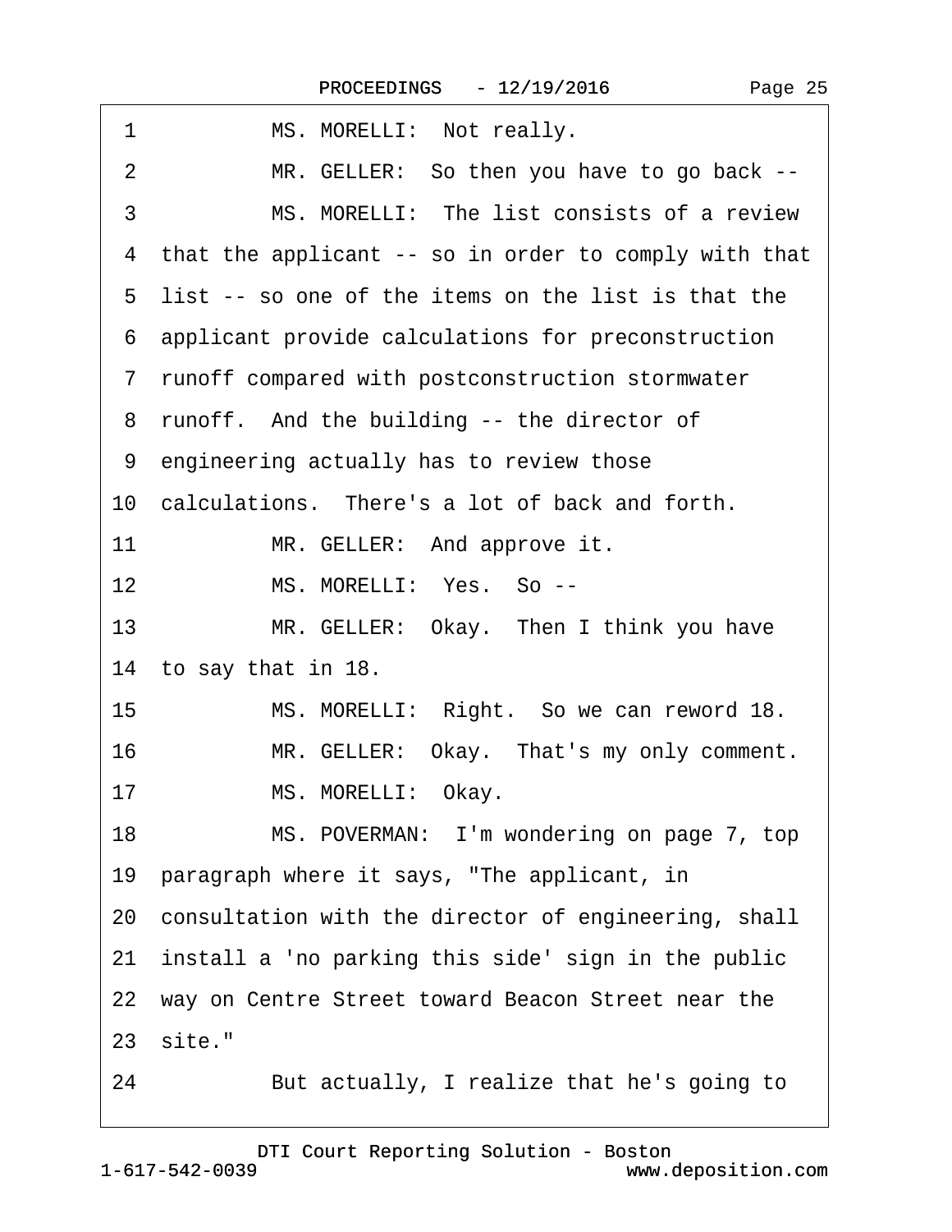1 MS. MORELLI: Not really.

2 MR. GELLER: So then you have to go back --

3 MS. MORELLI: The list consists of a review

4 that the applicant -- so in order to comply with that

5 list -- so one of the items on the list is that the

6 applicant provide calculations for preconstruction

7 runoff compared with postconstruction stormwater

8 runoff. And the building -- the director of

9 engineering actually has to review those

10 calculations. There's a lot of back and forth.

11 MR. GELLER: And approve it.

12 MS. MORELLI: Yes. So --

13 MR. GELLER: Okay. Then I think you have

14 to say that in 18.

15 MS. MORELLI: Right. So we can reword 18.

16 MR. GELLER: Okay. That's my only comment.

17 MS. MORELLI: Okay.

18 MS. POVERMAN: I'm wondering on page 7, top

19 paragraph where it says, "The applicant, in

20 consultation with the director of engineering, shall

21 install a 'no parking this side' sign in the public

22 way on Centre Street toward Beacon Street near the

23 site."

24 But actually, I realize that he's going to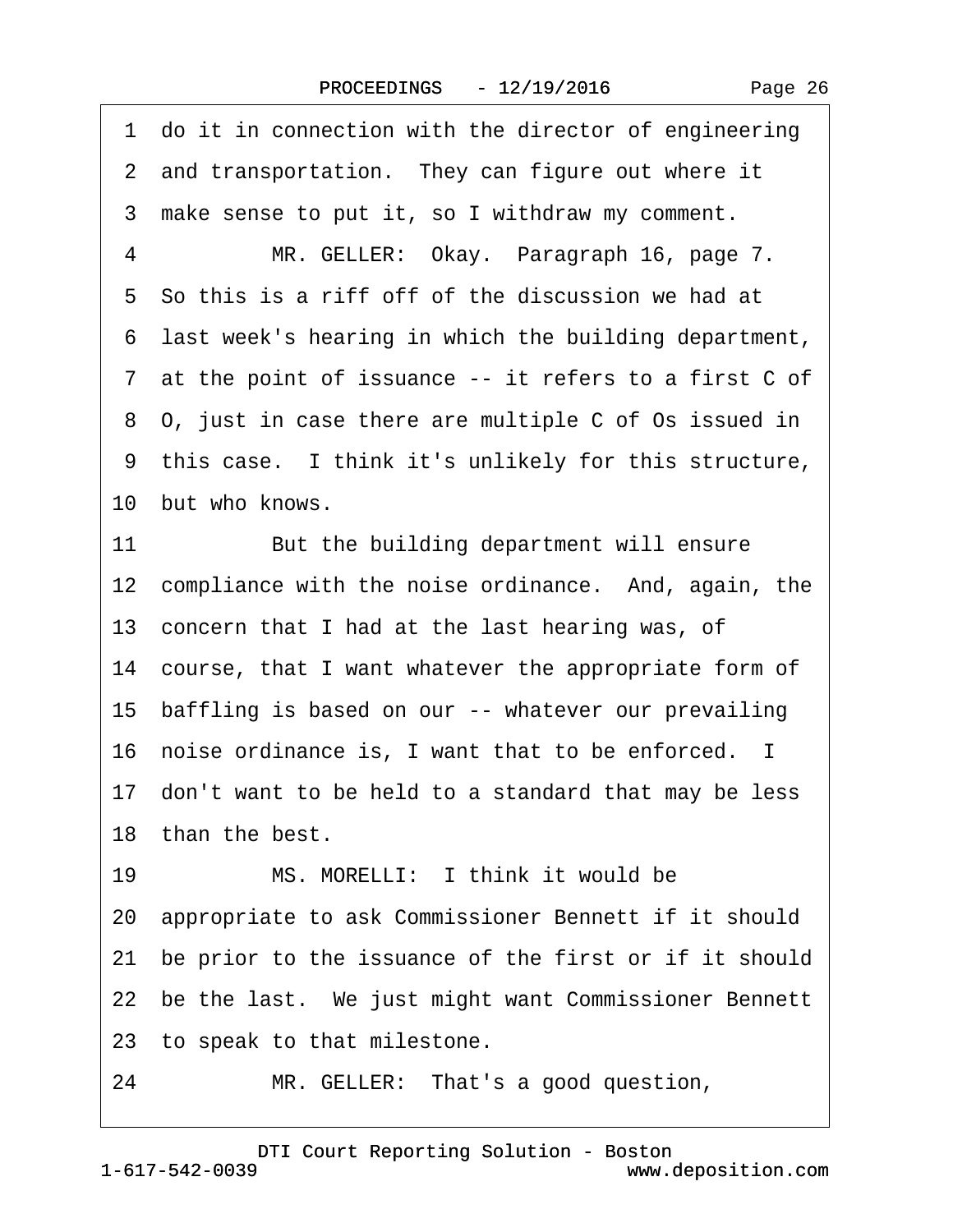1 do it in connection with the director of engineering
2 and transportation. They can figure out where it
3 make sense to put it, so I withdraw my comment.
4 MR. GELLER: Okay. Paragraph 16, page 7.
5 So this is a riff off of the discussion we had at
6 last week's hearing in which the building department,
7 at the point of issuance -- it refers to a first C of
8 O, just in case there are multiple C of Os issued in
9 this case. I think it's unlikely for this structure,
10 but who knows.
11 But the building department will ensure
12 compliance with the noise ordinance. And, again, the
13 concern that I had at the last hearing was, of
14 course, that I want whatever the appropriate form of
15 baffling is based on our -- whatever our prevailing
16 noise ordinance is, I want that to be enforced. I
17 don't want to be held to a standard that may be less
18 than the best.
19 MS. MORELLI: I think it would be
20 appropriate to ask Commissioner Bennett if it should
21 be prior to the issuance of the first or if it should
22 be the last. We just might want Commissioner Bennett
23 to speak to that milestone.
24 MR. GELLER: That's a good question,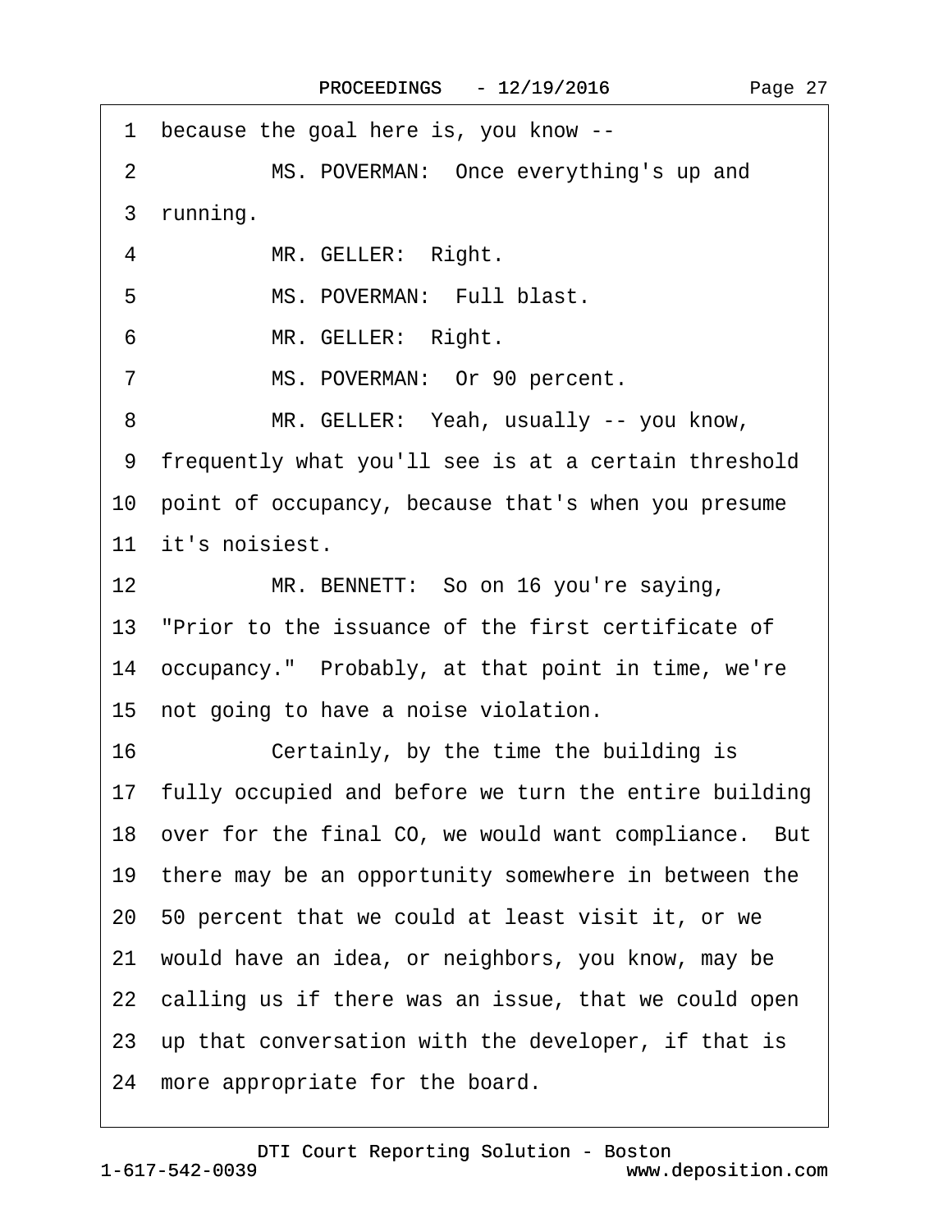1 because the goal here is, you know --

2 MS. POVERMAN: Once everything's up and

3 running.

4 MR. GELLER: Right.

5 MS. POVERMAN: Full blast.

6 MR. GELLER: Right.

7 MS. POVERMAN: Or 90 percent.

8 MR. GELLER: Yeah, usually -- you know,

9 frequently what you'll see is at a certain threshold

10 point of occupancy, because that's when you presume

11 it's noisiest.

12 MR. BENNETT: So on 16 you're saying,

13 "Prior to the issuance of the first certificate of

14 occupancy." Probably, at that point in time, we're

15 not going to have a noise violation.

16 Certainly, by the time the building is

17 fully occupied and before we turn the entire building

18 over for the final CO, we would want compliance. But

19 there may be an opportunity somewhere in between the

20 50 percent that we could at least visit it, or we

21 would have an idea, or neighbors, you know, may be

22 calling us if there was an issue, that we could open

23 up that conversation with the developer, if that is

24 more appropriate for the board.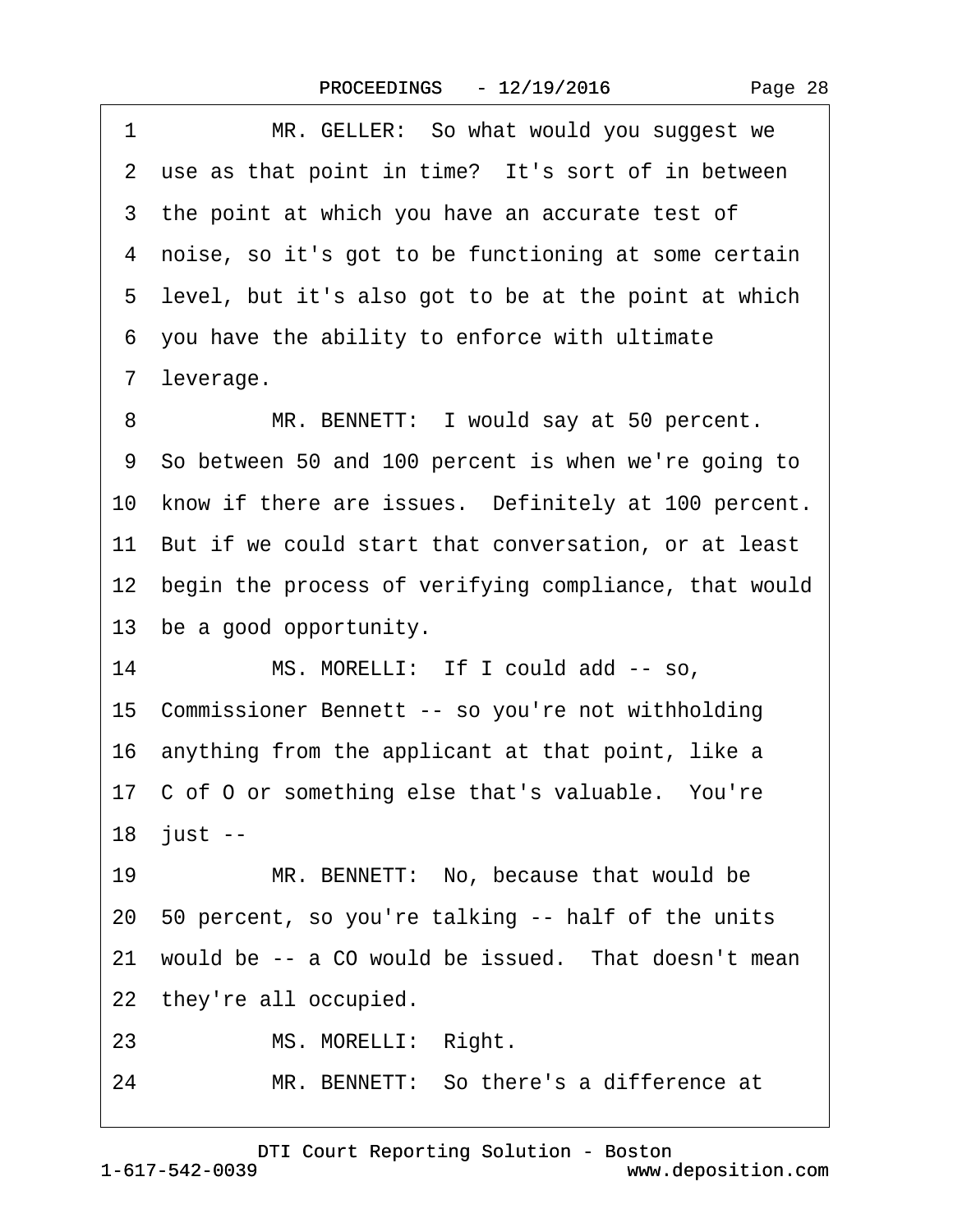1 MR. GELLER: So what would you suggest we
2 use as that point in time? It's sort of in between
3 the point at which you have an accurate test of
4 noise, so it's got to be functioning at some certain
5 level, but it's also got to be at the point at which
6 you have the ability to enforce with ultimate
7 leverage.
8 MR. BENNETT: I would say at 50 percent.
9 So between 50 and 100 percent is when we're going to
10 know if there are issues. Definitely at 100 percent.
11 But if we could start that conversation, or at least
12 begin the process of verifying compliance, that would
13 be a good opportunity.
14 MS. MORELLI: If I could add -- so,
15 Commissioner Bennett -- so you're not withholding
16 anything from the applicant at that point, like a
17 C of O or something else that's valuable. You're
18 just --
19 MR. BENNETT: No, because that would be
20 50 percent, so you're talking -- half of the units
21 would be -- a CO would be issued. That doesn't mean
22 they're all occupied.
23 MS. MORELLI: Right.
24 MR. BENNETT: So there's a difference at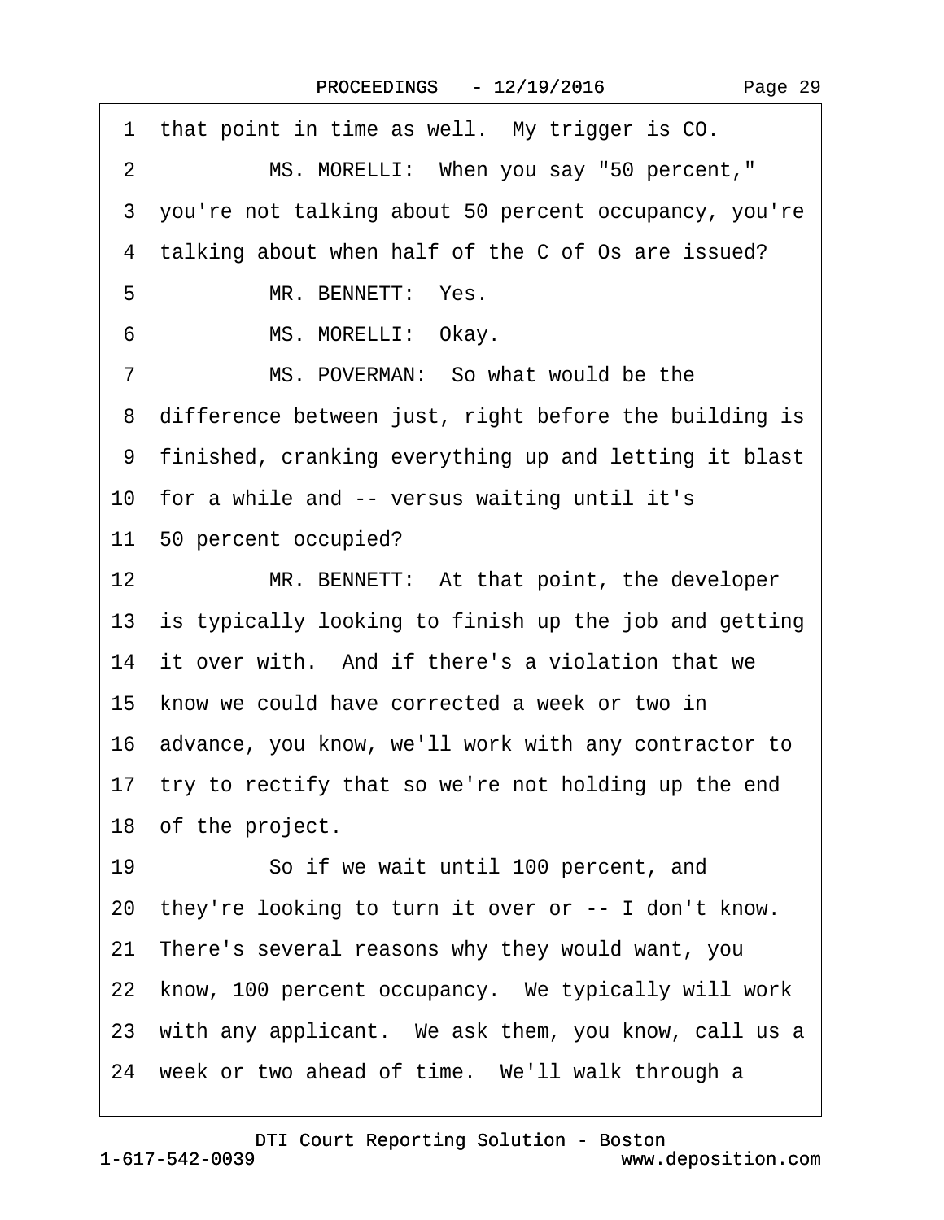1 that point in time as well. My trigger is CO.

2 MS. MORELLI: When you say "50 percent,"

3 you're not talking about 50 percent occupancy, you're

4 talking about when half of the C of Os are issued?

5 MR. BENNETT: Yes.

6 MS. MORELLI: Okay.

7 MS. POVERMAN: So what would be the

8 difference between just, right before the building is

9 finished, cranking everything up and letting it blast

10 for a while and -- versus waiting until it's

11 50 percent occupied?

12 MR. BENNETT: At that point, the developer

13 is typically looking to finish up the job and getting

14 it over with. And if there's a violation that we

15 know we could have corrected a week or two in

16 advance, you know, we'll work with any contractor to

17 try to rectify that so we're not holding up the end

18 of the project.

19 So if we wait until 100 percent, and

20 they're looking to turn it over or -- I don't know.

21 There's several reasons why they would want, you

22 know, 100 percent occupancy. We typically will work

23 with any applicant. We ask them, you know, call us a

24 week or two ahead of time. We'll walk through a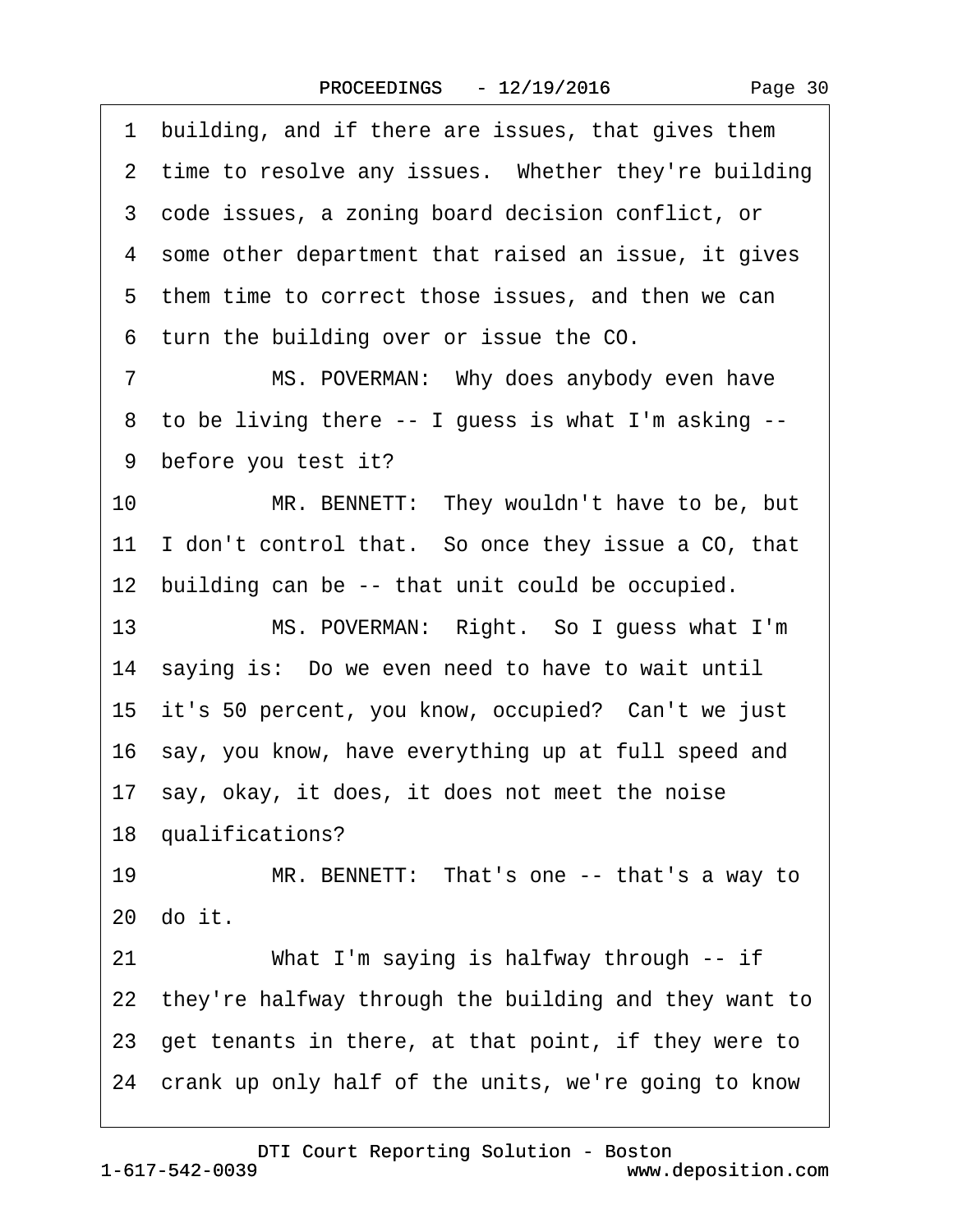1 building, and if there are issues, that gives them
2 time to resolve any issues. Whether they're building
3 code issues, a zoning board decision conflict, or
4 some other department that raised an issue, it gives
5 them time to correct those issues, and then we can
6 turn the building over or issue the CO.
7 MS. POVERMAN: Why does anybody even have
8 to be living there -- I guess is what I'm asking --
9 before you test it?
10 MR. BENNETT: They wouldn't have to be, but
11 I don't control that. So once they issue a CO, that
12 building can be -- that unit could be occupied.
13 MS. POVERMAN: Right. So I guess what I'm
14 saying is: Do we even need to have to wait until
15 it's 50 percent, you know, occupied? Can't we just
16 say, you know, have everything up at full speed and
17 say, okay, it does, it does not meet the noise
18 qualifications?
19 MR. BENNETT: That's one -- that's a way to
20 do it.
21 What I'm saying is halfway through -- if
22 they're halfway through the building and they want to
23 get tenants in there, at that point, if they were to
24 crank up only half of the units, we're going to know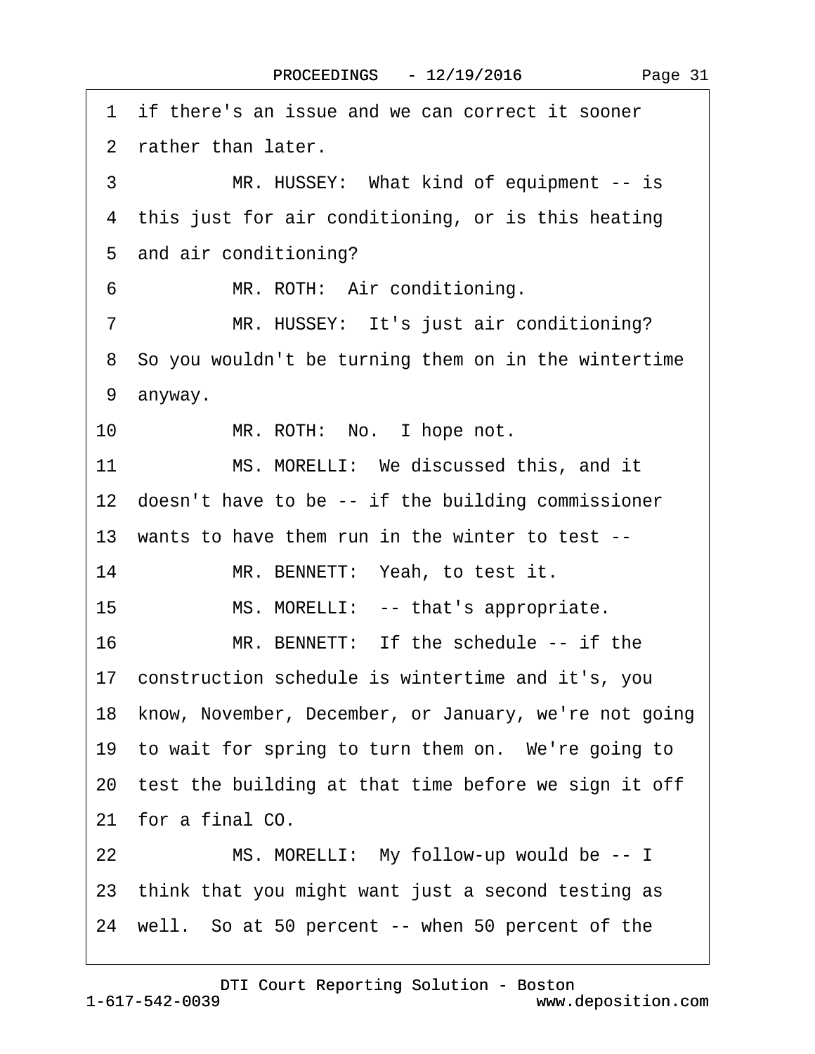1 if there's an issue and we can correct it sooner
2 rather than later.
3 MR. HUSSEY: What kind of equipment -- is
4 this just for air conditioning, or is this heating
5 and air conditioning?
6 MR. ROTH: Air conditioning.
7 MR. HUSSEY: It's just air conditioning?
8 So you wouldn't be turning them on in the wintertime
9 anyway.
10 MR. ROTH: No. I hope not.
11 MS. MORELLI: We discussed this, and it
12 doesn't have to be -- if the building commissioner
13 wants to have them run in the winter to test --
14 MR. BENNETT: Yeah, to test it.
15 MS. MORELLI: -- that's appropriate.
16 MR. BENNETT: If the schedule -- if the
17 construction schedule is wintertime and it's, you
18 know, November, December, or January, we're not going
19 to wait for spring to turn them on. We're going to
20 test the building at that time before we sign it off
21 for a final CO.
22 MS. MORELLI: My follow-up would be -- I
23 think that you might want just a second testing as
24 well. So at 50 percent -- when 50 percent of the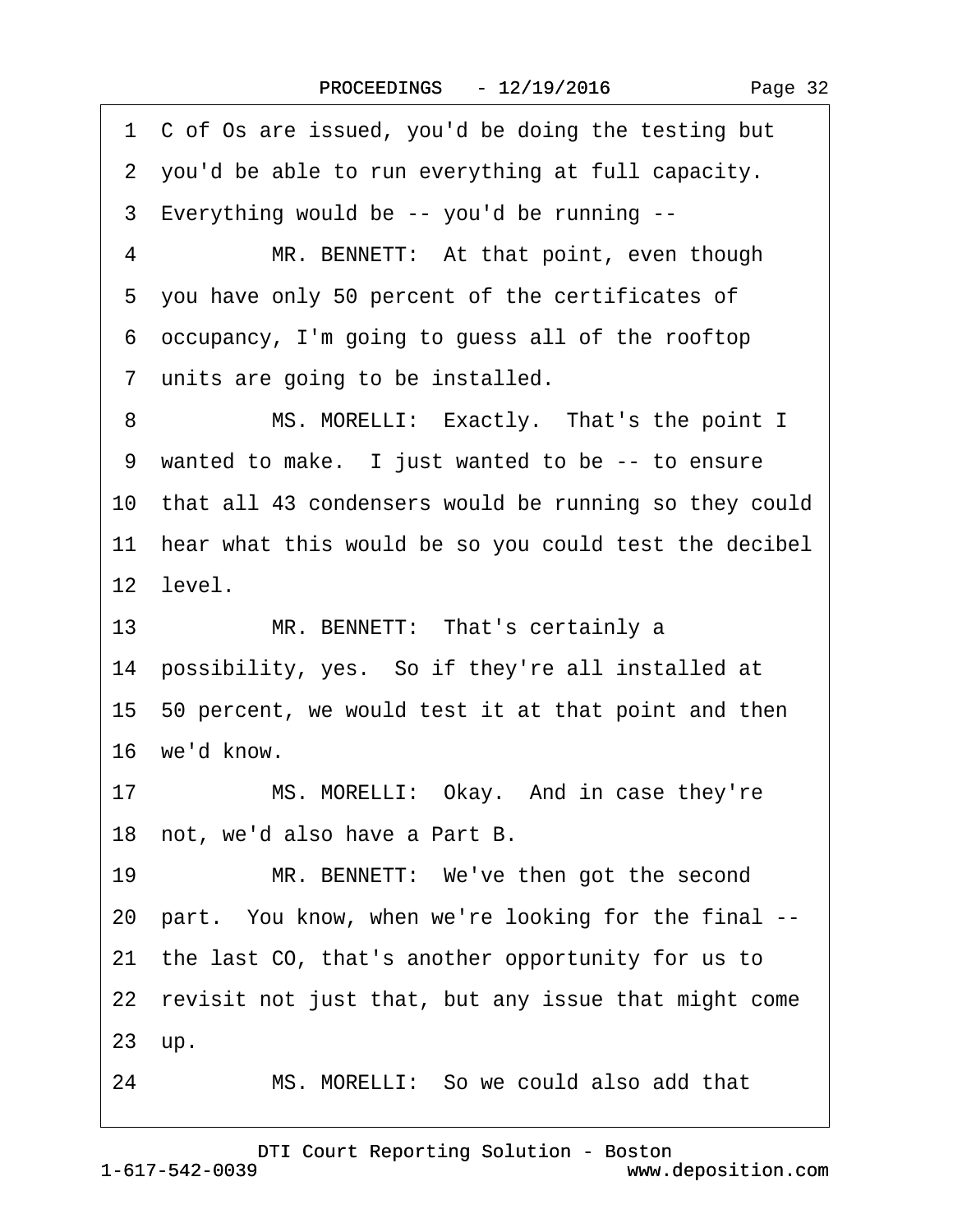1 C of Os are issued, you'd be doing the testing but
2 you'd be able to run everything at full capacity.
3 Everything would be -- you'd be running --
4 MR. BENNETT: At that point, even though
5 you have only 50 percent of the certificates of
6 occupancy, I'm going to guess all of the rooftop
7 units are going to be installed.
8 MS. MORELLI: Exactly. That's the point I
9 wanted to make. I just wanted to be -- to ensure
10 that all 43 condensers would be running so they could
11 hear what this would be so you could test the decibel
12 level.
13 MR. BENNETT: That's certainly a
14 possibility, yes. So if they're all installed at
15 50 percent, we would test it at that point and then
16 we'd know.
17 MS. MORELLI: Okay. And in case they're
18 not, we'd also have a Part B.
19 MR. BENNETT: We've then got the second
20 part. You know, when we're looking for the final --
21 the last CO, that's another opportunity for us to
22 revisit not just that, but any issue that might come
23 up.
24 MS. MORELLI: So we could also add that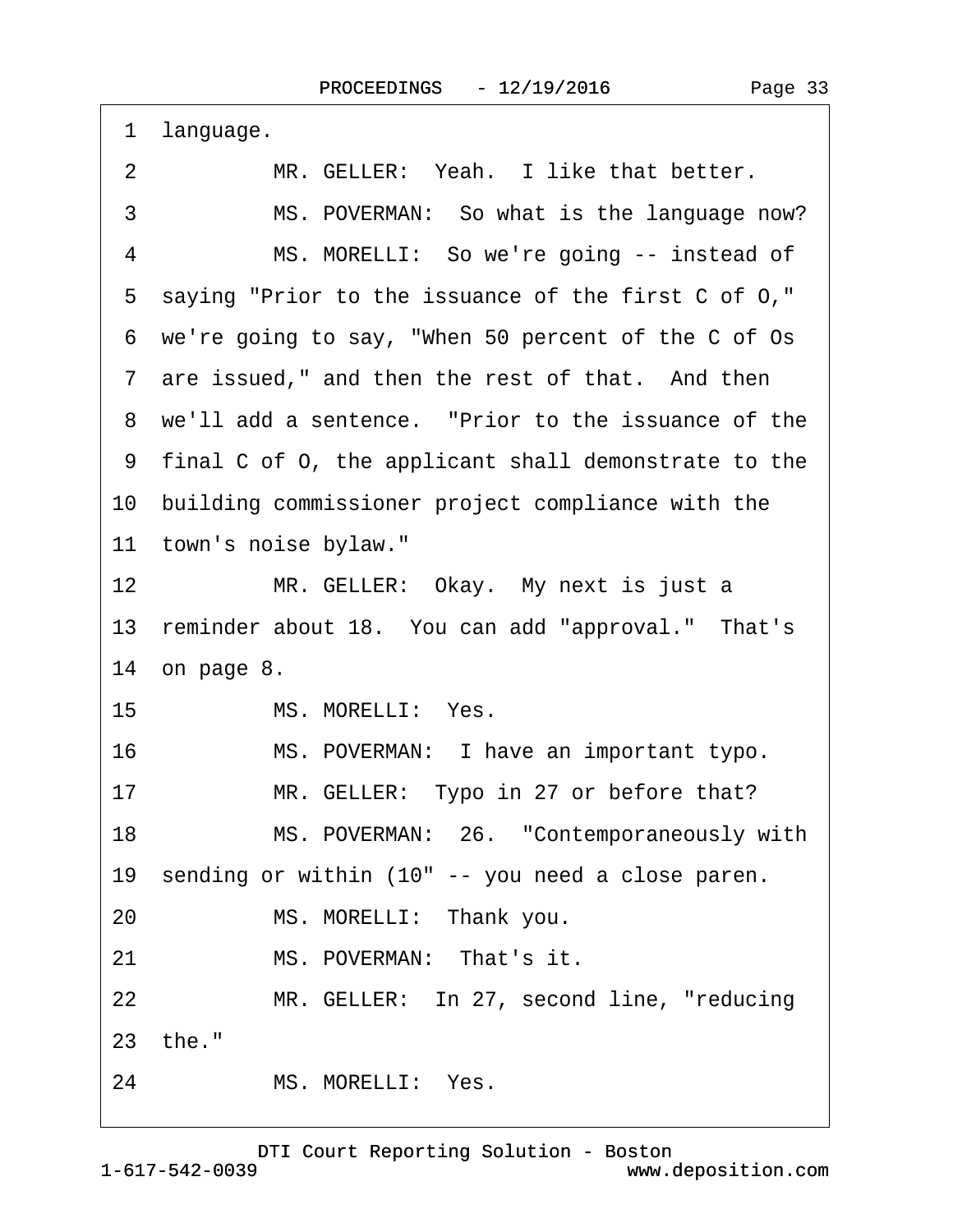1 language.

2 MR. GELLER: Yeah. I like that better.

3 MS. POVERMAN: So what is the language now?

4 MS. MORELLI: So we're going -- instead of

5 saying "Prior to the issuance of the first C of O,"

6 we're going to say, "When 50 percent of the C of Os

7 are issued," and then the rest of that. And then

8 we'll add a sentence. "Prior to the issuance of the

9 final C of O, the applicant shall demonstrate to the

10 building commissioner project compliance with the

11 town's noise bylaw."

12 MR. GELLER: Okay. My next is just a

13 reminder about 18. You can add "approval." That's

14 on page 8.

15 MS. MORELLI: Yes.

16 MS. POVERMAN: I have an important typo.

17 MR. GELLER: Typo in 27 or before that?

18 MS. POVERMAN: 26. "Contemporaneously with

19 sending or within (10" -- you need a close paren.

20 MS. MORELLI: Thank you.

21 MS. POVERMAN: That's it.

22 MR. GELLER: In 27, second line, "reducing

23 the."

24 MS. MORELLI: Yes.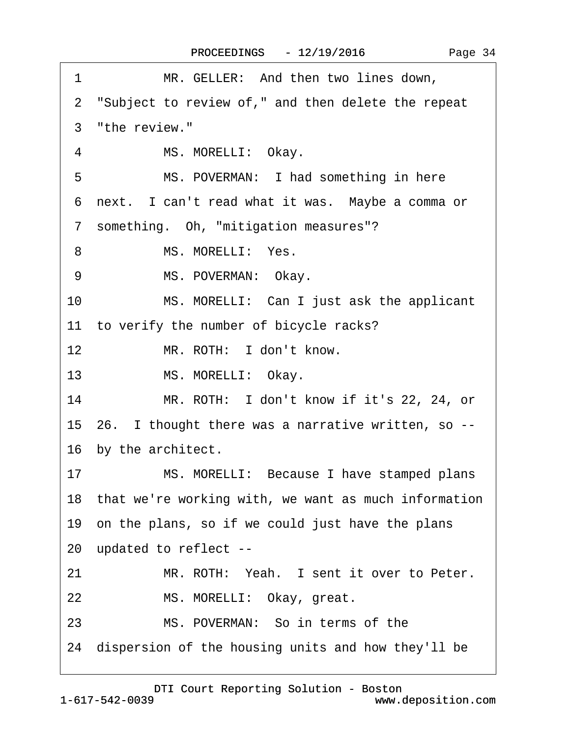1 MR. GELLER: And then two lines down,

2 "Subject to review of," and then delete the repeat

3 "the review."

4 MS. MORELLI: Okay.

5 MS. POVERMAN: I had something in here

6 next. I can't read what it was. Maybe a comma or

7 something. Oh, "mitigation measures"?

8 MS. MORELLI: Yes.

9 MS. POVERMAN: Okay.

10 MS. MORELLI: Can I just ask the applicant

11 to verify the number of bicycle racks?

12 MR. ROTH: I don't know.

13 MS. MORELLI: Okay.

14 MR. ROTH: I don't know if it's 22, 24, or

15 26. I thought there was a narrative written, so --

16 by the architect.

17 MS. MORELLI: Because I have stamped plans

18 that we're working with, we want as much information

19 on the plans, so if we could just have the plans

20 updated to reflect --

21 MR. ROTH: Yeah. I sent it over to Peter.

22 MS. MORELLI: Okay, great.

23 MS. POVERMAN: So in terms of the

24 dispersion of the housing units and how they'll be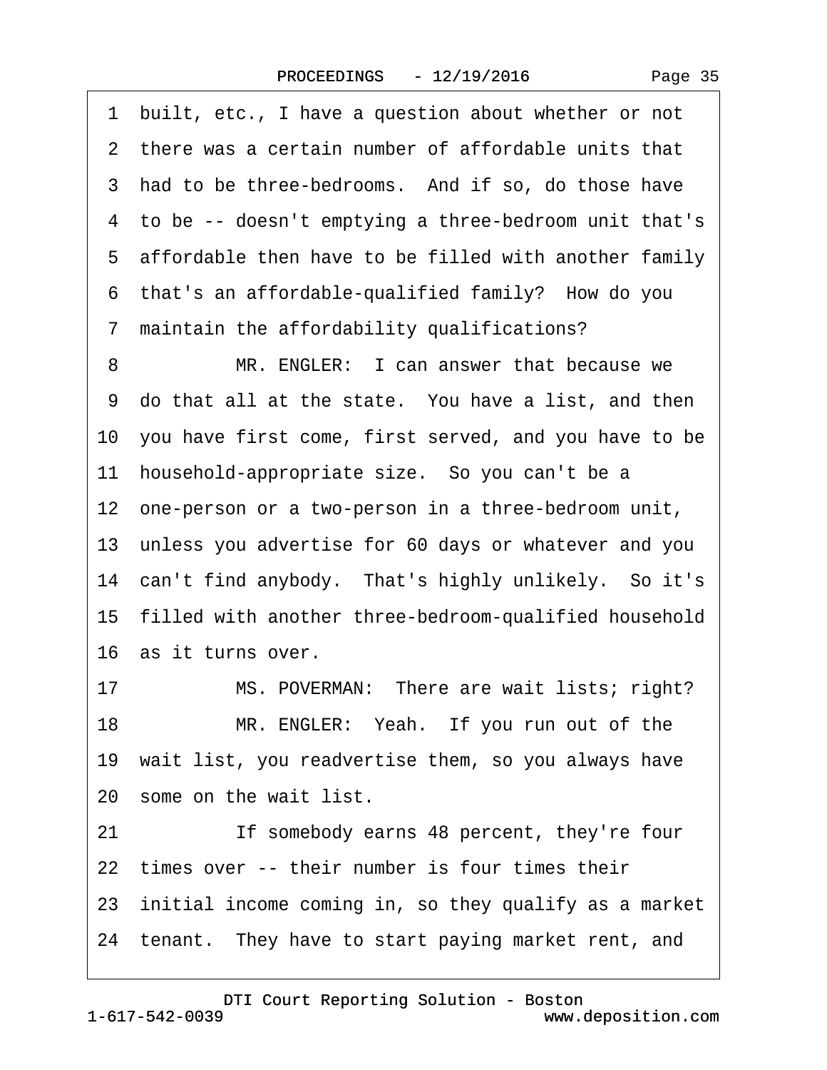1 built, etc., I have a question about whether or not
2 there was a certain number of affordable units that
3 had to be three-bedrooms. And if so, do those have
4 to be -- doesn't emptying a three-bedroom unit that's
5 affordable then have to be filled with another family
6 that's an affordable-qualified family? How do you
7 maintain the affordability qualifications?
8 MR. ENGLER: I can answer that because we
9 do that all at the state. You have a list, and then
10 you have first come, first served, and you have to be
11 household-appropriate size. So you can't be a
12 one-person or a two-person in a three-bedroom unit,
13 unless you advertise for 60 days or whatever and you
14 can't find anybody. That's highly unlikely. So it's
15 filled with another three-bedroom-qualified household
16 as it turns over.
17 MS. POVERMAN: There are wait lists; right?
18 MR. ENGLER: Yeah. If you run out of the
19 wait list, you readvertise them, so you always have
20 some on the wait list.
21 If somebody earns 48 percent, they're four
22 times over -- their number is four times their
23 initial income coming in, so they qualify as a market
24 tenant. They have to start paying market rent, and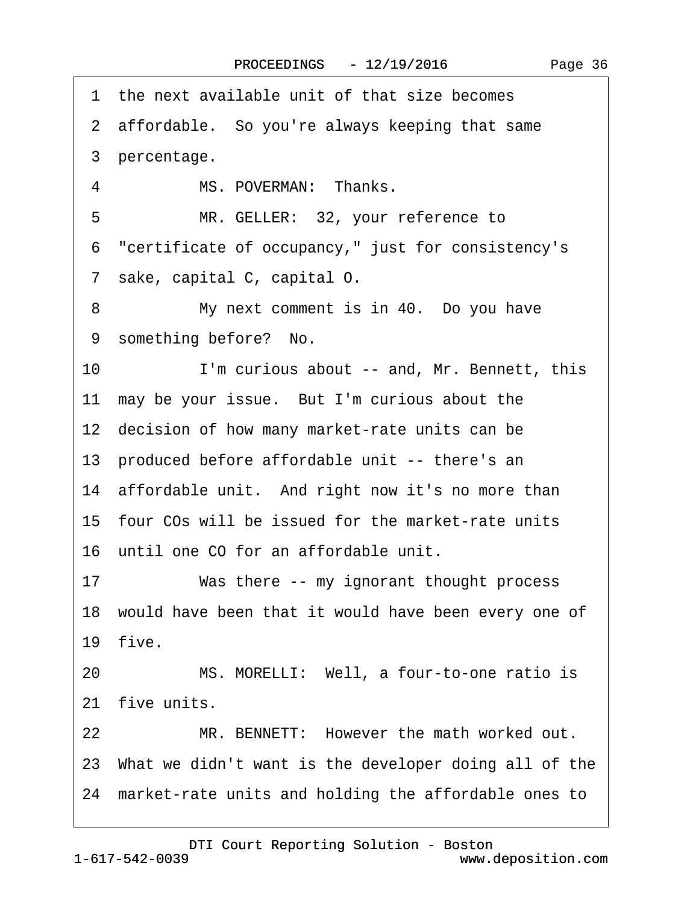1 the next available unit of that size becomes
2 affordable. So you're always keeping that same
3 percentage.
4 MS. POVERMAN: Thanks.
5 MR. GELLER: 32, your reference to
6 "certificate of occupancy," just for consistency's
7 sake, capital C, capital O.
8 My next comment is in 40. Do you have
9 something before? No.
10 I'm curious about -- and, Mr. Bennett, this
11 may be your issue. But I'm curious about the
12 decision of how many market-rate units can be
13 produced before affordable unit -- there's an
14 affordable unit. And right now it's no more than
15 four COs will be issued for the market-rate units
16 until one CO for an affordable unit.
17 Was there -- my ignorant thought process
18 would have been that it would have been every one of
19 five.
20 MS. MORELLI: Well, a four-to-one ratio is
21 five units.
22 MR. BENNETT: However the math worked out.
23 What we didn't want is the developer doing all of the
24 market-rate units and holding the affordable ones to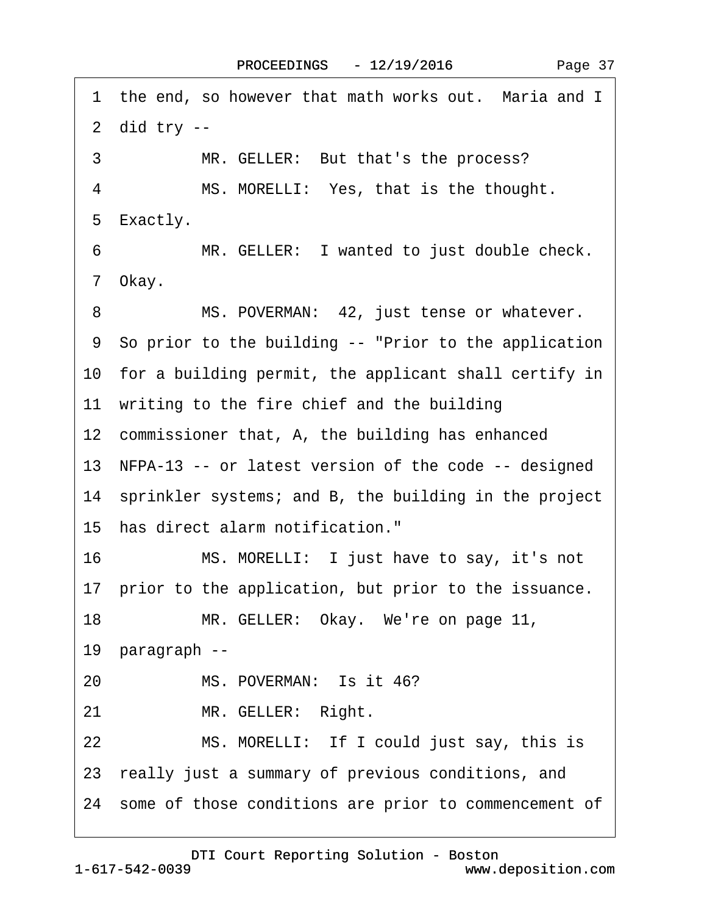1 the end, so however that math works out. Maria and I
2 did try --
3 MR. GELLER: But that's the process?
4 MS. MORELLI: Yes, that is the thought.
5 Exactly.
6 MR. GELLER: I wanted to just double check.
7 Okay.
8 MS. POVERMAN: 42, just tense or whatever.
9 So prior to the building -- "Prior to the application
10 for a building permit, the applicant shall certify in
11 writing to the fire chief and the building
12 commissioner that, A, the building has enhanced
13 NFPA-13 -- or latest version of the code -- designed
14 sprinkler systems; and B, the building in the project
15 has direct alarm notification."
16 MS. MORELLI: I just have to say, it's not
17 prior to the application, but prior to the issuance.
18 MR. GELLER: Okay. We're on page 11,
19 paragraph --
20 MS. POVERMAN: Is it 46?
21 MR. GELLER: Right.
22 MS. MORELLI: If I could just say, this is
23 really just a summary of previous conditions, and
24 some of those conditions are prior to commencement of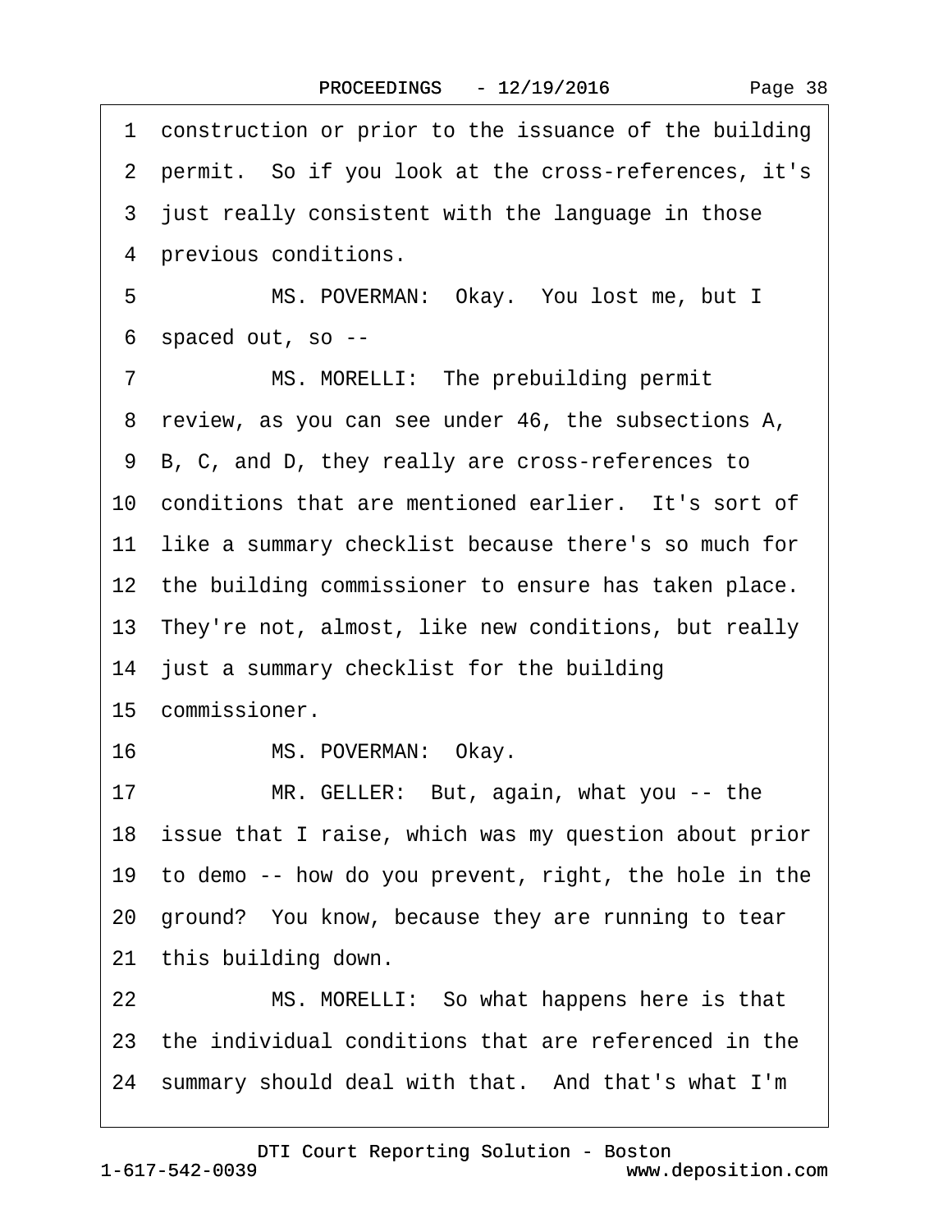1 construction or prior to the issuance of the building
2 permit. So if you look at the cross-references, it's
3 just really consistent with the language in those
4 previous conditions.
5 MS. POVERMAN: Okay. You lost me, but I
6 spaced out, so --
7 MS. MORELLI: The prebuilding permit
8 review, as you can see under 46, the subsections A,
9 B, C, and D, they really are cross-references to
10 conditions that are mentioned earlier. It's sort of
11 like a summary checklist because there's so much for
12 the building commissioner to ensure has taken place.
13 They're not, almost, like new conditions, but really
14 just a summary checklist for the building
15 commissioner.
16 MS. POVERMAN: Okay.
17 MR. GELLER: But, again, what you -- the
18 issue that I raise, which was my question about prior
19 to demo -- how do you prevent, right, the hole in the
20 ground? You know, because they are running to tear
21 this building down.
22 MS. MORELLI: So what happens here is that
23 the individual conditions that are referenced in the
24 summary should deal with that. And that's what I'm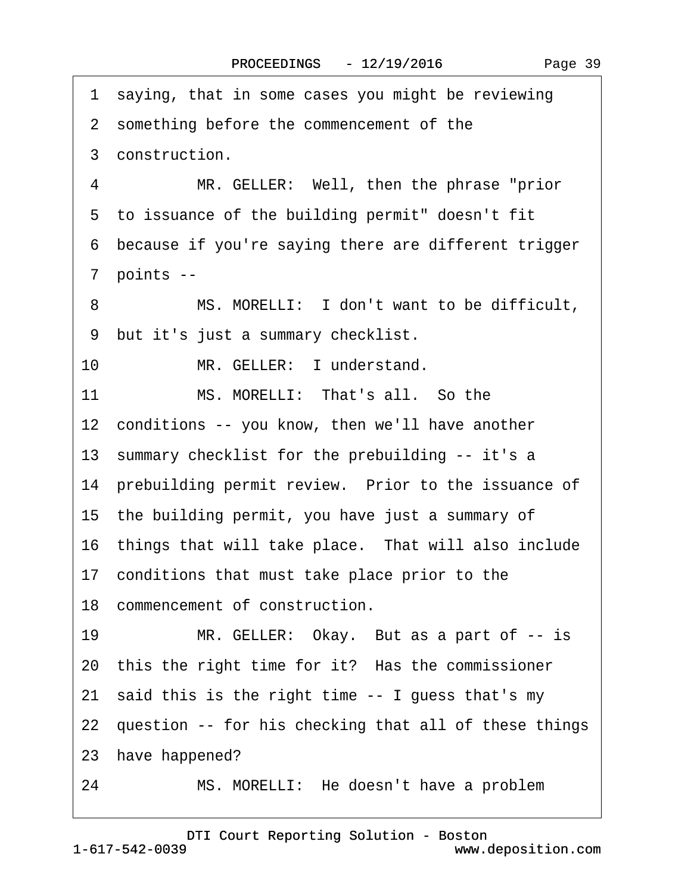1 saying, that in some cases you might be reviewing
2 something before the commencement of the
3 construction.
4 MR. GELLER: Well, then the phrase "prior
5 to issuance of the building permit" doesn't fit
6 because if you're saying there are different trigger
7 points --
8 MS. MORELLI: I don't want to be difficult,
9 but it's just a summary checklist.
10 MR. GELLER: I understand.
11 MS. MORELLI: That's all. So the
12 conditions -- you know, then we'll have another
13 summary checklist for the prebuilding -- it's a
14 prebuilding permit review. Prior to the issuance of
15 the building permit, you have just a summary of
16 things that will take place. That will also include
17 conditions that must take place prior to the
18 commencement of construction.
19 MR. GELLER: Okay. But as a part of -- is
20 this the right time for it? Has the commissioner
21 said this is the right time -- I guess that's my
22 question -- for his checking that all of these things
23 have happened?
24 MS. MORELLI: He doesn't have a problem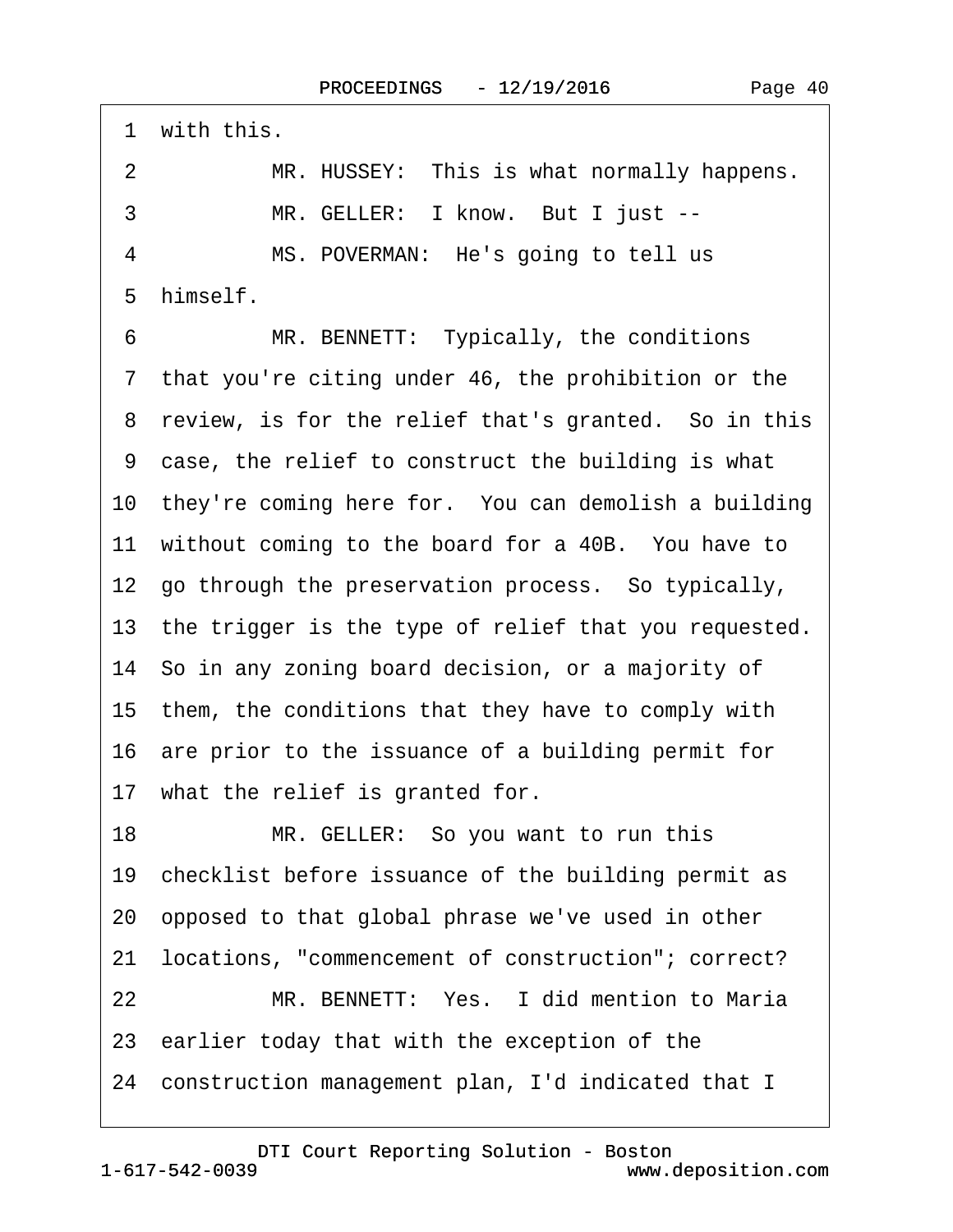1 with this.

2 MR. HUSSEY: This is what normally happens.

3 MR. GELLER: I know. But I just --

4 MS. POVERMAN: He's going to tell us

5 himself.

6 MR. BENNETT: Typically, the conditions

7 that you're citing under 46, the prohibition or the

8 review, is for the relief that's granted. So in this

9 case, the relief to construct the building is what

10 they're coming here for. You can demolish a building

11 without coming to the board for a 40B. You have to

12 go through the preservation process. So typically,

13 the trigger is the type of relief that you requested.

14 So in any zoning board decision, or a majority of

15 them, the conditions that they have to comply with

16 are prior to the issuance of a building permit for

17 what the relief is granted for.

18 MR. GELLER: So you want to run this

19 checklist before issuance of the building permit as

20 opposed to that global phrase we've used in other

21 locations, "commencement of construction"; correct?

22 MR. BENNETT: Yes. I did mention to Maria

23 earlier today that with the exception of the

24 construction management plan, I'd indicated that I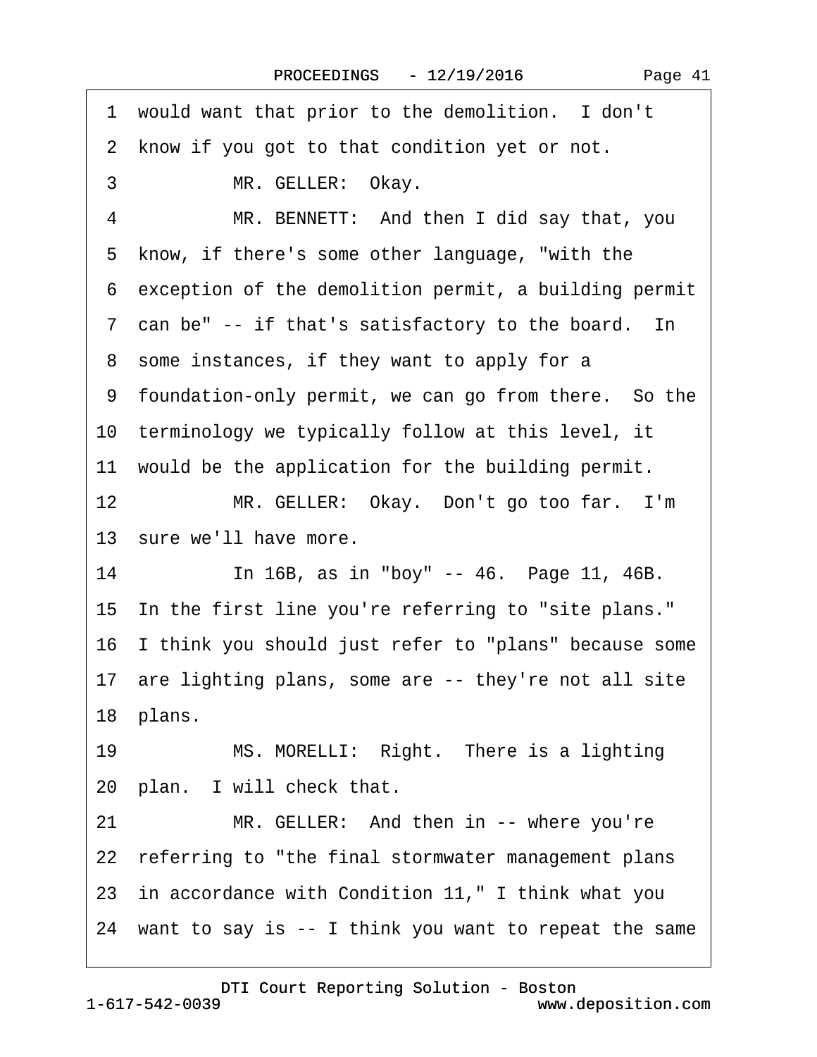1 would want that prior to the demolition. I don't

2 know if you got to that condition yet or not.

3 MR. GELLER: Okay.

4 MR. BENNETT: And then I did say that, you

5 know, if there's some other language, "with the

6 exception of the demolition permit, a building permit

7 can be" -- if that's satisfactory to the board. In

8 some instances, if they want to apply for a

9 foundation-only permit, we can go from there. So the

10 terminology we typically follow at this level, it

11 would be the application for the building permit.

12 MR. GELLER: Okay. Don't go too far. I'm

13 sure we'll have more.

14 In 16B, as in "boy" -- 46. Page 11, 46B.

15 In the first line you're referring to "site plans."

16 I think you should just refer to "plans" because some

17 are lighting plans, some are -- they're not all site

18 plans.

19 MS. MORELLI: Right. There is a lighting

20 plan. I will check that.

21 MR. GELLER: And then in -- where you're

22 referring to "the final stormwater management plans

23 in accordance with Condition 11," I think what you

24 want to say is -- I think you want to repeat the same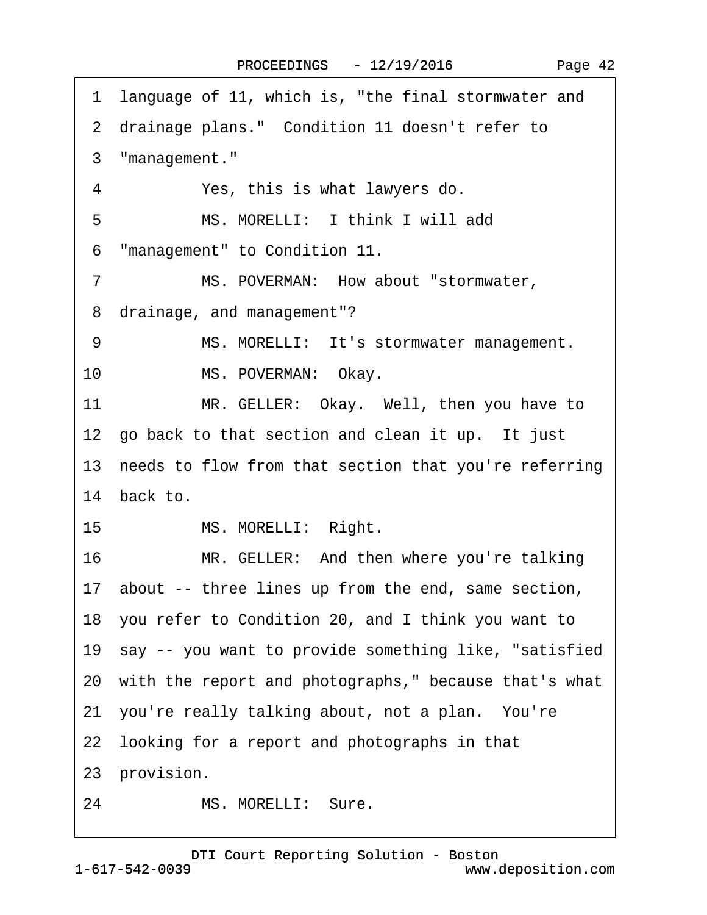1 language of 11, which is, "the final stormwater and
2 drainage plans." Condition 11 doesn't refer to
3 "management."
4 Yes, this is what lawyers do.
5 MS. MORELLI: I think I will add
6 "management" to Condition 11.
7 MS. POVERMAN: How about "stormwater,
8 drainage, and management"?
9 MS. MORELLI: It's stormwater management.
10 MS. POVERMAN: Okay.
11 MR. GELLER: Okay. Well, then you have to
12 go back to that section and clean it up. It just
13 needs to flow from that section that you're referring
14 back to.
15 MS. MORELLI: Right.
16 MR. GELLER: And then where you're talking
17 about -- three lines up from the end, same section,
18 you refer to Condition 20, and I think you want to
19 say -- you want to provide something like, "satisfied
20 with the report and photographs," because that's what
21 you're really talking about, not a plan. You're
22 looking for a report and photographs in that
23 provision.
24 MS. MORELLI: Sure.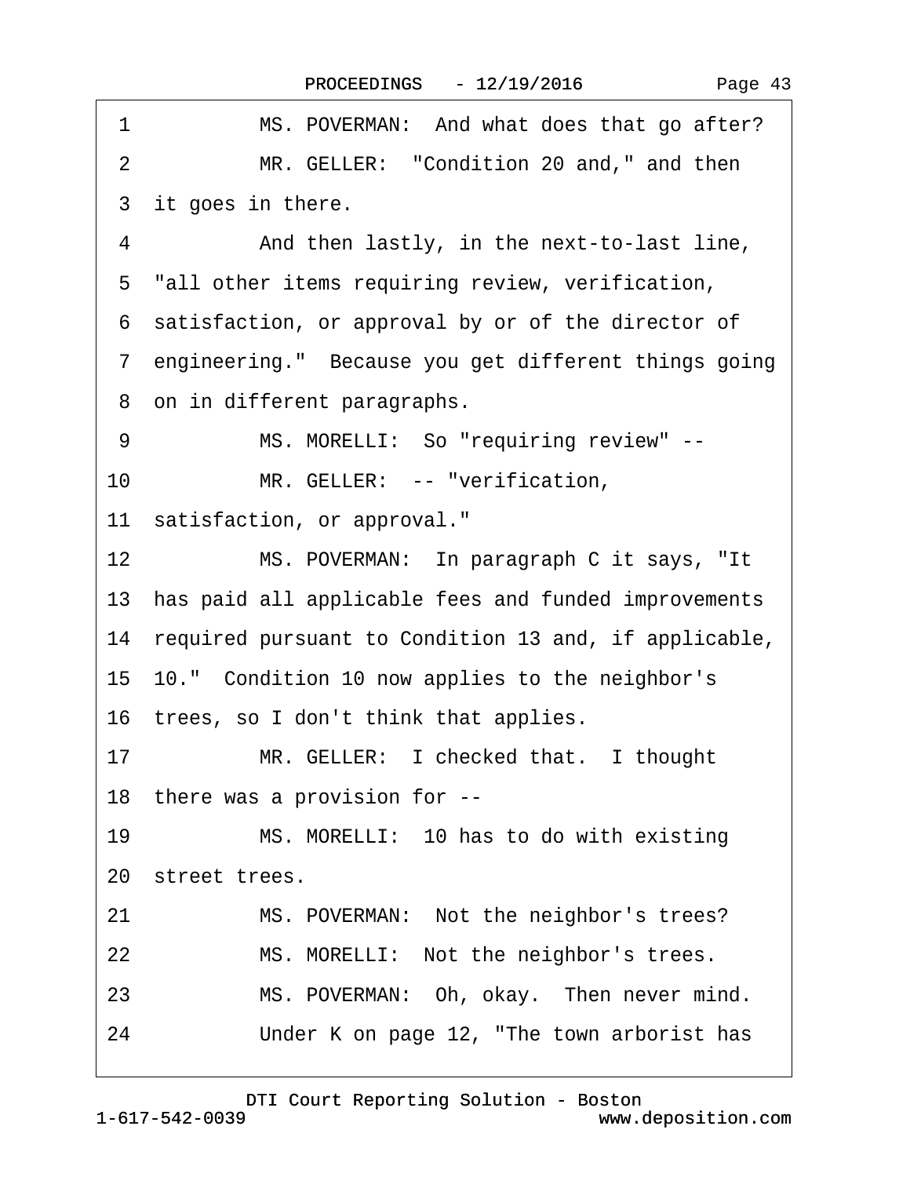1 MS. POVERMAN: And what does that go after?

2 MR. GELLER: "Condition 20 and," and then

3 it goes in there.

4 And then lastly, in the next-to-last line,

5 "all other items requiring review, verification,

6 satisfaction, or approval by or of the director of

7 engineering." Because you get different things going

8 on in different paragraphs.

9 MS. MORELLI: So "requiring review" --

10 MR. GELLER: -- "verification,

11 satisfaction, or approval."

12 MS. POVERMAN: In paragraph C it says, "It

13 has paid all applicable fees and funded improvements

14 required pursuant to Condition 13 and, if applicable,

15 10." Condition 10 now applies to the neighbor's

16 trees, so I don't think that applies.

17 MR. GELLER: I checked that. I thought

18 there was a provision for --

19 MS. MORELLI: 10 has to do with existing

20 street trees.

21 MS. POVERMAN: Not the neighbor's trees?

22 MS. MORELLI: Not the neighbor's trees.

23 MS. POVERMAN: Oh, okay. Then never mind.

24 Under K on page 12, "The town arborist has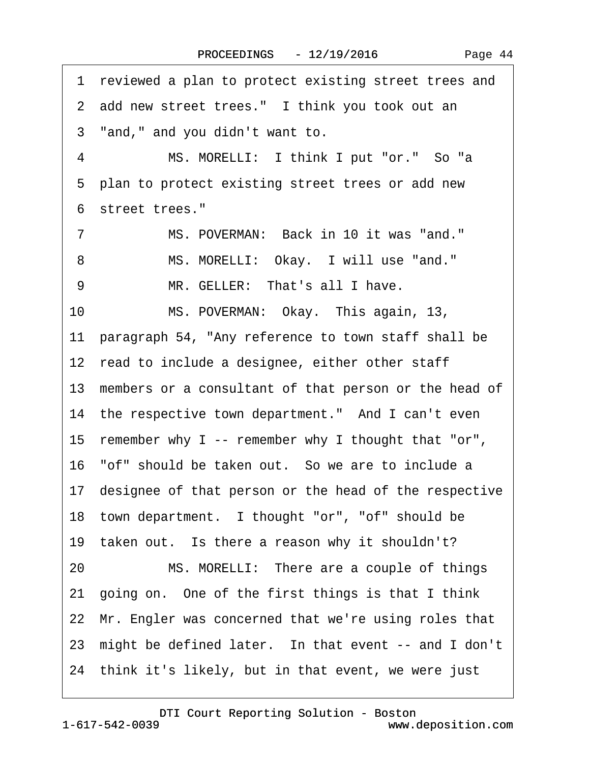1 reviewed a plan to protect existing street trees and

2 add new street trees." I think you took out an

3 "and," and you didn't want to.

4 MS. MORELLI: I think I put "or." So "a

5 plan to protect existing street trees or add new

6 street trees."

7 MS. POVERMAN: Back in 10 it was "and."

8 MS. MORELLI: Okay. I will use "and."

9 MR. GELLER: That's all I have.

10 MS. POVERMAN: Okay. This again, 13,

11 paragraph 54, "Any reference to town staff shall be

12 read to include a designee, either other staff

13 members or a consultant of that person or the head of

14 the respective town department." And I can't even

15 remember why I -- remember why I thought that "or",

16 "of" should be taken out. So we are to include a

17 designee of that person or the head of the respective

18 town department. I thought "or", "of" should be

19 taken out. Is there a reason why it shouldn't?

20 MS. MORELLI: There are a couple of things

21 going on. One of the first things is that I think

22 Mr. Engler was concerned that we're using roles that

23 might be defined later. In that event -- and I don't

24 think it's likely, but in that event, we were just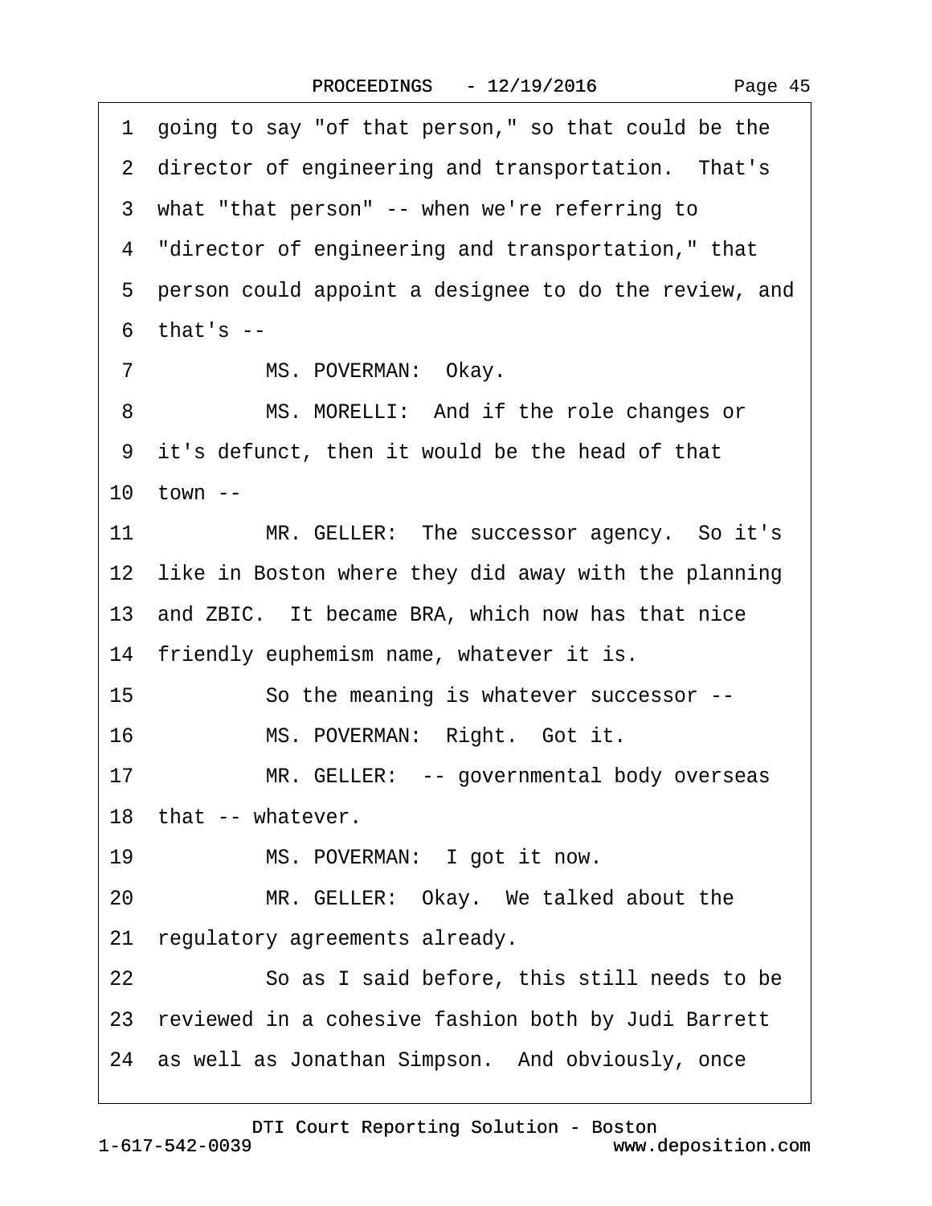1 going to say "of that person," so that could be the
2 director of engineering and transportation. That's
3 what "that person" -- when we're referring to
4 "director of engineering and transportation," that
5 person could appoint a designee to do the review, and
6 that's --
7 MS. POVERMAN: Okay.
8 MS. MORELLI: And if the role changes or
9 it's defunct, then it would be the head of that
10 town --
11 MR. GELLER: The successor agency. So it's
12 like in Boston where they did away with the planning
13 and ZBIC. It became BRA, which now has that nice
14 friendly euphemism name, whatever it is.
15 So the meaning is whatever successor --
16 MS. POVERMAN: Right. Got it.
17 MR. GELLER: -- governmental body overseas
18 that -- whatever.
19 MS. POVERMAN: I got it now.
20 MR. GELLER: Okay. We talked about the
21 regulatory agreements already.
22 So as I said before, this still needs to be
23 reviewed in a cohesive fashion both by Judi Barrett
24 as well as Jonathan Simpson. And obviously, once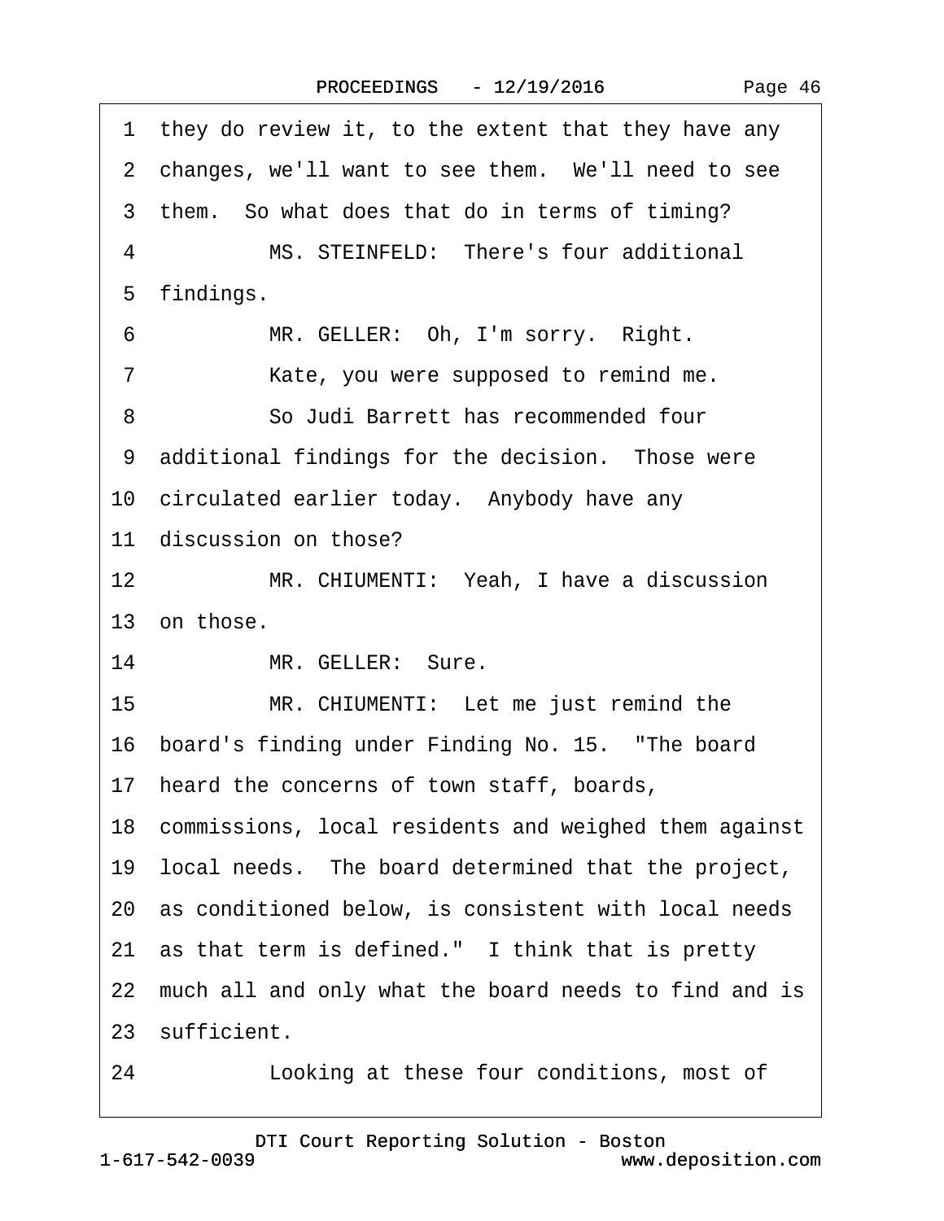1 they do review it, to the extent that they have any
2 changes, we'll want to see them. We'll need to see
3 them. So what does that do in terms of timing?
4 MS. STEINFELD: There's four additional
5 findings.
6 MR. GELLER: Oh, I'm sorry. Right.
7 Kate, you were supposed to remind me.
8 So Judi Barrett has recommended four
9 additional findings for the decision. Those were
10 circulated earlier today. Anybody have any
11 discussion on those?
12 MR. CHIUMENTI: Yeah, I have a discussion
13 on those.
14 MR. GELLER: Sure.
15 MR. CHIUMENTI: Let me just remind the
16 board's finding under Finding No. 15. "The board
17 heard the concerns of town staff, boards,
18 commissions, local residents and weighed them against
19 local needs. The board determined that the project,
20 as conditioned below, is consistent with local needs
21 as that term is defined." I think that is pretty
22 much all and only what the board needs to find and is
23 sufficient.
24 Looking at these four conditions, most of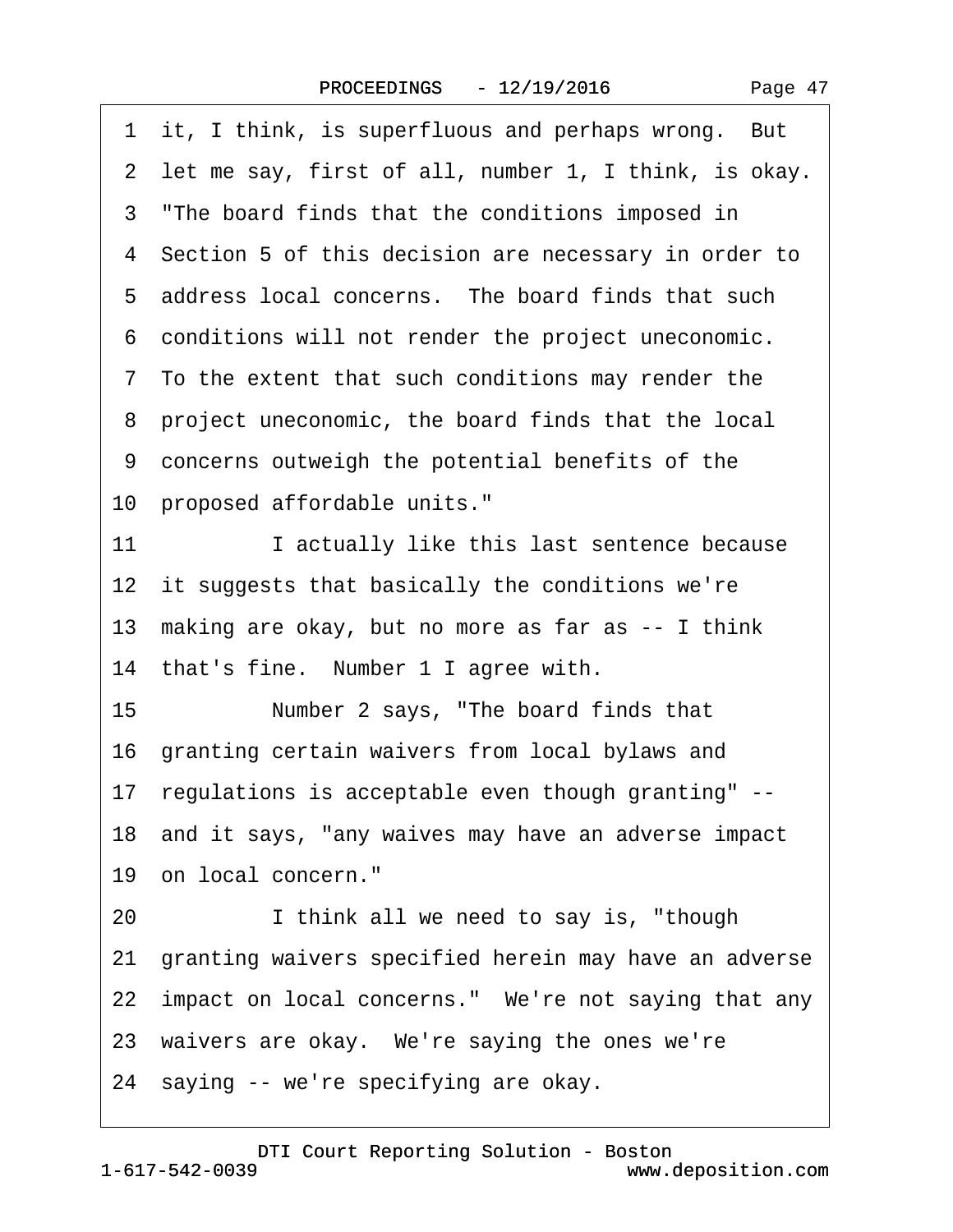1 it, I think, is superfluous and perhaps wrong. But
2 let me say, first of all, number 1, I think, is okay.
3 "The board finds that the conditions imposed in
4 Section 5 of this decision are necessary in order to
5 address local concerns. The board finds that such
6 conditions will not render the project uneconomic.
7 To the extent that such conditions may render the
8 project uneconomic, the board finds that the local
9 concerns outweigh the potential benefits of the
10 proposed affordable units."
11 I actually like this last sentence because
12 it suggests that basically the conditions we're
13 making are okay, but no more as far as -- I think
14 that's fine. Number 1 I agree with.
15 Number 2 says, "The board finds that
16 granting certain waivers from local bylaws and
17 regulations is acceptable even though granting" --
18 and it says, "any waives may have an adverse impact
19 on local concern."
20 I think all we need to say is, "though
21 granting waivers specified herein may have an adverse
22 impact on local concerns." We're not saying that any
23 waivers are okay. We're saying the ones we're
24 saying -- we're specifying are okay.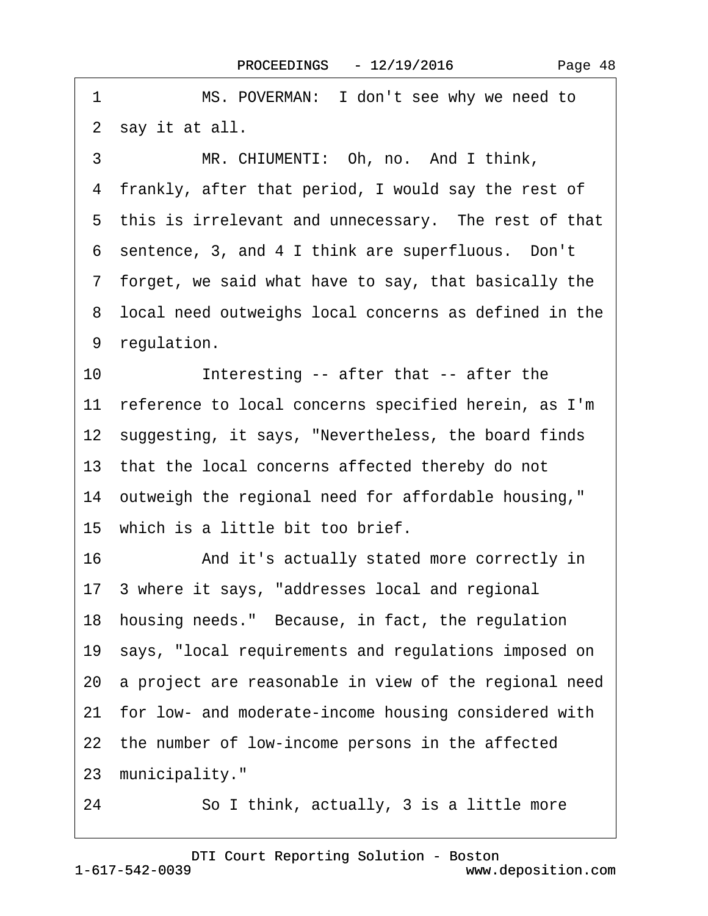1 MS. POVERMAN: I don't see why we need to
2 say it at all.
3 MR. CHIUMENTI: Oh, no. And I think,
4 frankly, after that period, I would say the rest of
5 this is irrelevant and unnecessary. The rest of that
6 sentence, 3, and 4 I think are superfluous. Don't
7 forget, we said what have to say, that basically the
8 local need outweighs local concerns as defined in the
9 regulation.
10 Interesting -- after that -- after the
11 reference to local concerns specified herein, as I'm
12 suggesting, it says, "Nevertheless, the board finds
13 that the local concerns affected thereby do not
14 outweigh the regional need for affordable housing,"
15 which is a little bit too brief.
16 And it's actually stated more correctly in
17 3 where it says, "addresses local and regional
18 housing needs." Because, in fact, the regulation
19 says, "local requirements and regulations imposed on
20 a project are reasonable in view of the regional need
21 for low- and moderate-income housing considered with
22 the number of low-income persons in the affected
23 municipality."
24 So I think, actually, 3 is a little more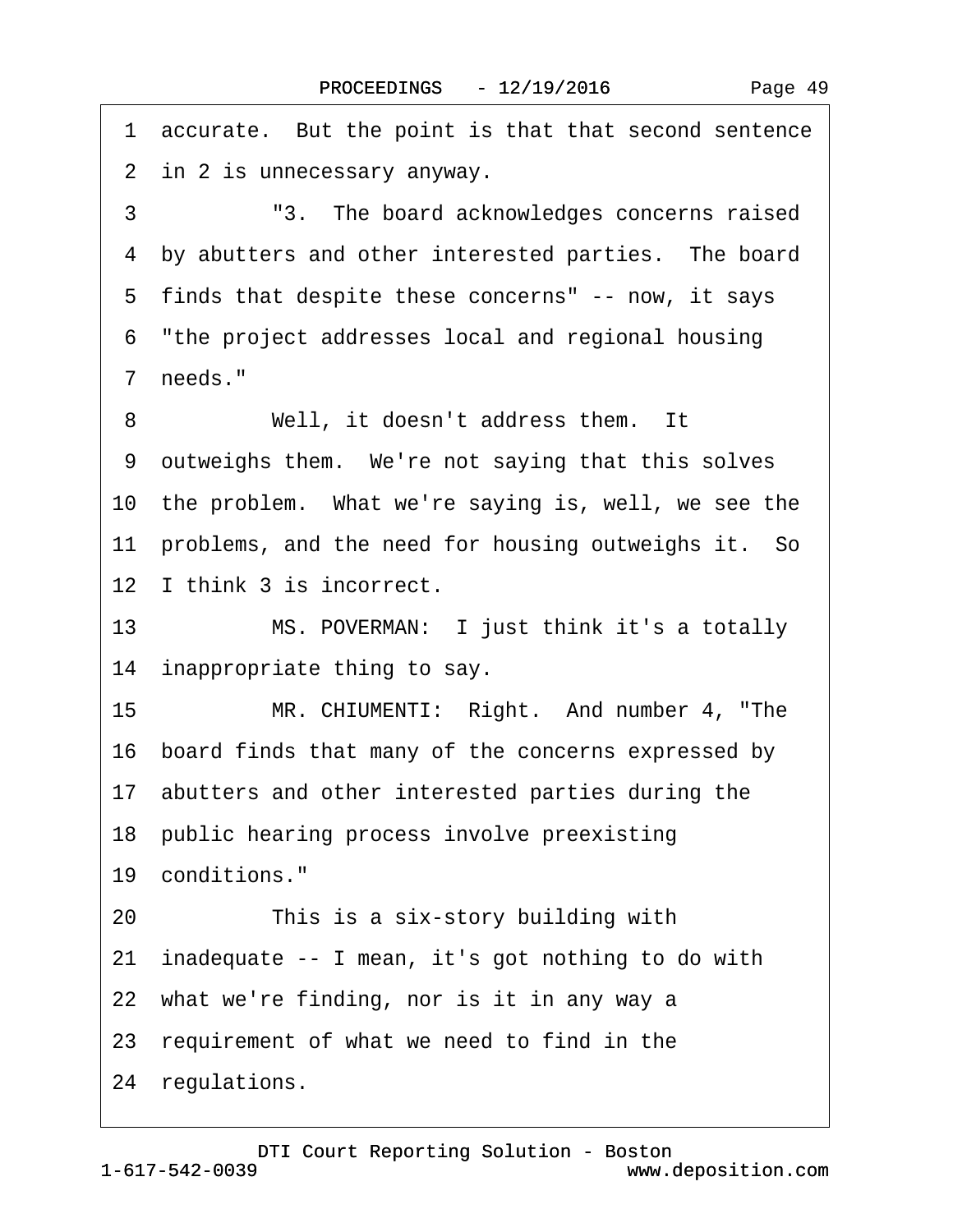1 accurate. But the point is that that second sentence
2 in 2 is unnecessary anyway.
3 "3. The board acknowledges concerns raised
4 by abutters and other interested parties. The board
5 finds that despite these concerns" -- now, it says
6 "the project addresses local and regional housing
7 needs."
8 Well, it doesn't address them. It
9 outweighs them. We're not saying that this solves
10 the problem. What we're saying is, well, we see the
11 problems, and the need for housing outweighs it. So
12 I think 3 is incorrect.
13 MS. POVERMAN: I just think it's a totally
14 inappropriate thing to say.
15 MR. CHIUMENTI: Right. And number 4, "The
16 board finds that many of the concerns expressed by
17 abutters and other interested parties during the
18 public hearing process involve preexisting
19 conditions."
20 This is a six-story building with
21 inadequate -- I mean, it's got nothing to do with
22 what we're finding, nor is it in any way a
23 requirement of what we need to find in the
24 regulations.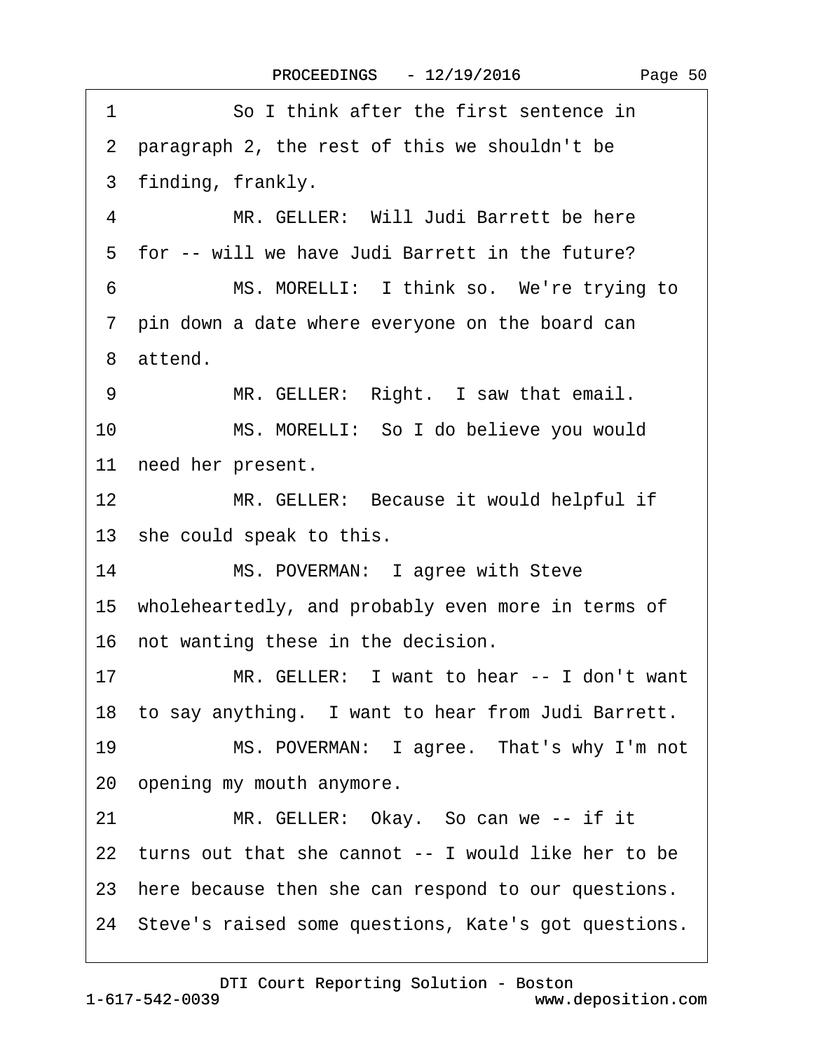1 So I think after the first sentence in
2 paragraph 2, the rest of this we shouldn't be
3 finding, frankly.
4 MR. GELLER: Will Judi Barrett be here
5 for -- will we have Judi Barrett in the future?
6 MS. MORELLI: I think so. We're trying to
7 pin down a date where everyone on the board can
8 attend.
9 MR. GELLER: Right. I saw that email.
10 MS. MORELLI: So I do believe you would
11 need her present.
12 MR. GELLER: Because it would helpful if
13 she could speak to this.
14 MS. POVERMAN: I agree with Steve
15 wholeheartedly, and probably even more in terms of
16 not wanting these in the decision.
17 MR. GELLER: I want to hear -- I don't want
18 to say anything. I want to hear from Judi Barrett.
19 MS. POVERMAN: I agree. That's why I'm not
20 opening my mouth anymore.
21 MR. GELLER: Okay. So can we -- if it
22 turns out that she cannot -- I would like her to be
23 here because then she can respond to our questions.
24 Steve's raised some questions, Kate's got questions.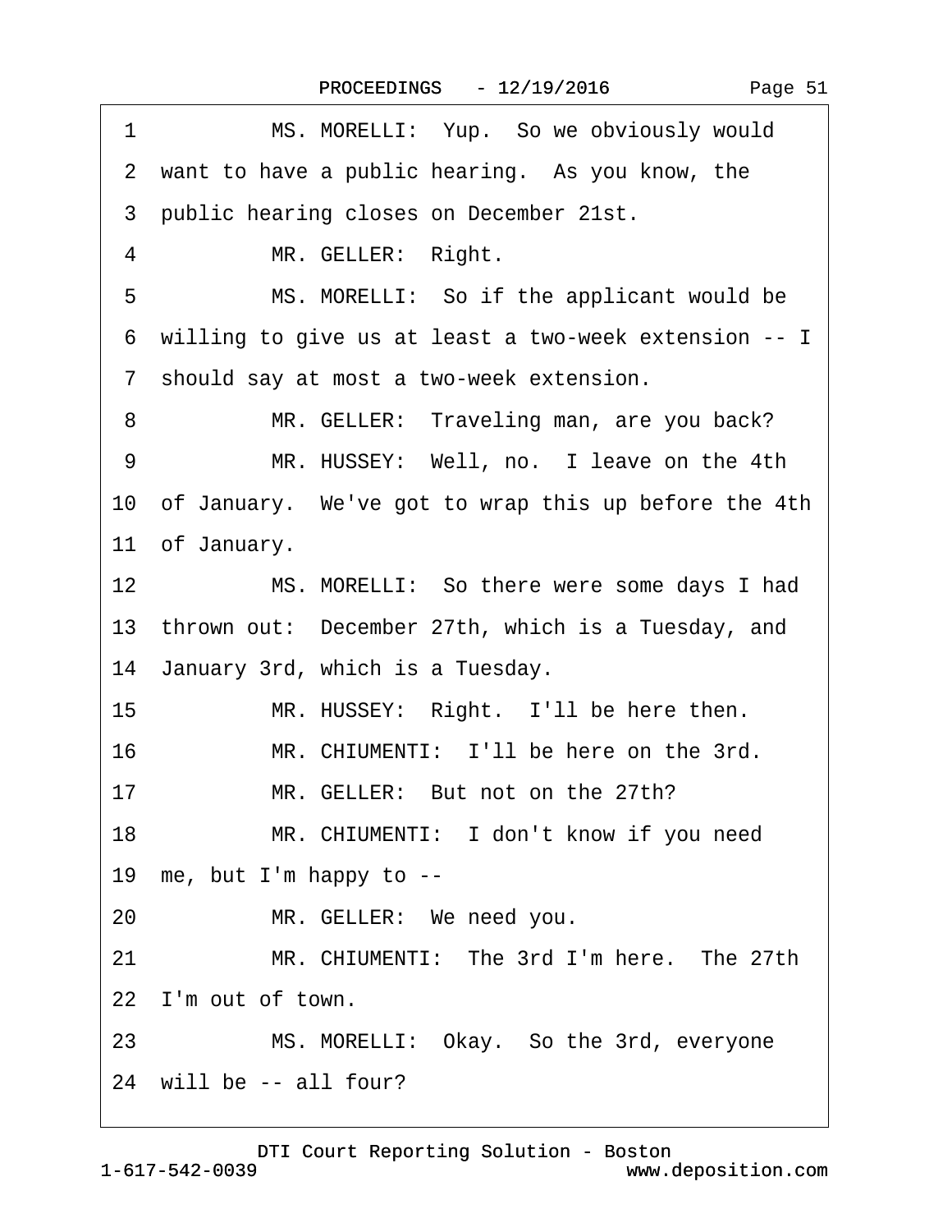1 MS. MORELLI: Yup. So we obviously would
2 want to have a public hearing. As you know, the
3 public hearing closes on December 21st.
4 MR. GELLER: Right.
5 MS. MORELLI: So if the applicant would be
6 willing to give us at least a two-week extension -- I
7 should say at most a two-week extension.
8 MR. GELLER: Traveling man, are you back?
9 MR. HUSSEY: Well, no. I leave on the 4th
10 of January. We've got to wrap this up before the 4th
11 of January.
12 MS. MORELLI: So there were some days I had
13 thrown out: December 27th, which is a Tuesday, and
14 January 3rd, which is a Tuesday.
15 MR. HUSSEY: Right. I'll be here then.
16 MR. CHIUMENTI: I'll be here on the 3rd.
17 MR. GELLER: But not on the 27th?
18 MR. CHIUMENTI: I don't know if you need
19 me, but I'm happy to --
20 MR. GELLER: We need you.
21 MR. CHIUMENTI: The 3rd I'm here. The 27th
22 I'm out of town.
23 MS. MORELLI: Okay. So the 3rd, everyone
24 will be -- all four?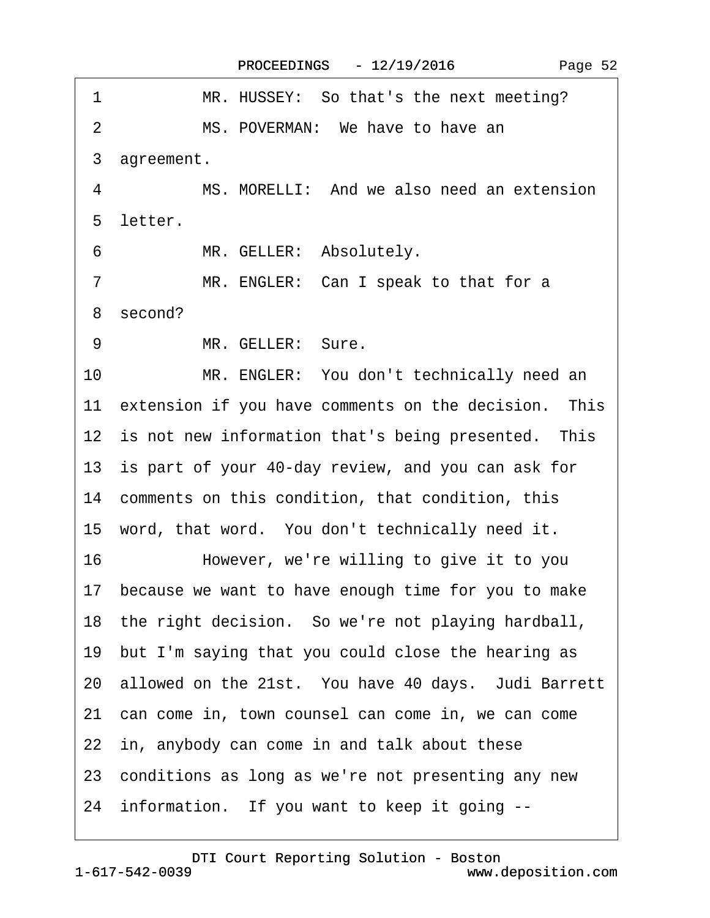1 MR. HUSSEY: So that's the next meeting?

2 MS. POVERMAN: We have to have an

3 agreement.

4 MS. MORELLI: And we also need an extension

5 letter.

6 MR. GELLER: Absolutely.

7 MR. ENGLER: Can I speak to that for a

8 second?

9 MR. GELLER: Sure.

10 MR. ENGLER: You don't technically need an

11 extension if you have comments on the decision. This

12 is not new information that's being presented. This

13 is part of your 40-day review, and you can ask for

14 comments on this condition, that condition, this

15 word, that word. You don't technically need it.

16 However, we're willing to give it to you

17 because we want to have enough time for you to make

18 the right decision. So we're not playing hardball,

19 but I'm saying that you could close the hearing as

20 allowed on the 21st. You have 40 days. Judi Barrett

21 can come in, town counsel can come in, we can come

22 in, anybody can come in and talk about these

23 conditions as long as we're not presenting any new

24 information. If you want to keep it going --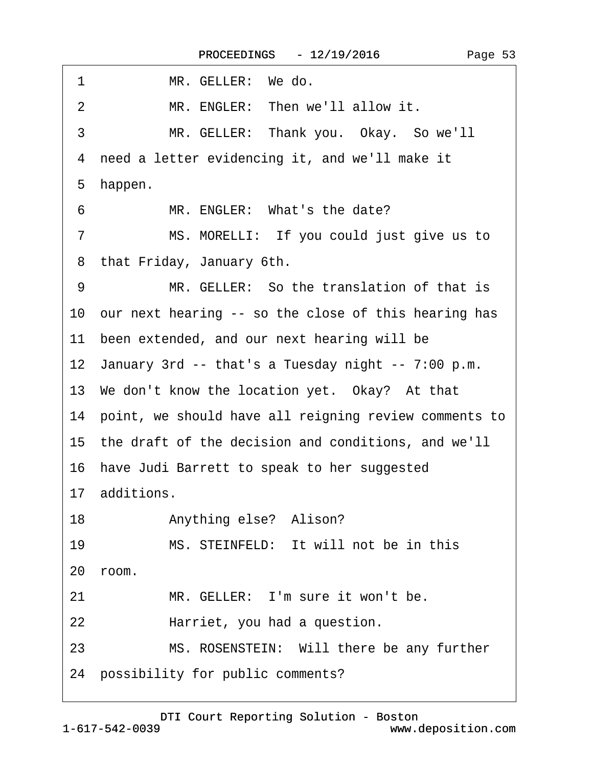1 MR. GELLER: We do.

2 MR. ENGLER: Then we'll allow it.

3 MR. GELLER: Thank you. Okay. So we'll

4 need a letter evidencing it, and we'll make it

5 happen.

6 MR. ENGLER: What's the date?

7 MS. MORELLI: If you could just give us to

8 that Friday, January 6th.

9 MR. GELLER: So the translation of that is

10 our next hearing -- so the close of this hearing has

11 been extended, and our next hearing will be

12 January 3rd -- that's a Tuesday night -- 7:00 p.m.

13 We don't know the location yet. Okay? At that

14 point, we should have all reigning review comments to

15 the draft of the decision and conditions, and we'll

16 have Judi Barrett to speak to her suggested

17 additions.

18 Anything else? Alison?

19 MS. STEINFELD: It will not be in this

20 room.

21 MR. GELLER: I'm sure it won't be.

22 Harriet, you had a question.

23 MS. ROSENSTEIN: Will there be any further

24 possibility for public comments?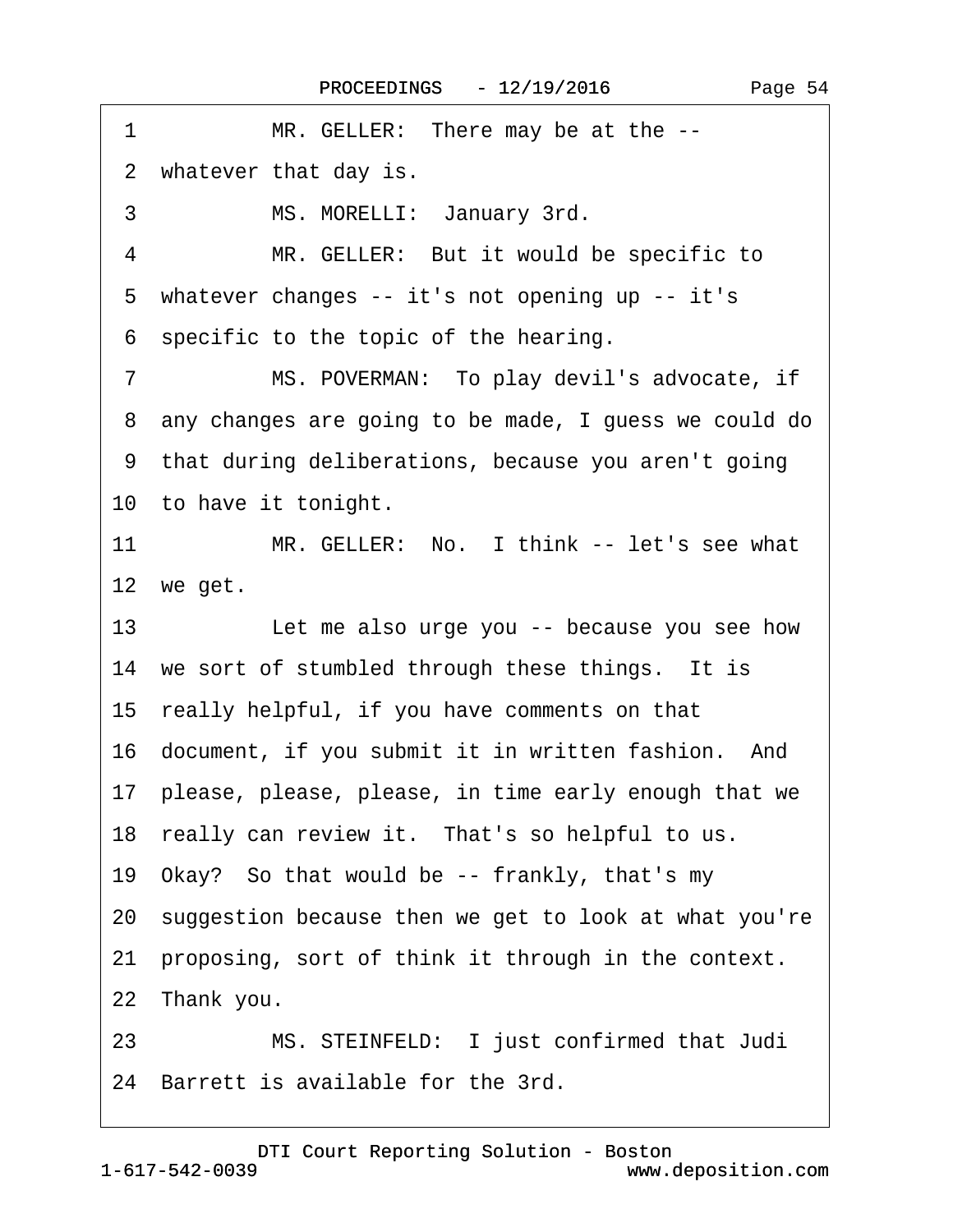1 MR. GELLER: There may be at the --

2 whatever that day is.

3 MS. MORELLI: January 3rd.

4 MR. GELLER: But it would be specific to

5 whatever changes -- it's not opening up -- it's

6 specific to the topic of the hearing.

7 MS. POVERMAN: To play devil's advocate, if

8 any changes are going to be made, I guess we could do

9 that during deliberations, because you aren't going

10 to have it tonight.

11 MR. GELLER: No. I think -- let's see what

12 we get.

13 Let me also urge you -- because you see how

14 we sort of stumbled through these things. It is

15 really helpful, if you have comments on that

16 document, if you submit it in written fashion. And

17 please, please, please, in time early enough that we

18 really can review it. That's so helpful to us.

19 Okay? So that would be -- frankly, that's my

20 suggestion because then we get to look at what you're

21 proposing, sort of think it through in the context.

22 Thank you.

23 MS. STEINFELD: I just confirmed that Judi

24 Barrett is available for the 3rd.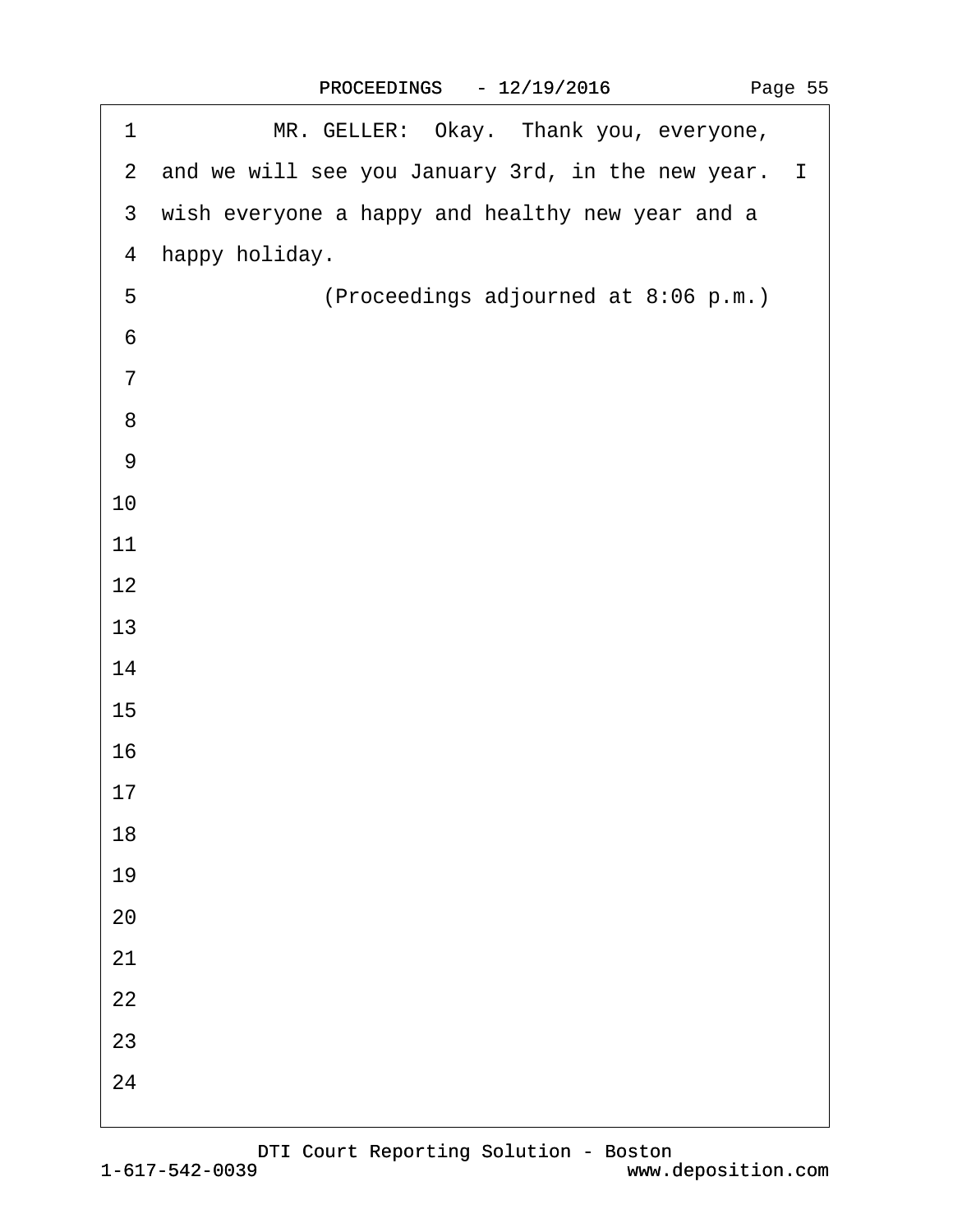1 MR. GELLER: Okay. Thank you, everyone,

2 and we will see you January 3rd, in the new year. I

3 wish everyone a happy and healthy new year and a

4 happy holiday.

5 (Proceedings adjourned at 8:06 p.m.)

6

7

8

9

10

11

12

13

14

15

16

17

18

19

20

21

22

23

24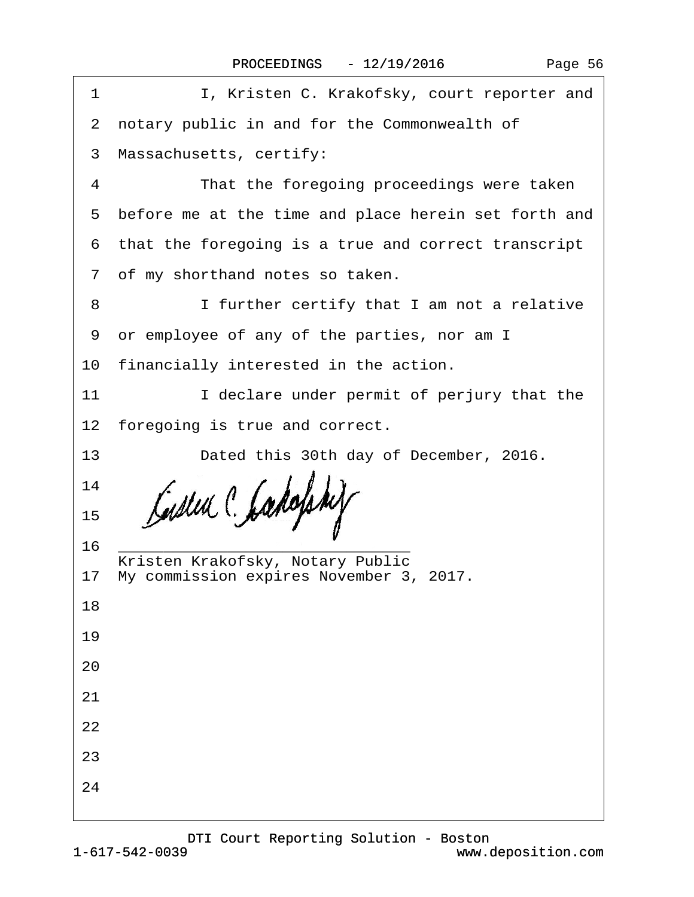1 I, Kristen C. Krakofsky, court reporter and

2 notary public in and for the Commonwealth of

3 Massachusetts, certify:

4 That the foregoing proceedings were taken

5 before me at the time and place herein set forth and

6 that the foregoing is a true and correct transcript

7 of my shorthand notes so taken.

8 I further certify that I am not a relative

9 or employee of any of the parties, nor am I

10 financially interested in the action.

11 I declare under permit of perjury that the

12 foregoing is true and correct.

13 Dated this 30th day of December, 2016.

14

15

16 ________________________________
Kristen Krakofsky, Notary Public

17 My commission expires November 3, 2017.

18

19

20

21

22

23

24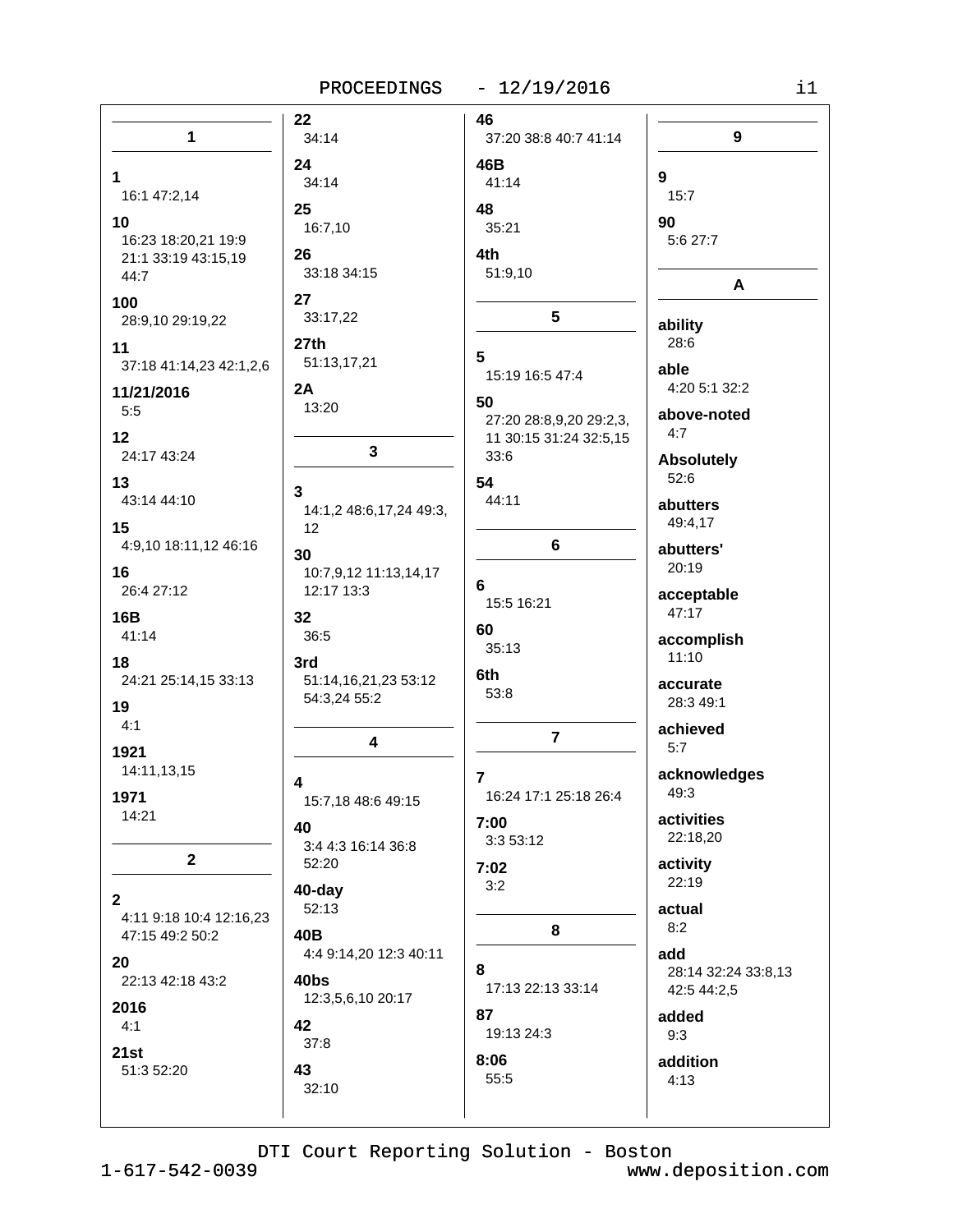## 1

**1**
16:1 47:2,14

**10**
16:23 18:20,21 19:9 21:1 33:19 43:15,19 44:7

**100**
28:9,10 29:19,22

**11**
37:18 41:14,23 42:1,2,6

**11/21/2016**
5:5

**12**
24:17 43:24

**13**
43:14 44:10

**15**
4:9,10 18:11,12 46:16

**16**
26:4 27:12

**16B**
41:14

**18**
24:21 25:14,15 33:13

**19**
4:1

**1921**
14:11,13,15

**1971**
14:21

## 2

**2**
4:11 9:18 10:4 12:16,23 47:15 49:2 50:2

**20**
22:13 42:18 43:2

**2016**
4:1

**21st**
51:3 52:20

**22**
34:14

**24**
34:14

**25**
16:7,10

**26**
33:18 34:15

**27**
33:17,22

**27th**
51:13,17,21

**2A**
13:20

## 3

**3**
14:1,2 48:6,17,24 49:3,12

**30**
10:7,9,12 11:13,14,17 12:17 13:3

**32**
36:5

**3rd**
51:14,16,21,23 53:12 54:3,24 55:2

## 4

**4**
15:7,18 48:6 49:15

**40**
3:4 4:3 16:14 36:8 52:20

**40-day**
52:13

**40B**
4:4 9:14,20 12:3 40:11

**40bs**
12:3,5,6,10 20:17

**42**
37:8

**43**
32:10

**46**
37:20 38:8 40:7 41:14

**46B**
41:14

**48**
35:21

**4th**
51:9,10

## 5

**5**
15:19 16:5 47:4

**50**
27:20 28:8,9,20 29:2,3,11 30:15 31:24 32:5,15 33:6

**54**
44:11

## 6

**6**
15:5 16:21

**60**
35:13

**6th**
53:8

## 7

**7**
16:24 17:1 25:18 26:4

**7:00**
3:3 53:12

**7:02**
3:2

## 8

**8**
17:13 22:13 33:14

**87**
19:13 24:3

**8:06**
55:5

## 9

**9**
15:7

**90**
5:6 27:7

## A

**ability**
28:6

**able**
4:20 5:1 32:2

**above-noted**
4:7

**Absolutely**
52:6

**abutters**
49:4,17

**abutters'**
20:19

**acceptable**
47:17

**accomplish**
11:10

**accurate**
28:3 49:1

**achieved**
5:7

**acknowledges**
49:3

**activities**
22:18,20

**activity**
22:19

**actual**
8:2

**add**
28:14 32:24 33:8,13 42:5 44:2,5

**added**
9:3

**addition**
4:13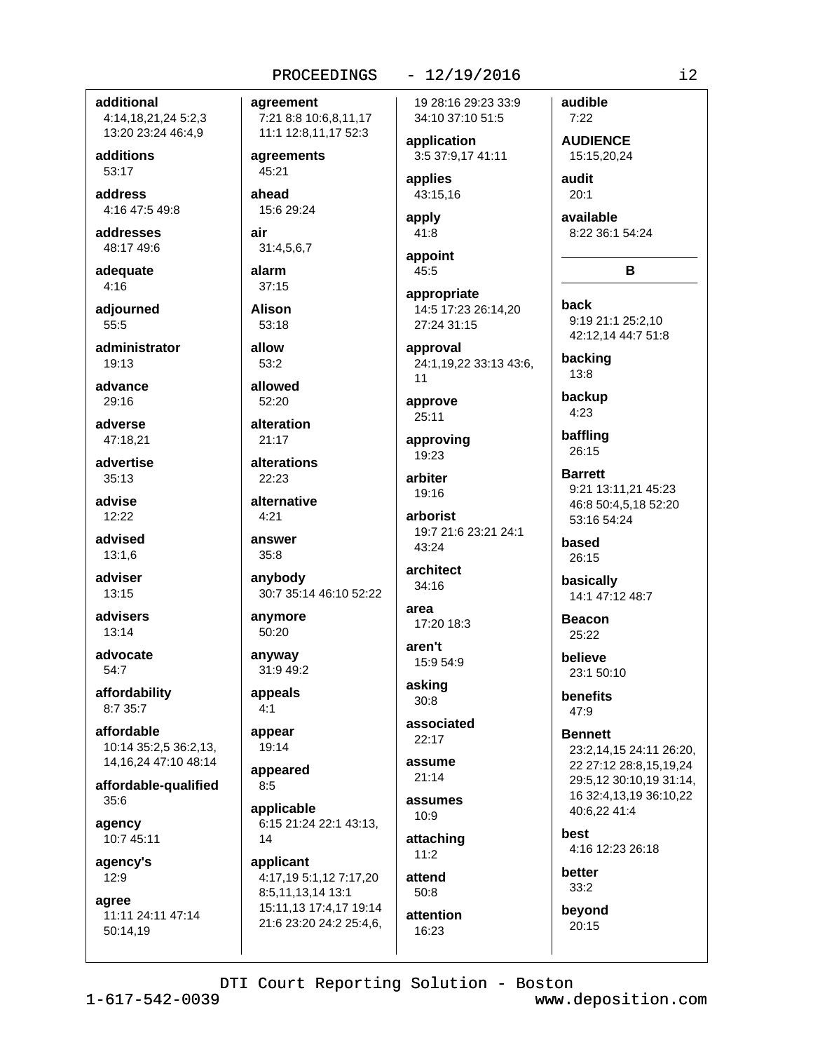**additional**
4:14,18,21,24 5:2,3 13:20 23:24 46:4,9

**additions**
53:17

**address**
4:16 47:5 49:8

**addresses**
48:17 49:6

**adequate**
4:16

**adjourned**
55:5

**administrator**
19:13

**advance**
29:16

**adverse**
47:18,21

**advertise**
35:13

**advise**
12:22

**advised**
13:1,6

**adviser**
13:15

**advisers**
13:14

**advocate**
54:7

**affordability**
8:7 35:7

**affordable**
10:14 35:2,5 36:2,13, 14,16,24 47:10 48:14

**affordable-qualified**
35:6

**agency**
10:7 45:11

**agency's**
12:9

**agree**
11:11 24:11 47:14 50:14,19

**agreement**
7:21 8:8 10:6,8,11,17 11:1 12:8,11,17 52:3

**agreements**
45:21

**ahead**
15:6 29:24

**air**
31:4,5,6,7

**alarm**
37:15

**Alison**
53:18

**allow**
53:2

**allowed**
52:20

**alteration**
21:17

**alterations**
22:23

**alternative**
4:21

**answer**
35:8

**anybody**
30:7 35:14 46:10 52:22

**anymore**
50:20

**anyway**
31:9 49:2

**appeals**
4:1

**appear**
19:14

**appeared**
8:5

**applicable**
6:15 21:24 22:1 43:13, 14

**applicant**
4:17,19 5:1,12 7:17,20 8:5,11,13,14 13:1 15:11,13 17:4,17 19:14 21:6 23:20 24:2 25:4,6, 19 28:16 29:23 33:9 34:10 37:10 51:5

**application**
3:5 37:9,17 41:11

**applies**
43:15,16

**apply**
41:8

**appoint**
45:5

**appropriate**
14:5 17:23 26:14,20 27:24 31:15

**approval**
24:1,19,22 33:13 43:6, 11

**approve**
25:11

**approving**
19:23

**arbiter**
19:16

**arborist**
19:7 21:6 23:21 24:1 43:24

**architect**
34:16

**area**
17:20 18:3

**aren't**
15:9 54:9

**asking**
30:8

**associated**
22:17

**assume**
21:14

**assumes**
10:9

**attaching**
11:2

**attend**
50:8

**attention**
16:23

**audible**
7:22

**AUDIENCE**
15:15,20,24

**audit**
20:1

**available**
8:22 36:1 54:24

## B

**back**
9:19 21:1 25:2,10 42:12,14 44:7 51:8

**backing**
13:8

**backup**
4:23

**baffling**
26:15

**Barrett**
9:21 13:11,21 45:23 46:8 50:4,5,18 52:20 53:16 54:24

**based**
26:15

**basically**
14:1 47:12 48:7

**Beacon**
25:22

**believe**
23:1 50:10

**benefits**
47:9

**Bennett**
23:2,14,15 24:11 26:20, 22 27:12 28:8,15,19,24 29:5,12 30:10,19 31:14, 16 32:4,13,19 36:10,22 40:6,22 41:4

**best**
4:16 12:23 26:18

**better**
33:2

**beyond**
20:15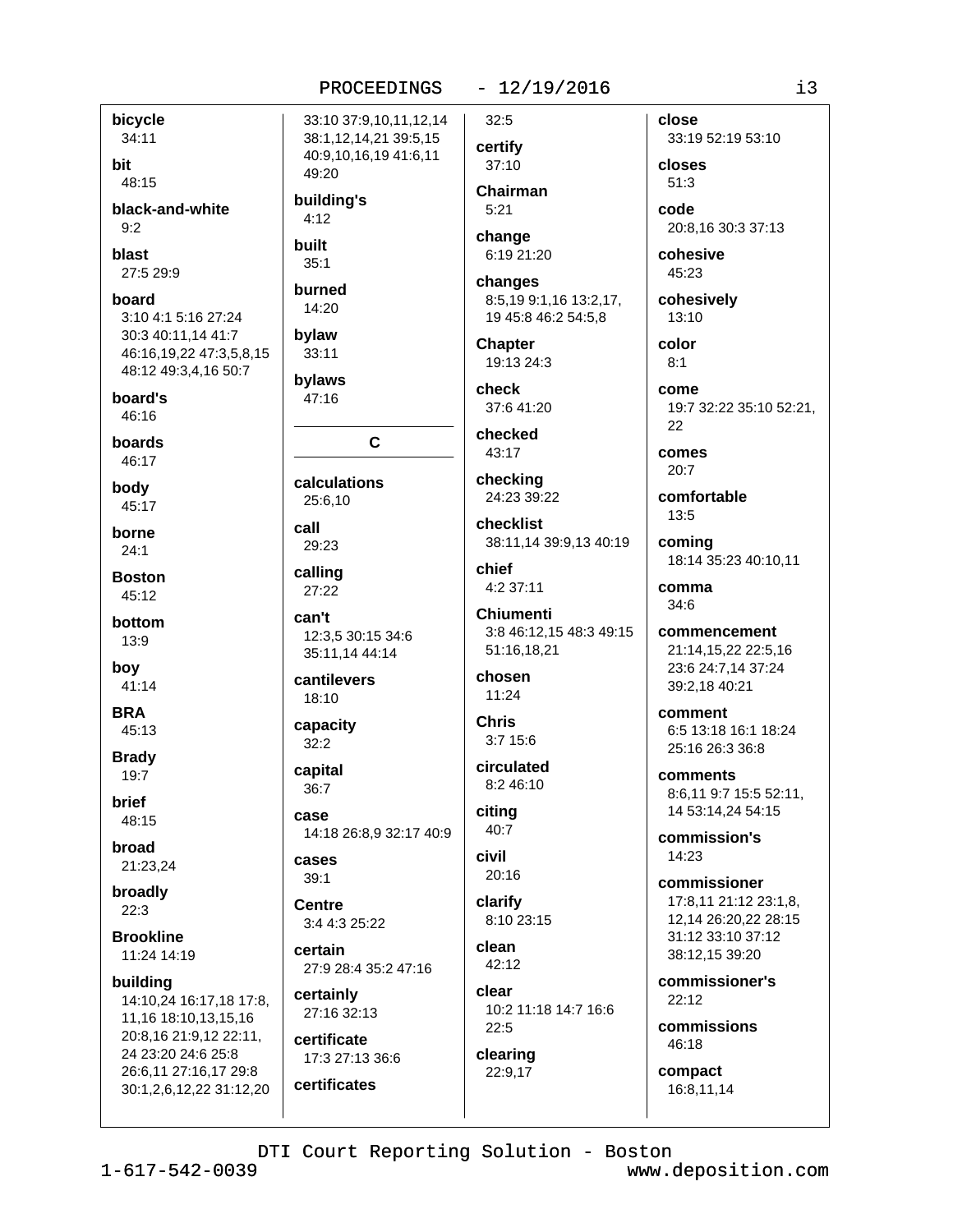**bicycle**
34:11

**bit**
48:15

**black-and-white**
9:2

**blast**
27:5 29:9

**board**
3:10 4:1 5:16 27:24 30:3 40:11,14 41:7 46:16,19,22 47:3,5,8,15 48:12 49:3,4,16 50:7

**board's**
46:16

**boards**
46:17

**body**
45:17

**borne**
24:1

**Boston**
45:12

**bottom**
13:9

**boy**
41:14

**BRA**
45:13

**Brady**
19:7

**brief**
48:15

**broad**
21:23,24

**broadly**
22:3

**Brookline**
11:24 14:19

**building**
14:10,24 16:17,18 17:8, 11,16 18:10,13,15,16 20:8,16 21:9,12 22:11, 24 23:20 24:6 25:8 26:6,11 27:16,17 29:8 30:1,2,6,12,22 31:12,20 33:10 37:9,10,11,12,14 38:1,12,14,21 39:5,15 40:9,10,16,19 41:6,11 49:20

**building's**
4:12

**built**
35:1

**burned**
14:20

**bylaw**
33:11

**bylaws**
47:16

## C

**calculations**
25:6,10

**call**
29:23

**calling**
27:22

**can't**
12:3,5 30:15 34:6 35:11,14 44:14

**cantilevers**
18:10

**capacity**
32:2

**capital**
36:7

**case**
14:18 26:8,9 32:17 40:9

**cases**
39:1

**Centre**
3:4 4:3 25:22

**certain**
27:9 28:4 35:2 47:16

**certainly**
27:16 32:13

**certificate**
17:3 27:13 36:6

**certificates**
32:5

**certify**
37:10

**Chairman**
5:21

**change**
6:19 21:20

**changes**
8:5,19 9:1,16 13:2,17, 19 45:8 46:2 54:5,8

**Chapter**
19:13 24:3

**check**
37:6 41:20

**checked**
43:17

**checking**
24:23 39:22

**checklist**
38:11,14 39:9,13 40:19

**chief**
4:2 37:11

**Chiumenti**
3:8 46:12,15 48:3 49:15 51:16,18,21

**chosen**
11:24

**Chris**
3:7 15:6

**circulated**
8:2 46:10

**citing**
40:7

**civil**
20:16

**clarify**
8:10 23:15

**clean**
42:12

**clear**
10:2 11:18 14:7 16:6 22:5

**clearing**
22:9,17

**close**
33:19 52:19 53:10

**closes**
51:3

**code**
20:8,16 30:3 37:13

**cohesive**
45:23

**cohesively**
13:10

**color**
8:1

**come**
19:7 32:22 35:10 52:21, 22

**comes**
20:7

**comfortable**
13:5

**coming**
18:14 35:23 40:10,11

**comma**
34:6

**commencement**
21:14,15,22 22:5,16 23:6 24:7,14 37:24 39:2,18 40:21

**comment**
6:5 13:18 16:1 18:24 25:16 26:3 36:8

**comments**
8:6,11 9:7 15:5 52:11, 14 53:14,24 54:15

**commission's**
14:23

**commissioner**
17:8,11 21:12 23:1,8, 12,14 26:20,22 28:15 31:12 33:10 37:12 38:12,15 39:20

**commissioner's**
22:12

**commissions**
46:18

**compact**
16:8,11,14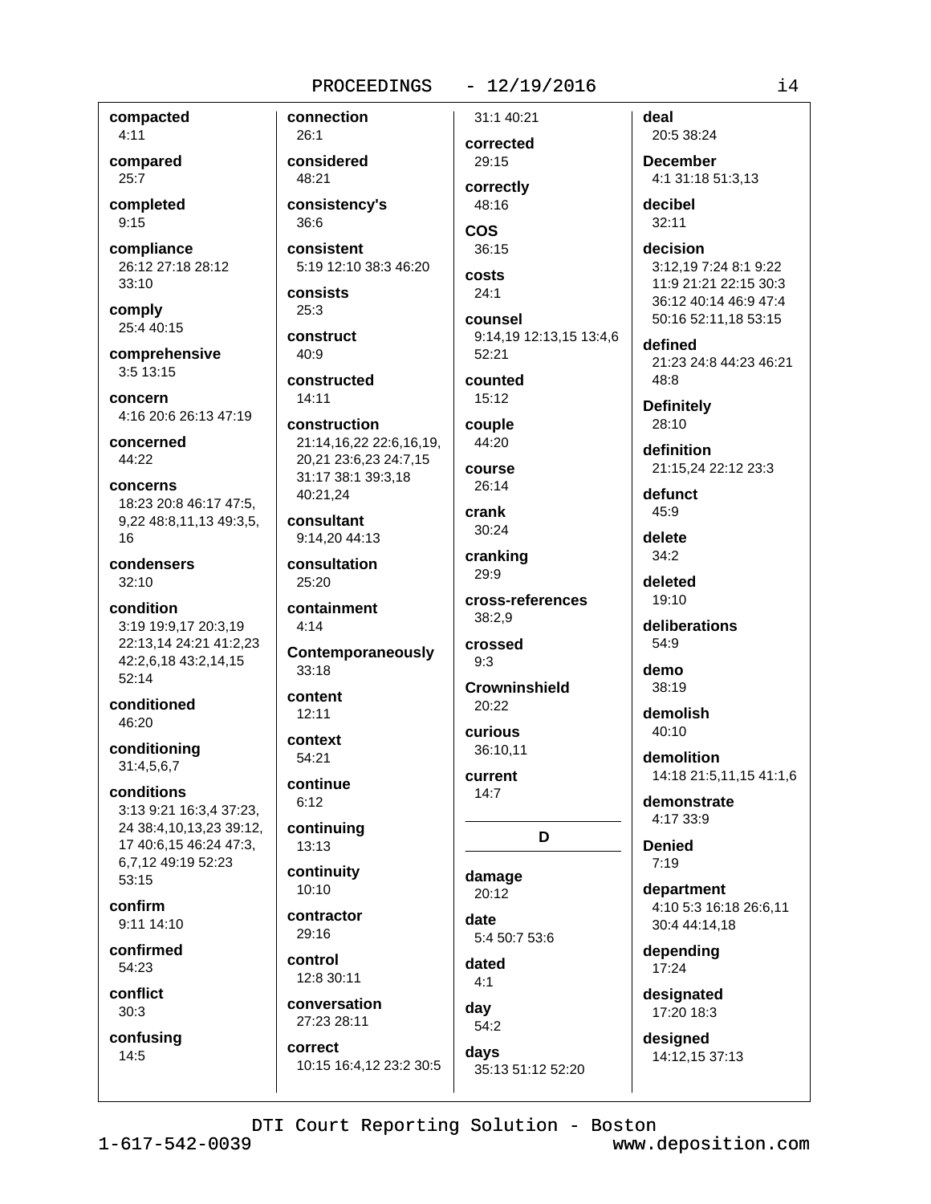**compacted**
4:11

**compared**
25:7

**completed**
9:15

**compliance**
26:12 27:18 28:12 33:10

**comply**
25:4 40:15

**comprehensive**
3:5 13:15

**concern**
4:16 20:6 26:13 47:19

**concerned**
44:22

**concerns**
18:23 20:8 46:17 47:5, 9,22 48:8,11,13 49:3,5, 16

**condensers**
32:10

**condition**
3:19 19:9,17 20:3,19 22:13,14 24:21 41:2,23 42:2,6,18 43:2,14,15 52:14

**conditioned**
46:20

**conditioning**
31:4,5,6,7

**conditions**
3:13 9:21 16:3,4 37:23, 24 38:4,10,13,23 39:12, 17 40:6,15 46:24 47:3, 6,7,12 49:19 52:23 53:15

**confirm**
9:11 14:10

**confirmed**
54:23

**conflict**
30:3

**confusing**
14:5

**connection**
26:1

**considered**
48:21

**consistency's**
36:6

**consistent**
5:19 12:10 38:3 46:20

**consists**
25:3

**construct**
40:9

**constructed**
14:11

**construction**
21:14,16,22 22:6,16,19, 20,21 23:6,23 24:7,15 31:17 38:1 39:3,18 40:21,24

**consultant**
9:14,20 44:13

**consultation**
25:20

**containment**
4:14

**Contemporaneously**
33:18

**content**
12:11

**context**
54:21

**continue**
6:12

**continuing**
13:13

**continuity**
10:10

**contractor**
29:16

**control**
12:8 30:11

**conversation**
27:23 28:11

**correct**
10:15 16:4,12 23:2 30:5 31:1 40:21

**corrected**
29:15

**correctly**
48:16

**COS**
36:15

**costs**
24:1

**counsel**
9:14,19 12:13,15 13:4,6 52:21

**counted**
15:12

**couple**
44:20

**course**
26:14

**crank**
30:24

**cranking**
29:9

**cross-references**
38:2,9

**crossed**
9:3

**Crowninshield**
20:22

**curious**
36:10,11

**current**
14:7

## D

**damage**
20:12

**date**
5:4 50:7 53:6

**dated**
4:1

**day**
54:2

**days**
35:13 51:12 52:20

**deal**
20:5 38:24

**December**
4:1 31:18 51:3,13

**decibel**
32:11

**decision**
3:12,19 7:24 8:1 9:22 11:9 21:21 22:15 30:3 36:12 40:14 46:9 47:4 50:16 52:11,18 53:15

**defined**
21:23 24:8 44:23 46:21 48:8

**Definitely**
28:10

**definition**
21:15,24 22:12 23:3

**defunct**
45:9

**delete**
34:2

**deleted**
19:10

**deliberations**
54:9

**demo**
38:19

**demolish**
40:10

**demolition**
14:18 21:5,11,15 41:1,6

**demonstrate**
4:17 33:9

**Denied**
7:19

**department**
4:10 5:3 16:18 26:6,11 30:4 44:14,18

**depending**
17:24

**designated**
17:20 18:3

**designed**
14:12,15 37:13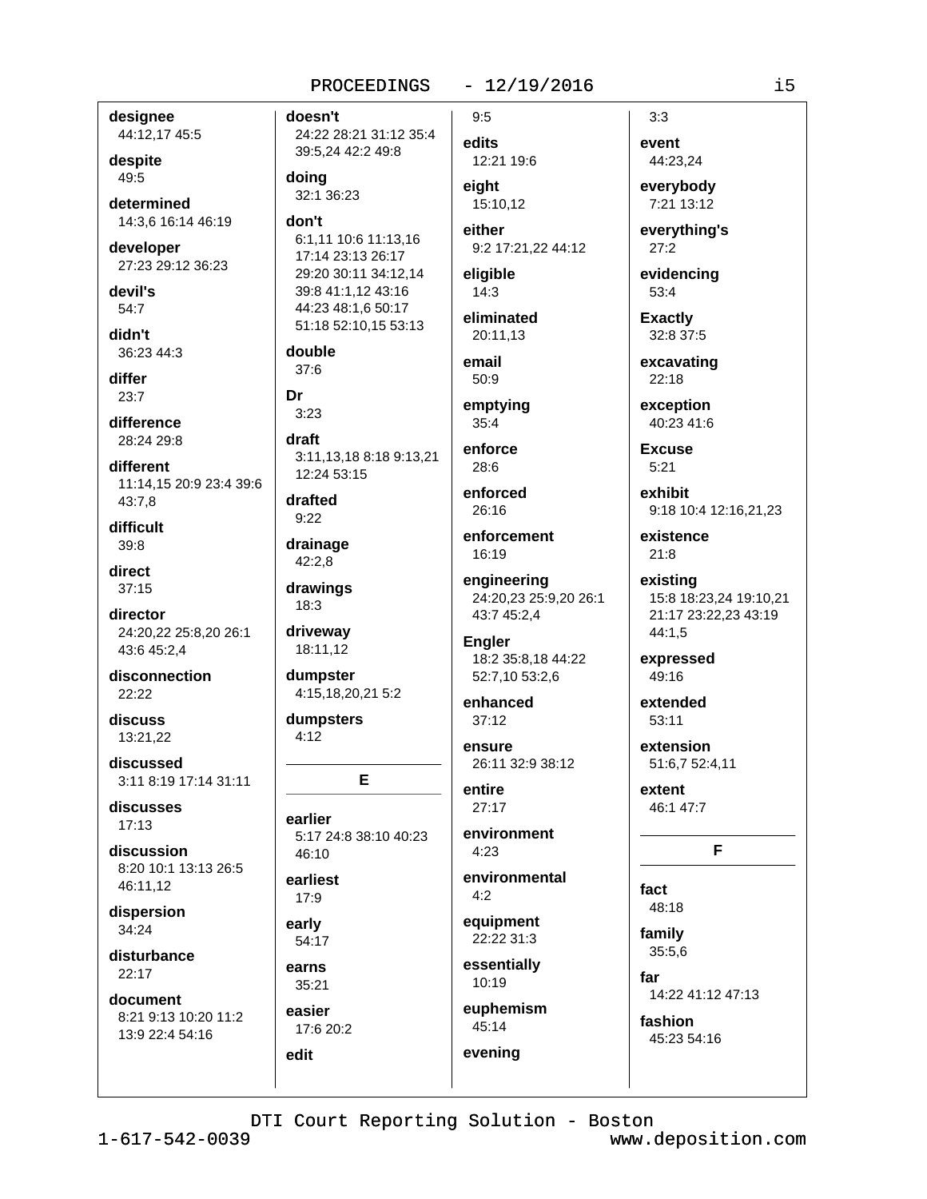**designee**
44:12,17 45:5

**despite**
49:5

**determined**
14:3,6 16:14 46:19

**developer**
27:23 29:12 36:23

**devil's**
54:7

**didn't**
36:23 44:3

**differ**
23:7

**difference**
28:24 29:8

**different**
11:14,15 20:9 23:4 39:6 43:7,8

**difficult**
39:8

**direct**
37:15

**director**
24:20,22 25:8,20 26:1 43:6 45:2,4

**disconnection**
22:22

**discuss**
13:21,22

**discussed**
3:11 8:19 17:14 31:11

**discusses**
17:13

**discussion**
8:20 10:1 13:13 26:5 46:11,12

**dispersion**
34:24

**disturbance**
22:17

**document**
8:21 9:13 10:20 11:2 13:9 22:4 54:16

**doesn't**
24:22 28:21 31:12 35:4 39:5,24 42:2 49:8

**doing**
32:1 36:23

**don't**
6:1,11 10:6 11:13,16 17:14 23:13 26:17 29:20 30:11 34:12,14 39:8 41:1,12 43:16 44:23 48:1,6 50:17 51:18 52:10,15 53:13

**double**
37:6

**Dr**
3:23

**draft**
3:11,13,18 8:18 9:13,21 12:24 53:15

**drafted**
9:22

**drainage**
42:2,8

**drawings**
18:3

**driveway**
18:11,12

**dumpster**
4:15,18,20,21 5:2

**dumpsters**
4:12

## E

**earlier**
5:17 24:8 38:10 40:23 46:10

**earliest**
17:9

**early**
54:17

**earns**
35:21

**easier**
17:6 20:2

**edit**
9:5

**edits**
12:21 19:6

**eight**
15:10,12

**either**
9:2 17:21,22 44:12

**eligible**
14:3

**eliminated**
20:11,13

**email**
50:9

**emptying**
35:4

**enforce**
28:6

**enforced**
26:16

**enforcement**
16:19

**engineering**
24:20,23 25:9,20 26:1 43:7 45:2,4

**Engler**
18:2 35:8,18 44:22 52:7,10 53:2,6

**enhanced**
37:12

**ensure**
26:11 32:9 38:12

**entire**
27:17

**environment**
4:23

**environmental**
4:2

**equipment**
22:22 31:3

**essentially**
10:19

**euphemism**
45:14

**evening**
3:3

**event**
44:23,24

**everybody**
7:21 13:12

**everything's**
27:2

**evidencing**
53:4

**Exactly**
32:8 37:5

**excavating**
22:18

**exception**
40:23 41:6

**Excuse**
5:21

**exhibit**
9:18 10:4 12:16,21,23

**existence**
21:8

**existing**
15:8 18:23,24 19:10,21 21:17 23:22,23 43:19 44:1,5

**expressed**
49:16

**extended**
53:11

**extension**
51:6,7 52:4,11

**extent**
46:1 47:7

## F

**fact**
48:18

**family**
35:5,6

**far**
14:22 41:12 47:13

**fashion**
45:23 54:16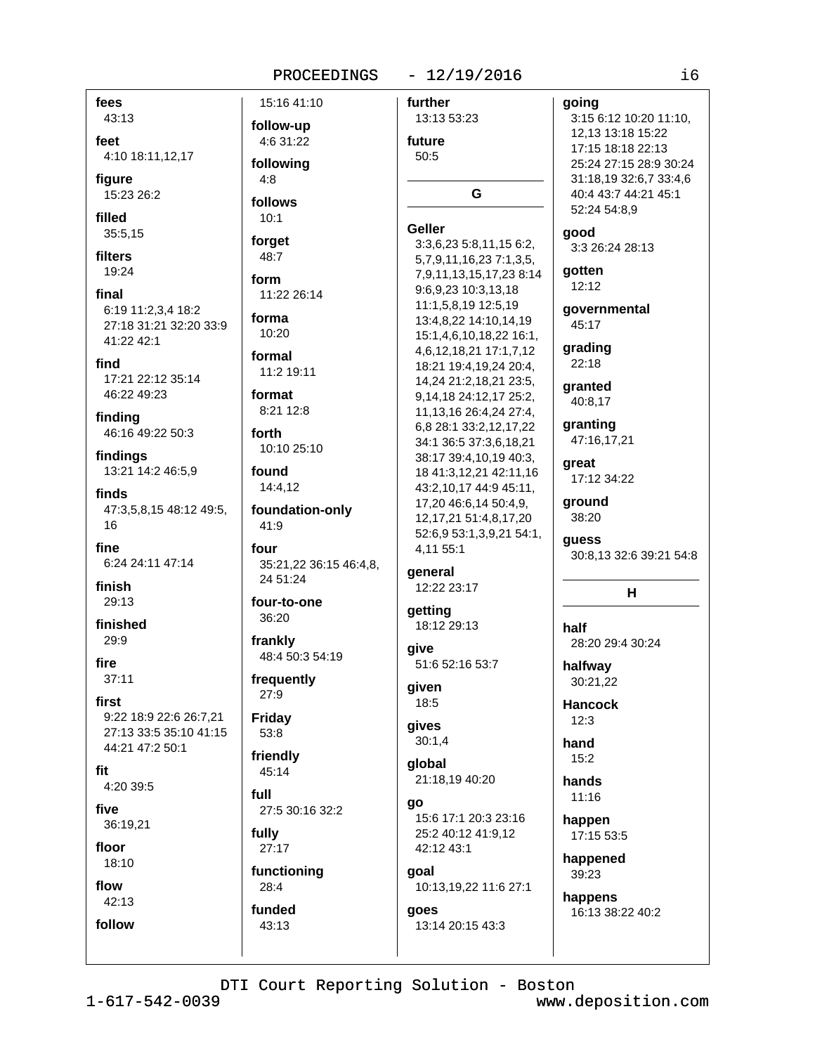**fees**
43:13

**feet**
4:10 18:11,12,17

**figure**
15:23 26:2

**filled**
35:5,15

**filters**
19:24

**final**
6:19 11:2,3,4 18:2 27:18 31:21 32:20 33:9 41:22 42:1

**find**
17:21 22:12 35:14 46:22 49:23

**finding**
46:16 49:22 50:3

**findings**
13:21 14:2 46:5,9

**finds**
47:3,5,8,15 48:12 49:5, 16

**fine**
6:24 24:11 47:14

**finish**
29:13

**finished**
29:9

**fire**
37:11

**first**
9:22 18:9 22:6 26:7,21 27:13 33:5 35:10 41:15 44:21 47:2 50:1

**fit**
4:20 39:5

**five**
36:19,21

**floor**
18:10

**flow**
42:13

**follow**
15:16 41:10

**follow-up**
4:6 31:22

**following**
4:8

**follows**
10:1

**forget**
48:7

**form**
11:22 26:14

**forma**
10:20

**formal**
11:2 19:11

**format**
8:21 12:8

**forth**
10:10 25:10

**found**
14:4,12

**foundation-only**
41:9

**four**
35:21,22 36:15 46:4,8, 24 51:24

**four-to-one**
36:20

**frankly**
48:4 50:3 54:19

**frequently**
27:9

**Friday**
53:8

**friendly**
45:14

**full**
27:5 30:16 32:2

**fully**
27:17

**functioning**
28:4

**funded**
43:13

**further**
13:13 53:23

**future**
50:5

## G

**Geller**
3:3,6,23 5:8,11,15 6:2, 5,7,9,11,16,23 7:1,3,5, 7,9,11,13,15,17,23 8:14 9:6,9,23 10:3,13,18 11:1,5,8,19 12:5,19 13:4,8,22 14:10,14,19 15:1,4,6,10,18,22 16:1, 4,6,12,18,21 17:1,7,12 18:21 19:4,19,24 20:4, 14,24 21:2,18,21 23:5, 9,14,18 24:12,17 25:2, 11,13,16 26:4,24 27:4, 6,8 28:1 33:2,12,17,22 34:1 36:5 37:3,6,18,21 38:17 39:4,10,19 40:3, 18 41:3,12,21 42:11,16 43:2,10,17 44:9 45:11, 17,20 46:6,14 50:4,9, 12,17,21 51:4,8,17,20 52:6,9 53:1,3,9,21 54:1, 4,11 55:1

**general**
12:22 23:17

**getting**
18:12 29:13

**give**
51:6 52:16 53:7

**given**
18:5

**gives**
30:1,4

**global**
21:18,19 40:20

**go**
15:6 17:1 20:3 23:16 25:2 40:12 41:9,12 42:12 43:1

**goal**
10:13,19,22 11:6 27:1

**goes**
13:14 20:15 43:3

**going**
3:15 6:12 10:20 11:10, 12,13 13:18 15:22 17:15 18:18 22:13 25:24 27:15 28:9 30:24 31:18,19 32:6,7 33:4,6 40:4 43:7 44:21 45:1 52:24 54:8,9

**good**
3:3 26:24 28:13

**gotten**
12:12

**governmental**
45:17

**grading**
22:18

**granted**
40:8,17

**granting**
47:16,17,21

**great**
17:12 34:22

**ground**
38:20

**guess**
30:8,13 32:6 39:21 54:8

## H

**half**
28:20 29:4 30:24

**halfway**
30:21,22

**Hancock**
12:3

**hand**
15:2

**hands**
11:16

**happen**
17:15 53:5

**happened**
39:23

**happens**
16:13 38:22 40:2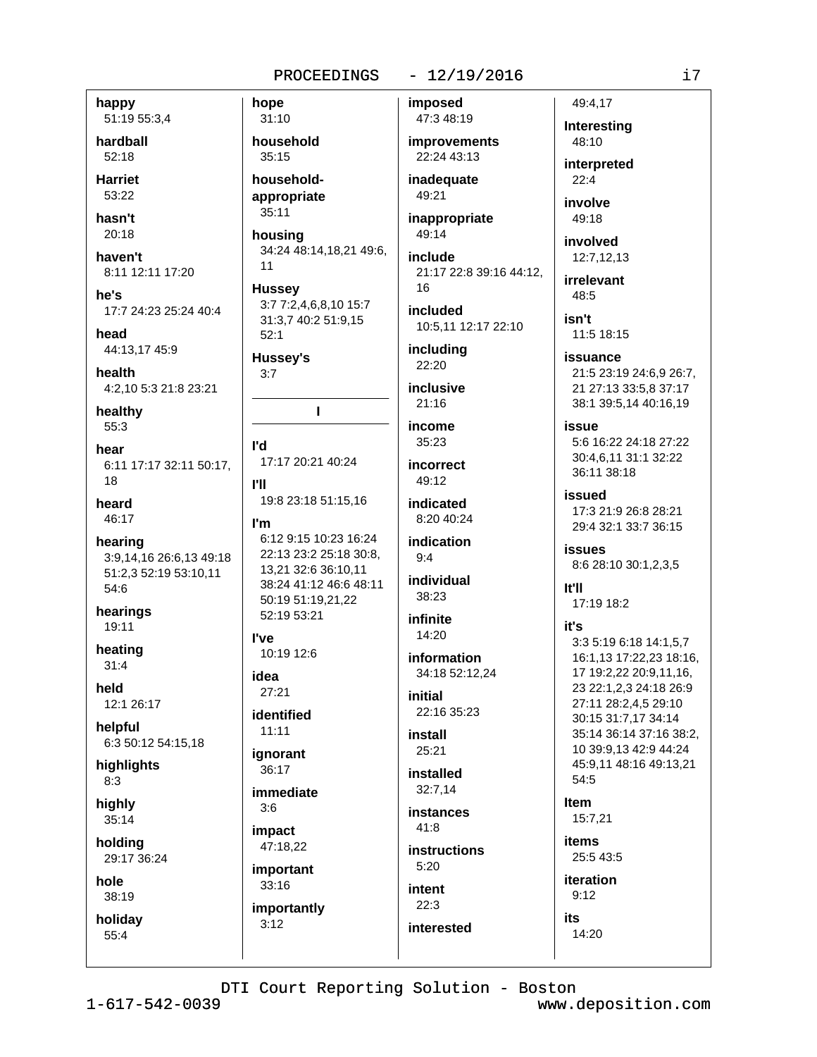**happy**
51:19 55:3,4

**hardball**
52:18

**Harriet**
53:22

**hasn't**
20:18

**haven't**
8:11 12:11 17:20

**he's**
17:7 24:23 25:24 40:4

**head**
44:13,17 45:9

**health**
4:2,10 5:3 21:8 23:21

**healthy**
55:3

**hear**
6:11 17:17 32:11 50:17, 18

**heard**
46:17

**hearing**
3:9,14,16 26:6,13 49:18 51:2,3 52:19 53:10,11 54:6

**hearings**
19:11

**heating**
31:4

**held**
12:1 26:17

**helpful**
6:3 50:12 54:15,18

**highlights**
8:3

**highly**
35:14

**holding**
29:17 36:24

**hole**
38:19

**holiday**
55:4

**hope**
31:10

**household**
35:15

**household-appropriate**
35:11

**housing**
34:24 48:14,18,21 49:6, 11

**Hussey**
3:7 7:2,4,6,8,10 15:7 31:3,7 40:2 51:9,15 52:1

**Hussey's**
3:7

## I

**I'd**
17:17 20:21 40:24

**I'll**
19:8 23:18 51:15,16

**I'm**
6:12 9:15 10:23 16:24 22:13 23:2 25:18 30:8, 13,21 32:6 36:10,11 38:24 41:12 46:6 48:11 50:19 51:19,21,22 52:19 53:21

**I've**
10:19 12:6

**idea**
27:21

**identified**
11:11

**ignorant**
36:17

**immediate**
3:6

**impact**
47:18,22

**important**
33:16

**importantly**
3:12

**imposed**
47:3 48:19

**improvements**
22:24 43:13

**inadequate**
49:21

**inappropriate**
49:14

**include**
21:17 22:8 39:16 44:12, 16

**included**
10:5,11 12:17 22:10

**including**
22:20

**inclusive**
21:16

**income**
35:23

**incorrect**
49:12

**indicated**
8:20 40:24

**indication**
9:4

**individual**
38:23

**infinite**
14:20

**information**
34:18 52:12,24

**initial**
22:16 35:23

**install**
25:21

**installed**
32:7,14

**instances**
41:8

**instructions**
5:20

**intent**
22:3

**interested**
49:4,17

**Interesting**
48:10

**interpreted**
22:4

**involve**
49:18

**involved**
12:7,12,13

**irrelevant**
48:5

**isn't**
11:5 18:15

**issuance**
21:5 23:19 24:6,9 26:7, 21 27:13 33:5,8 37:17 38:1 39:5,14 40:16,19

**issue**
5:6 16:22 24:18 27:22 30:4,6,11 31:1 32:22 36:11 38:18

**issued**
17:3 21:9 26:8 28:21 29:4 32:1 33:7 36:15

**issues**
8:6 28:10 30:1,2,3,5

**It'll**
17:19 18:2

**it's**
3:3 5:19 6:18 14:1,5,7 16:1,13 17:22,23 18:16, 17 19:2,22 20:9,11,16, 23 22:1,2,3 24:18 26:9 27:11 28:2,4,5 29:10 30:15 31:7,17 34:14 35:14 36:14 37:16 38:2, 10 39:9,13 42:9 44:24 45:9,11 48:16 49:13,21 54:5

**Item**
15:7,21

**items**
25:5 43:5

**iteration**
9:12

**its**
14:20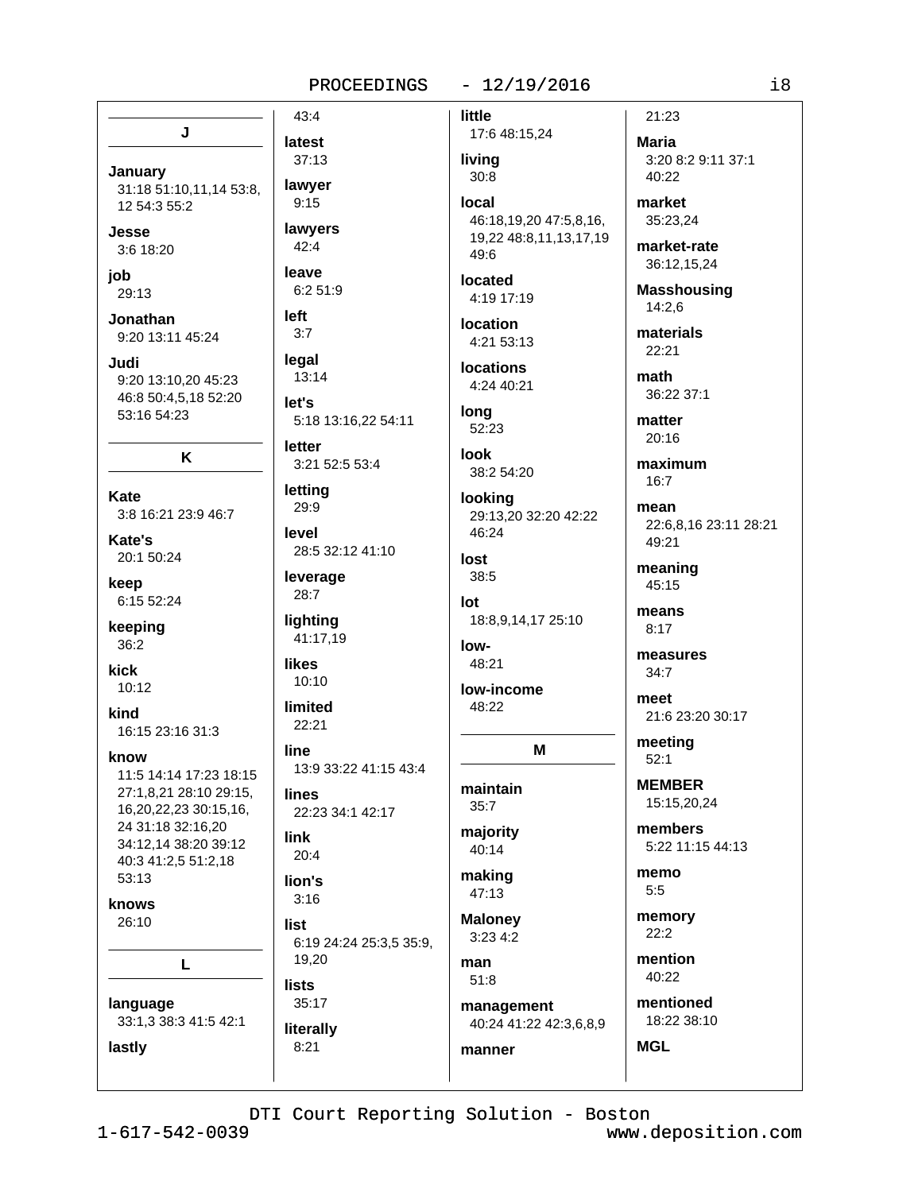## J

**January**
31:18 51:10,11,14 53:8, 12 54:3 55:2

**Jesse**
3:6 18:20

**job**
29:13

**Jonathan**
9:20 13:11 45:24

**Judi**
9:20 13:10,20 45:23 46:8 50:4,5,18 52:20 53:16 54:23

## K

**Kate**
3:8 16:21 23:9 46:7

**Kate's**
20:1 50:24

**keep**
6:15 52:24

**keeping**
36:2

**kick**
10:12

**kind**
16:15 23:16 31:3

**know**
11:5 14:14 17:23 18:15 27:1,8,21 28:10 29:15, 16,20,22,23 30:15,16, 24 31:18 32:16,20 34:12,14 38:20 39:12 40:3 41:2,5 51:2,18 53:13

**knows**
26:10

## L

**language**
33:1,3 38:3 41:5 42:1

**lastly**
43:4

**latest**
37:13

**lawyer**
9:15

**lawyers**
42:4

**leave**
6:2 51:9

**left**
3:7

**legal**
13:14

**let's**
5:18 13:16,22 54:11

**letter**
3:21 52:5 53:4

**letting**
29:9

**level**
28:5 32:12 41:10

**leverage**
28:7

**lighting**
41:17,19

**likes**
10:10

**limited**
22:21

**line**
13:9 33:22 41:15 43:4

**lines**
22:23 34:1 42:17

**link**
20:4

**lion's**
3:16

**list**
6:19 24:24 25:3,5 35:9, 19,20

**lists**
35:17

**literally**
8:21

**little**
17:6 48:15,24

**living**
30:8

**local**
46:18,19,20 47:5,8,16, 19,22 48:8,11,13,17,19 49:6

**located**
4:19 17:19

**location**
4:21 53:13

**locations**
4:24 40:21

**long**
52:23

**look**
38:2 54:20

**looking**
29:13,20 32:20 42:22 46:24

**lost**
38:5

**lot**
18:8,9,14,17 25:10

**low-**
48:21

**low-income**
48:22

## M

**maintain**
35:7

**majority**
40:14

**making**
47:13

**Maloney**
3:23 4:2

**man**
51:8

**management**
40:24 41:22 42:3,6,8,9

**manner**
21:23

**Maria**
3:20 8:2 9:11 37:1 40:22

**market**
35:23,24

**market-rate**
36:12,15,24

**Masshousing**
14:2,6

**materials**
22:21

**math**
36:22 37:1

**matter**
20:16

**maximum**
16:7

**mean**
22:6,8,16 23:11 28:21 49:21

**meaning**
45:15

**means**
8:17

**measures**
34:7

**meet**
21:6 23:20 30:17

**meeting**
52:1

**MEMBER**
15:15,20,24

**members**
5:22 11:15 44:13

**memo**
5:5

**memory**
22:2

**mention**
40:22

**mentioned**
18:22 38:10

**MGL**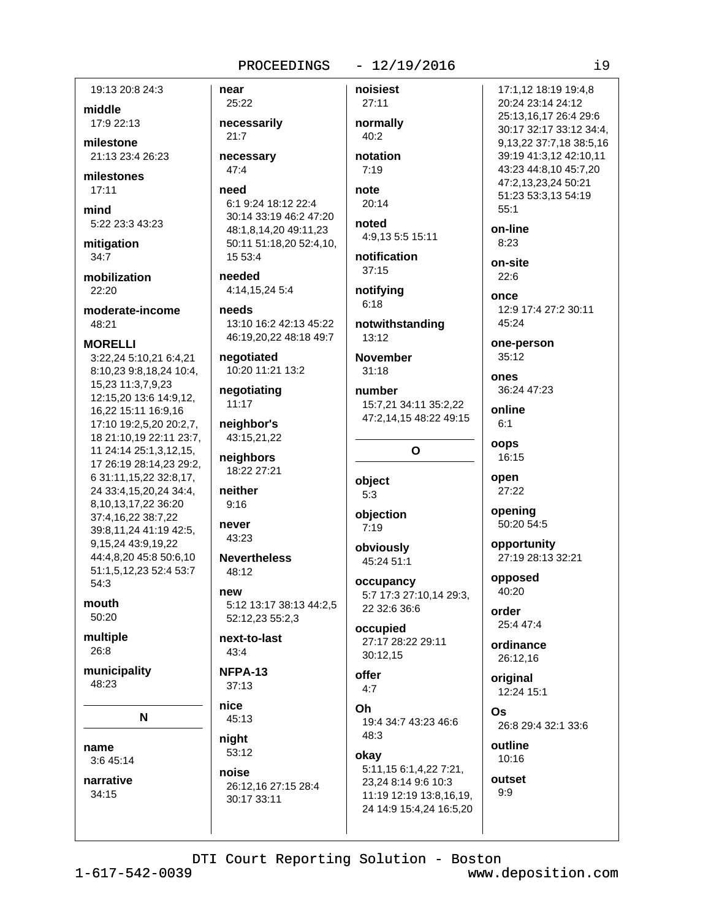19:13 20:8 24:3

**middle**
17:9 22:13

**milestone**
21:13 23:4 26:23

**milestones**
17:11

**mind**
5:22 23:3 43:23

**mitigation**
34:7

**mobilization**
22:20

**moderate-income**
48:21

**MORELLI**
3:22,24 5:10,21 6:4,21 8:10,23 9:8,18,24 10:4, 15,23 11:3,7,9,23 12:15,20 13:6 14:9,12, 16,22 15:11 16:9,16 17:10 19:2,5,20 20:2,7, 18 21:10,19 22:11 23:7, 11 24:14 25:1,3,12,15, 17 26:19 28:14,23 29:2, 6 31:11,15,22 32:8,17, 24 33:4,15,20,24 34:4, 8,10,13,17,22 36:20 37:4,16,22 38:7,22 39:8,11,24 41:19 42:5, 9,15,24 43:9,19,22 44:4,8,20 45:8 50:6,10 51:1,5,12,23 52:4 53:7 54:3

**mouth**
50:20

**multiple**
26:8

**municipality**
48:23

## N

**name**
3:6 45:14

**narrative**
34:15

**near**
25:22

**necessarily**
21:7

**necessary**
47:4

**need**
6:1 9:24 18:12 22:4 30:14 33:19 46:2 47:20 48:1,8,14,20 49:11,23 50:11 51:18,20 52:4,10, 15 53:4

**needed**
4:14,15,24 5:4

**needs**
13:10 16:2 42:13 45:22 46:19,20,22 48:18 49:7

**negotiated**
10:20 11:21 13:2

**negotiating**
11:17

**neighbor's**
43:15,21,22

**neighbors**
18:22 27:21

**neither**
9:16

**never**
43:23

**Nevertheless**
48:12

**new**
5:12 13:17 38:13 44:2,5 52:12,23 55:2,3

**next-to-last**
43:4

**NFPA-13**
37:13

**nice**
45:13

**night**
53:12

**noise**
26:12,16 27:15 28:4 30:17 33:11

**noisiest**
27:11

**normally**
40:2

**notation**
7:19

**note**
20:14

**noted**
4:9,13 5:5 15:11

**notification**
37:15

**notifying**
6:18

**notwithstanding**
13:12

**November**
31:18

**number**
15:7,21 34:11 35:2,22 47:2,14,15 48:22 49:15

## O

**object**
5:3

**objection**
7:19

**obviously**
45:24 51:1

**occupancy**
5:7 17:3 27:10,14 29:3, 22 32:6 36:6

**occupied**
27:17 28:22 29:11 30:12,15

**offer**
4:7

**Oh**
19:4 34:7 43:23 46:6 48:3

**okay**
5:11,15 6:1,4,22 7:21, 23,24 8:14 9:6 10:3 11:19 12:19 13:8,16,19, 24 14:9 15:4,24 16:5,20 17:1,12 18:19 19:4,8 20:24 23:14 24:12 25:13,16,17 26:4 29:6 30:17 32:17 33:12 34:4, 9,13,22 37:7,18 38:5,16 39:19 41:3,12 42:10,11 43:23 44:8,10 45:7,20 47:2,13,23,24 50:21 51:23 53:3,13 54:19 55:1

**on-line**
8:23

**on-site**
22:6

**once**
12:9 17:4 27:2 30:11 45:24

**one-person**
35:12

**ones**
36:24 47:23

**online**
6:1

**oops**
16:15

**open**
27:22

**opening**
50:20 54:5

**opportunity**
27:19 28:13 32:21

**opposed**
40:20

**order**
25:4 47:4

**ordinance**
26:12,16

**original**
12:24 15:1

**Os**
26:8 29:4 32:1 33:6

**outline**
10:16

**outset**
9:9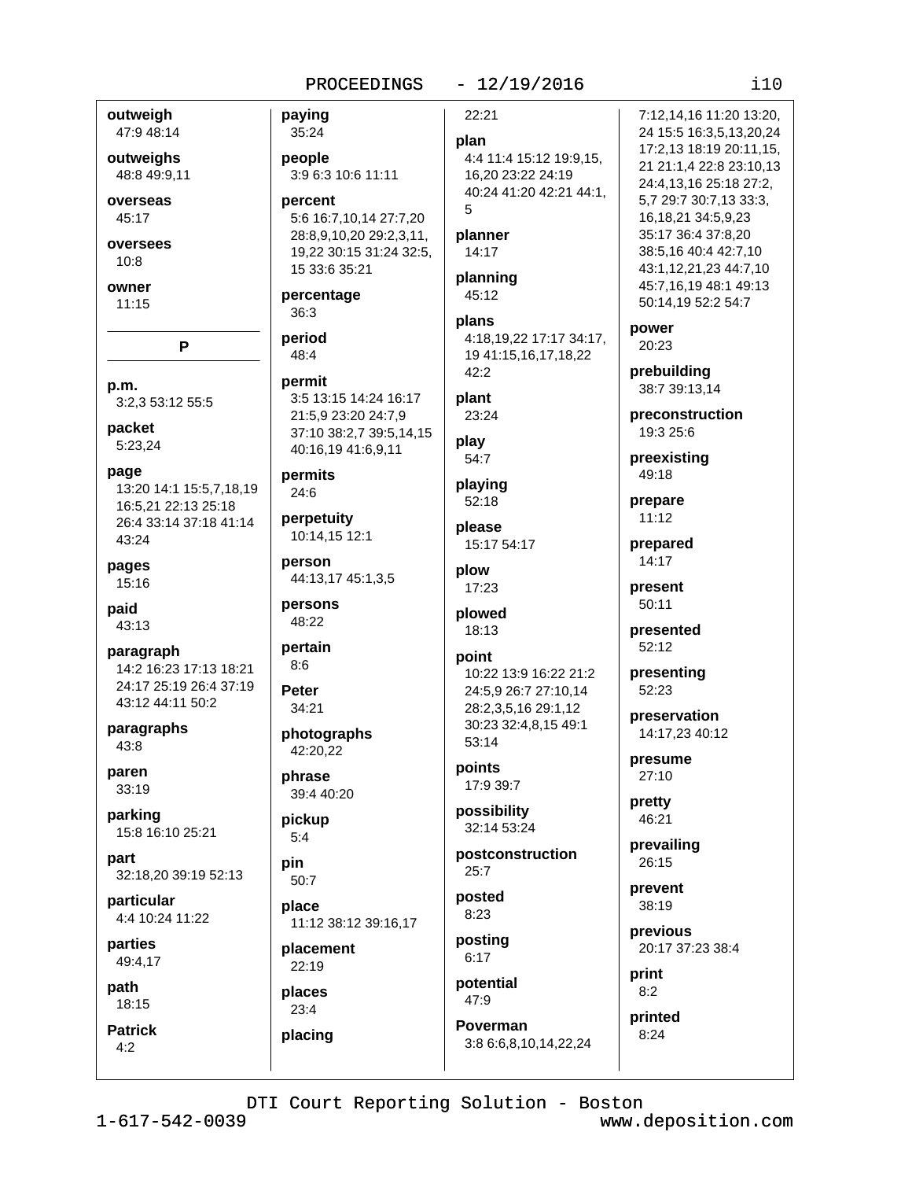**outweigh**
47:9 48:14

**outweighs**
48:8 49:9,11

**overseas**
45:17

**oversees**
10:8

**owner**
11:15

## P

**p.m.**
3:2,3 53:12 55:5

**packet**
5:23,24

**page**
13:20 14:1 15:5,7,18,19 16:5,21 22:13 25:18 26:4 33:14 37:18 41:14 43:24

**pages**
15:16

**paid**
43:13

**paragraph**
14:2 16:23 17:13 18:21 24:17 25:19 26:4 37:19 43:12 44:11 50:2

**paragraphs**
43:8

**paren**
33:19

**parking**
15:8 16:10 25:21

**part**
32:18,20 39:19 52:13

**particular**
4:4 10:24 11:22

**parties**
49:4,17

**path**
18:15

**Patrick**
4:2

**paying**
35:24

**people**
3:9 6:3 10:6 11:11

**percent**
5:6 16:7,10,14 27:7,20 28:8,9,10,20 29:2,3,11, 19,22 30:15 31:24 32:5, 15 33:6 35:21

**percentage**
36:3

**period**
48:4

**permit**
3:5 13:15 14:24 16:17 21:5,9 23:20 24:7,9 37:10 38:2,7 39:5,14,15 40:16,19 41:6,9,11

**permits**
24:6

**perpetuity**
10:14,15 12:1

**person**
44:13,17 45:1,3,5

**persons**
48:22

**pertain**
8:6

**Peter**
34:21

**photographs**
42:20,22

**phrase**
39:4 40:20

**pickup**
5:4

**pin**
50:7

**place**
11:12 38:12 39:16,17

**placement**
22:19

**places**
23:4

**placing**
22:21

**plan**
4:4 11:4 15:12 19:9,15, 16,20 23:22 24:19 40:24 41:20 42:21 44:1, 5

**planner**
14:17

**planning**
45:12

**plans**
4:18,19,22 17:17 34:17, 19 41:15,16,17,18,22 42:2

**plant**
23:24

**play**
54:7

**playing**
52:18

**please**
15:17 54:17

**plow**
17:23

**plowed**
18:13

**point**
10:22 13:9 16:22 21:2 24:5,9 26:7 27:10,14 28:2,3,5,16 29:1,12 30:23 32:4,8,15 49:1 53:14

**points**
17:9 39:7

**possibility**
32:14 53:24

**postconstruction**
25:7

**posted**
8:23

**posting**
6:17

**potential**
47:9

**Poverman**
3:8 6:6,8,10,14,22,24 7:12,14,16 11:20 13:20, 24 15:5 16:3,5,13,20,24 17:2,13 18:19 20:11,15, 21 21:1,4 22:8 23:10,13 24:4,13,16 25:18 27:2, 5,7 29:7 30:7,13 33:3, 16,18,21 34:5,9,23 35:17 36:4 37:8,20 38:5,16 40:4 42:7,10 43:1,12,21,23 44:7,10 45:7,16,19 48:1 49:13 50:14,19 52:2 54:7

**power**
20:23

**prebuilding**
38:7 39:13,14

**preconstruction**
19:3 25:6

**preexisting**
49:18

**prepare**
11:12

**prepared**
14:17

**present**
50:11

**presented**
52:12

**presenting**
52:23

**preservation**
14:17,23 40:12

**presume**
27:10

**pretty**
46:21

**prevailing**
26:15

**prevent**
38:19

**previous**
20:17 37:23 38:4

**print**
8:2

**printed**
8:24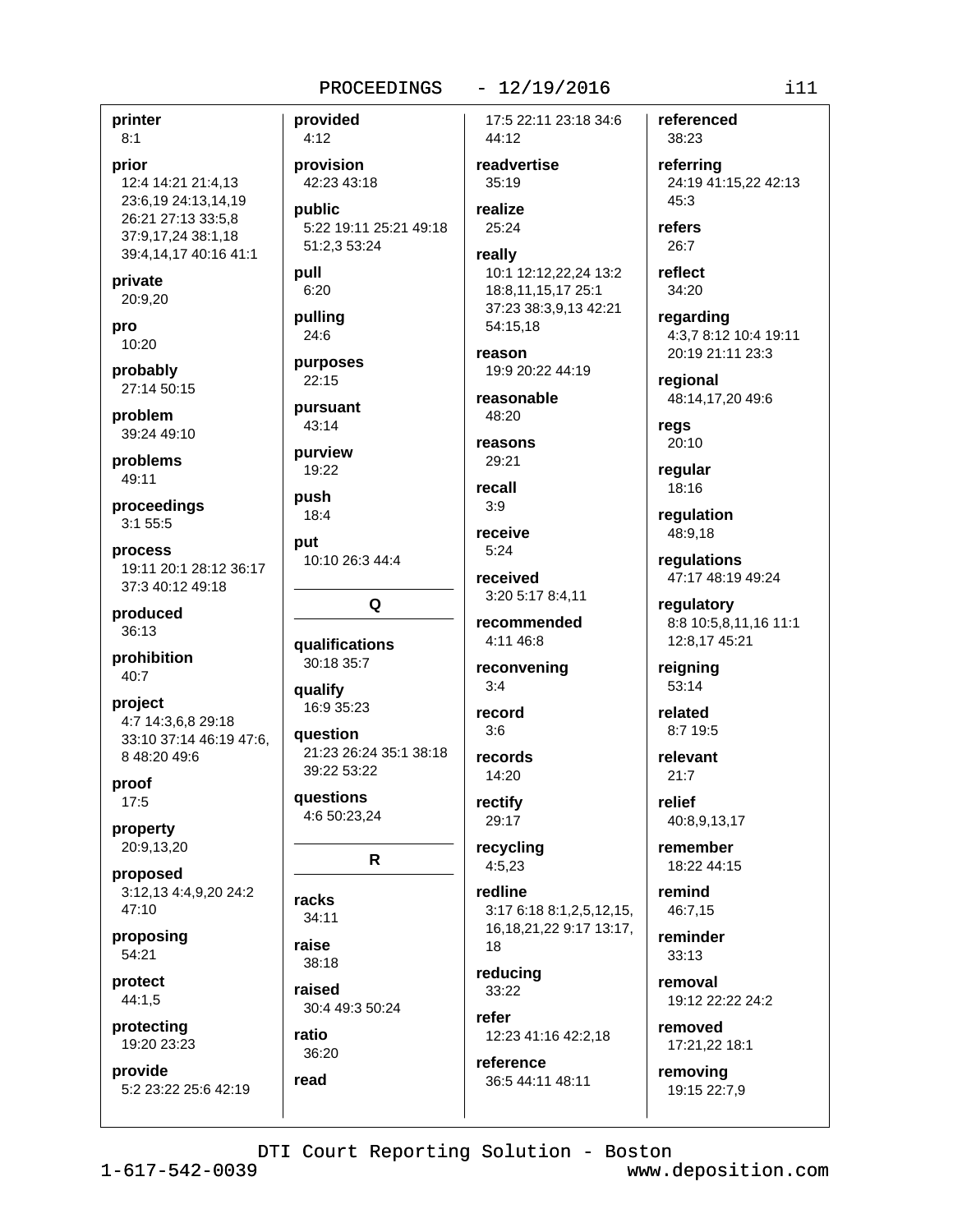**printer**
8:1

**prior**
12:4 14:21 21:4,13 23:6,19 24:13,14,19 26:21 27:13 33:5,8 37:9,17,24 38:1,18 39:4,14,17 40:16 41:1

**private**
20:9,20

**pro**
10:20

**probably**
27:14 50:15

**problem**
39:24 49:10

**problems**
49:11

**proceedings**
3:1 55:5

**process**
19:11 20:1 28:12 36:17 37:3 40:12 49:18

**produced**
36:13

**prohibition**
40:7

**project**
4:7 14:3,6,8 29:18 33:10 37:14 46:19 47:6, 8 48:20 49:6

**proof**
17:5

**property**
20:9,13,20

**proposed**
3:12,13 4:4,9,20 24:2 47:10

**proposing**
54:21

**protect**
44:1,5

**protecting**
19:20 23:23

**provide**
5:2 23:22 25:6 42:19

**provided**
4:12

**provision**
42:23 43:18

**public**
5:22 19:11 25:21 49:18 51:2,3 53:24

**pull**
6:20

**pulling**
24:6

**purposes**
22:15

**pursuant**
43:14

**purview**
19:22

**push**
18:4

**put**
10:10 26:3 44:4

**Q**

**qualifications**
30:18 35:7

**qualify**
16:9 35:23

**question**
21:23 26:24 35:1 38:18 39:22 53:22

**questions**
4:6 50:23,24

**R**

**racks**
34:11

**raise**
38:18

**raised**
30:4 49:3 50:24

**ratio**
36:20

**read**
17:5 22:11 23:18 34:6 44:12

**readvertise**
35:19

**realize**
25:24

**really**
10:1 12:12,22,24 13:2 18:8,11,15,17 25:1 37:23 38:3,9,13 42:21 54:15,18

**reason**
19:9 20:22 44:19

**reasonable**
48:20

**reasons**
29:21

**recall**
3:9

**receive**
5:24

**received**
3:20 5:17 8:4,11

**recommended**
4:11 46:8

**reconvening**
3:4

**record**
3:6

**records**
14:20

**rectify**
29:17

**recycling**
4:5,23

**redline**
3:17 6:18 8:1,2,5,12,15, 16,18,21,22 9:17 13:17, 18

**reducing**
33:22

**refer**
12:23 41:16 42:2,18

**reference**
36:5 44:11 48:11

**referenced**
38:23

**referring**
24:19 41:15,22 42:13 45:3

**refers**
26:7

**reflect**
34:20

**regarding**
4:3,7 8:12 10:4 19:11 20:19 21:11 23:3

**regional**
48:14,17,20 49:6

**regs**
20:10

**regular**
18:16

**regulation**
48:9,18

**regulations**
47:17 48:19 49:24

**regulatory**
8:8 10:5,8,11,16 11:1 12:8,17 45:21

**reigning**
53:14

**related**
8:7 19:5

**relevant**
21:7

**relief**
40:8,9,13,17

**remember**
18:22 44:15

**remind**
46:7,15

**reminder**
33:13

**removal**
19:12 22:22 24:2

**removed**
17:21,22 18:1

**removing**
19:15 22:7,9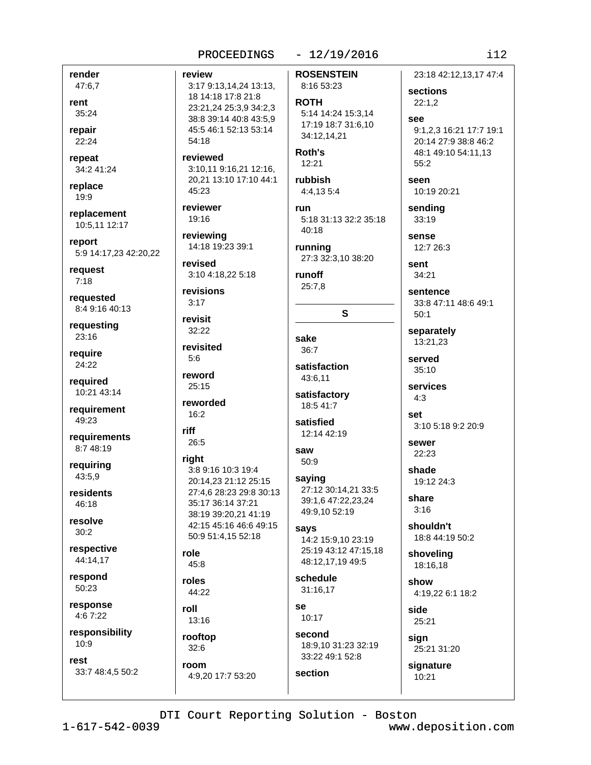**render**
47:6,7

**rent**
35:24

**repair**
22:24

**repeat**
34:2 41:24

**replace**
19:9

**replacement**
10:5,11 12:17

**report**
5:9 14:17,23 42:20,22

**request**
7:18

**requested**
8:4 9:16 40:13

**requesting**
23:16

**require**
24:22

**required**
10:21 43:14

**requirement**
49:23

**requirements**
8:7 48:19

**requiring**
43:5,9

**residents**
46:18

**resolve**
30:2

**respective**
44:14,17

**respond**
50:23

**response**
4:6 7:22

**responsibility**
10:9

**rest**
33:7 48:4,5 50:2

**review**
3:17 9:13,14,24 13:13, 18 14:18 17:8 21:8 23:21,24 25:3,9 34:2,3 38:8 39:14 40:8 43:5,9 45:5 46:1 52:13 53:14 54:18

**reviewed**
3:10,11 9:16,21 12:16, 20,21 13:10 17:10 44:1 45:23

**reviewer**
19:16

**reviewing**
14:18 19:23 39:1

**revised**
3:10 4:18,22 5:18

**revisions**
3:17

**revisit**
32:22

**revisited**
5:6

**reword**
25:15

**reworded**
16:2

**riff**
26:5

**right**
3:8 9:16 10:3 19:4 20:14,23 21:12 25:15 27:4,6 28:23 29:8 30:13 35:17 36:14 37:21 38:19 39:20,21 41:19 42:15 45:16 46:6 49:15 50:9 51:4,15 52:18

**role**
45:8

**roles**
44:22

**roll**
13:16

**rooftop**
32:6

**room**
4:9,20 17:7 53:20

**ROSENSTEIN**
8:16 53:23

**ROTH**
5:14 14:24 15:3,14 17:19 18:7 31:6,10 34:12,14,21

**Roth's**
12:21

**rubbish**
4:4,13 5:4

**run**
5:18 31:13 32:2 35:18 40:18

**running**
27:3 32:3,10 38:20

**runoff**
25:7,8

## S

**sake**
36:7

**satisfaction**
43:6,11

**satisfactory**
18:5 41:7

**satisfied**
12:14 42:19

**saw**
50:9

**saying**
27:12 30:14,21 33:5 39:1,6 47:22,23,24 49:9,10 52:19

**says**
14:2 15:9,10 23:19 25:19 43:12 47:15,18 48:12,17,19 49:5

**schedule**
31:16,17

**se**
10:17

**second**
18:9,10 31:23 32:19 33:22 49:1 52:8

**section**
23:18 42:12,13,17 47:4

**sections**
22:1,2

**see**
9:1,2,3 16:21 17:7 19:1 20:14 27:9 38:8 46:2 48:1 49:10 54:11,13 55:2

**seen**
10:19 20:21

**sending**
33:19

**sense**
12:7 26:3

**sent**
34:21

**sentence**
33:8 47:11 48:6 49:1 50:1

**separately**
13:21,23

**served**
35:10

**services**
4:3

**set**
3:10 5:18 9:2 20:9

**sewer**
22:23

**shade**
19:12 24:3

**share**
3:16

**shouldn't**
18:8 44:19 50:2

**shoveling**
18:16,18

**show**
4:19,22 6:1 18:2

**side**
25:21

**sign**
25:21 31:20

**signature**
10:21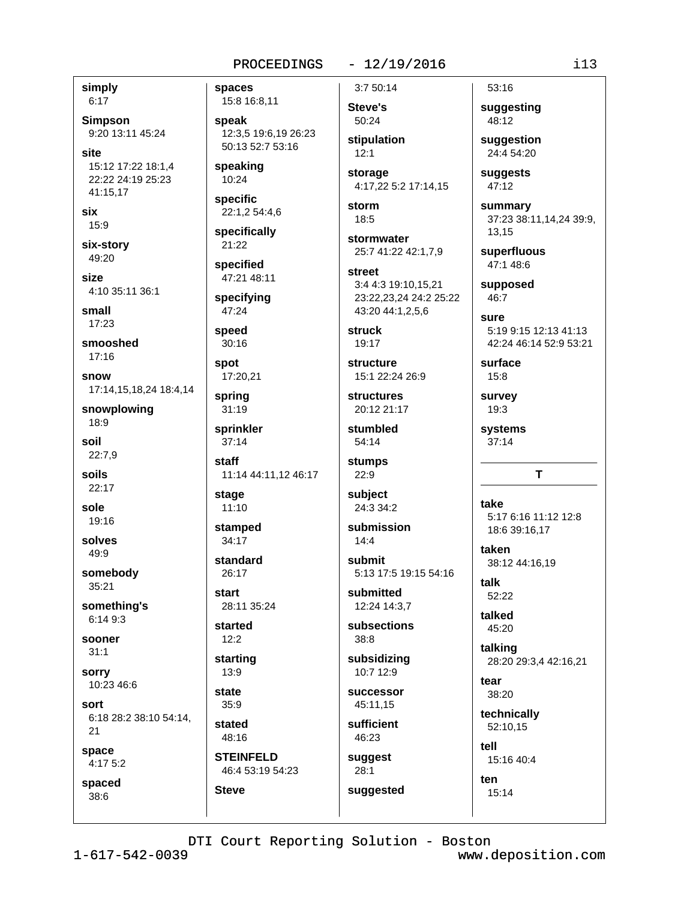**simply**
6:17

**Simpson**
9:20 13:11 45:24

**site**
15:12 17:22 18:1,4 22:22 24:19 25:23 41:15,17

**six**
15:9

**six-story**
49:20

**size**
4:10 35:11 36:1

**small**
17:23

**smooshed**
17:16

**snow**
17:14,15,18,24 18:4,14

**snowplowing**
18:9

**soil**
22:7,9

**soils**
22:17

**sole**
19:16

**solves**
49:9

**somebody**
35:21

**something's**
6:14 9:3

**sooner**
31:1

**sorry**
10:23 46:6

**sort**
6:18 28:2 38:10 54:14, 21

**space**
4:17 5:2

**spaced**
38:6

**spaces**
15:8 16:8,11

**speak**
12:3,5 19:6,19 26:23 50:13 52:7 53:16

**speaking**
10:24

**specific**
22:1,2 54:4,6

**specifically**
21:22

**specified**
47:21 48:11

**specifying**
47:24

**speed**
30:16

**spot**
17:20,21

**spring**
31:19

**sprinkler**
37:14

**staff**
11:14 44:11,12 46:17

**stage**
11:10

**stamped**
34:17

**standard**
26:17

**start**
28:11 35:24

**started**
12:2

**starting**
13:9

**state**
35:9

**stated**
48:16

**STEINFELD**
46:4 53:19 54:23

**Steve**
3:7 50:14

**Steve's**
50:24

**stipulation**
12:1

**storage**
4:17,22 5:2 17:14,15

**storm**
18:5

**stormwater**
25:7 41:22 42:1,7,9

**street**
3:4 4:3 19:10,15,21 23:22,23,24 24:2 25:22 43:20 44:1,2,5,6

**struck**
19:17

**structure**
15:1 22:24 26:9

**structures**
20:12 21:17

**stumbled**
54:14

**stumps**
22:9

**subject**
24:3 34:2

**submission**
14:4

**submit**
5:13 17:5 19:15 54:16

**submitted**
12:24 14:3,7

**subsections**
38:8

**subsidizing**
10:7 12:9

**successor**
45:11,15

**sufficient**
46:23

**suggest**
28:1

**suggested**
53:16

**suggesting**
48:12

**suggestion**
24:4 54:20

**suggests**
47:12

**summary**
37:23 38:11,14,24 39:9, 13,15

**superfluous**
47:1 48:6

**supposed**
46:7

**sure**
5:19 9:15 12:13 41:13 42:24 46:14 52:9 53:21

**surface**
15:8

**survey**
19:3

**systems**
37:14

## T

**take**
5:17 6:16 11:12 12:8 18:6 39:16,17

**taken**
38:12 44:16,19

**talk**
52:22

**talked**
45:20

**talking**
28:20 29:3,4 42:16,21

**tear**
38:20

**technically**
52:10,15

**tell**
15:16 40:4

**ten**
15:14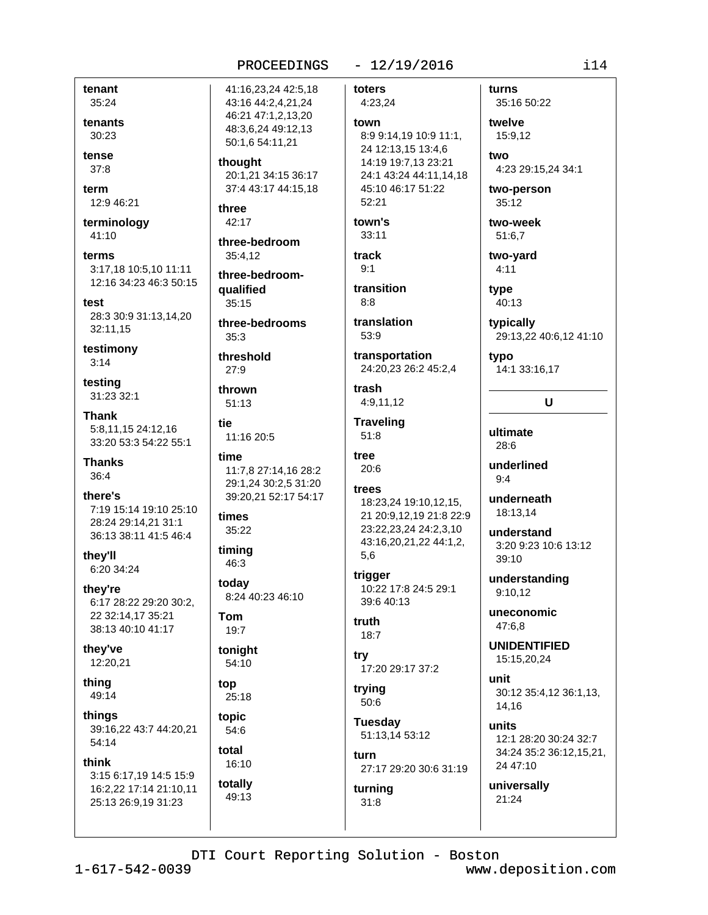**tenant**
35:24

**tenants**
30:23

**tense**
37:8

**term**
12:9 46:21

**terminology**
41:10

**terms**
3:17,18 10:5,10 11:11 12:16 34:23 46:3 50:15

**test**
28:3 30:9 31:13,14,20 32:11,15

**testimony**
3:14

**testing**
31:23 32:1

**Thank**
5:8,11,15 24:12,16 33:20 53:3 54:22 55:1

**Thanks**
36:4

**there's**
7:19 15:14 19:10 25:10 28:24 29:14,21 31:1 36:13 38:11 41:5 46:4

**they'll**
6:20 34:24

**they're**
6:17 28:22 29:20 30:2, 22 32:14,17 35:21 38:13 40:10 41:17

**they've**
12:20,21

**thing**
49:14

**things**
39:16,22 43:7 44:20,21 54:14

**think**
3:15 6:17,19 14:5 15:9 16:2,22 17:14 21:10,11 25:13 26:9,19 31:23 41:16,23,24 42:5,18 43:16 44:2,4,21,24 46:21 47:1,2,13,20 48:3,6,24 49:12,13 50:1,6 54:11,21

**thought**
20:1,21 34:15 36:17 37:4 43:17 44:15,18

**three**
42:17

**three-bedroom**
35:4,12

**three-bedroom-qualified**
35:15

**three-bedrooms**
35:3

**threshold**
27:9

**thrown**
51:13

**tie**
11:16 20:5

**time**
11:7,8 27:14,16 28:2 29:1,24 30:2,5 31:20 39:20,21 52:17 54:17

**times**
35:22

**timing**
46:3

**today**
8:24 40:23 46:10

**Tom**
19:7

**tonight**
54:10

**top**
25:18

**topic**
54:6

**total**
16:10

**totally**
49:13

**toters**
4:23,24

**town**
8:9 9:14,19 10:9 11:1, 24 12:13,15 13:4,6 14:19 19:7,13 23:21 24:1 43:24 44:11,14,18 45:10 46:17 51:22 52:21

**town's**
33:11

**track**
9:1

**transition**
8:8

**translation**
53:9

**transportation**
24:20,23 26:2 45:2,4

**trash**
4:9,11,12

**Traveling**
51:8

**tree**
20:6

**trees**
18:23,24 19:10,12,15, 21 20:9,12,19 21:8 22:9 23:22,23,24 24:2,3,10 43:16,20,21,22 44:1,2, 5,6

**trigger**
10:22 17:8 24:5 29:1 39:6 40:13

**truth**
18:7

**try**
17:20 29:17 37:2

**trying**
50:6

**Tuesday**
51:13,14 53:12

**turn**
27:17 29:20 30:6 31:19

**turning**
31:8

**turns**
35:16 50:22

**twelve**
15:9,12

**two**
4:23 29:15,24 34:1

**two-person**
35:12

**two-week**
51:6,7

**two-yard**
4:11

**type**
40:13

**typically**
29:13,22 40:6,12 41:10

**typo**
14:1 33:16,17

## U

**ultimate**
28:6

**underlined**
9:4

**underneath**
18:13,14

**understand**
3:20 9:23 10:6 13:12 39:10

**understanding**
9:10,12

**uneconomic**
47:6,8

**UNIDENTIFIED**
15:15,20,24

**unit**
30:12 35:4,12 36:1,13, 14,16

**units**
12:1 28:20 30:24 32:7 34:24 35:2 36:12,15,21, 24 47:10

**universally**
21:24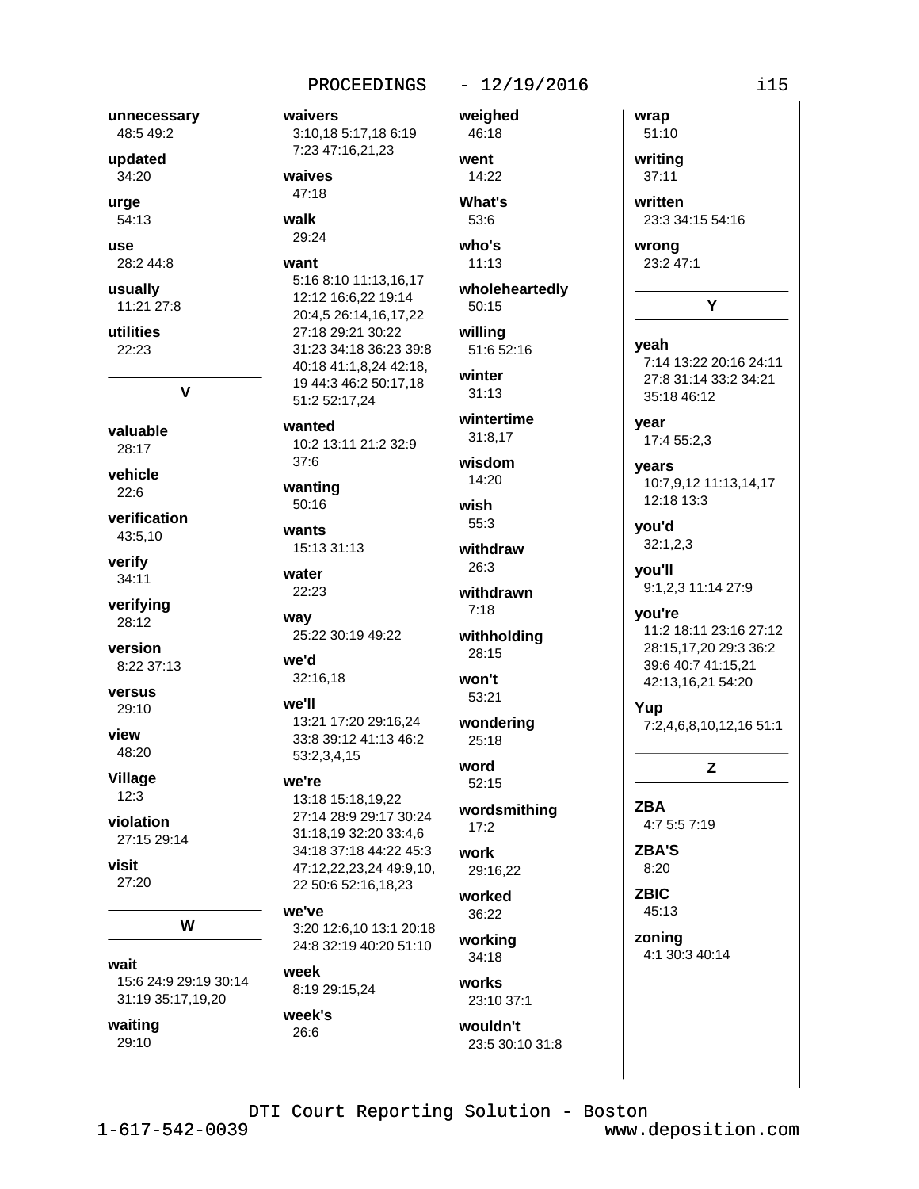**unnecessary**
48:5 49:2

**updated**
34:20

**urge**
54:13

**use**
28:2 44:8

**usually**
11:21 27:8

**utilities**
22:23

## V

**valuable**
28:17

**vehicle**
22:6

**verification**
43:5,10

**verify**
34:11

**verifying**
28:12

**version**
8:22 37:13

**versus**
29:10

**view**
48:20

**Village**
12:3

**violation**
27:15 29:14

**visit**
27:20

## W

**wait**
15:6 24:9 29:19 30:14 31:19 35:17,19,20

**waiting**
29:10

**waivers**
3:10,18 5:17,18 6:19 7:23 47:16,21,23

**waives**
47:18

**walk**
29:24

**want**
5:16 8:10 11:13,16,17 12:12 16:6,22 19:14 20:4,5 26:14,16,17,22 27:18 29:21 30:22 31:23 34:18 36:23 39:8 40:18 41:1,8,24 42:18, 19 44:3 46:2 50:17,18 51:2 52:17,24

**wanted**
10:2 13:11 21:2 32:9 37:6

**wanting**
50:16

**wants**
15:13 31:13

**water**
22:23

**way**
25:22 30:19 49:22

**we'd**
32:16,18

**we'll**
13:21 17:20 29:16,24 33:8 39:12 41:13 46:2 53:2,3,4,15

**we're**
13:18 15:18,19,22 27:14 28:9 29:17 30:24 31:18,19 32:20 33:4,6 34:18 37:18 44:22 45:3 47:12,22,23,24 49:9,10, 22 50:6 52:16,18,23

**we've**
3:20 12:6,10 13:1 20:18 24:8 32:19 40:20 51:10

**week**
8:19 29:15,24

**week's**
26:6

**weighed**
46:18

**went**
14:22

**What's**
53:6

**who's**
11:13

**wholeheartedly**
50:15

**willing**
51:6 52:16

**winter**
31:13

**wintertime**
31:8,17

**wisdom**
14:20

**wish**
55:3

**withdraw**
26:3

**withdrawn**
7:18

**withholding**
28:15

**won't**
53:21

**wondering**
25:18

**word**
52:15

**wordsmithing**
17:2

**work**
29:16,22

**worked**
36:22

**working**
34:18

**works**
23:10 37:1

**wouldn't**
23:5 30:10 31:8

**wrap**
51:10

**writing**
37:11

**written**
23:3 34:15 54:16

**wrong**
23:2 47:1

## Y

**yeah**
7:14 13:22 20:16 24:11 27:8 31:14 33:2 34:21 35:18 46:12

**year**
17:4 55:2,3

**years**
10:7,9,12 11:13,14,17 12:18 13:3

**you'd**
32:1,2,3

**you'll**
9:1,2,3 11:14 27:9

**you're**
11:2 18:11 23:16 27:12 28:15,17,20 29:3 36:2 39:6 40:7 41:15,21 42:13,16,21 54:20

**Yup**
7:2,4,6,8,10,12,16 51:1

## Z

**ZBA**
4:7 5:5 7:19

**ZBA'S**
8:20

**ZBIC**
45:13

**zoning**
4:1 30:3 40:14